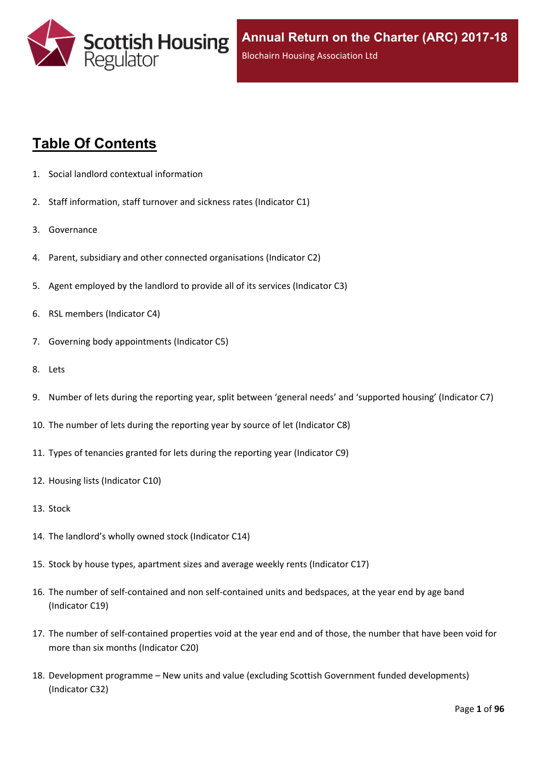Scottish Housing Regulator

**Annual Return on the Charter (ARC) 2017-18**

Blochairn Housing Association Ltd

# Table Of Contents

1. Social landlord contextual information
2. Staff information, staff turnover and sickness rates (Indicator C1)
3. Governance
4. Parent, subsidiary and other connected organisations (Indicator C2)
5. Agent employed by the landlord to provide all of its services (Indicator C3)
6. RSL members (Indicator C4)
7. Governing body appointments (Indicator C5)
8. Lets
9. Number of lets during the reporting year, split between 'general needs' and 'supported housing' (Indicator C7)
10. The number of lets during the reporting year by source of let (Indicator C8)
11. Types of tenancies granted for lets during the reporting year (Indicator C9)
12. Housing lists (Indicator C10)
13. Stock
14. The landlord's wholly owned stock (Indicator C14)
15. Stock by house types, apartment sizes and average weekly rents (Indicator C17)
16. The number of self-contained and non self-contained units and bedspaces, at the year end by age band (Indicator C19)
17. The number of self-contained properties void at the year end and of those, the number that have been void for more than six months (Indicator C20)
18. Development programme – New units and value (excluding Scottish Government funded developments) (Indicator C32)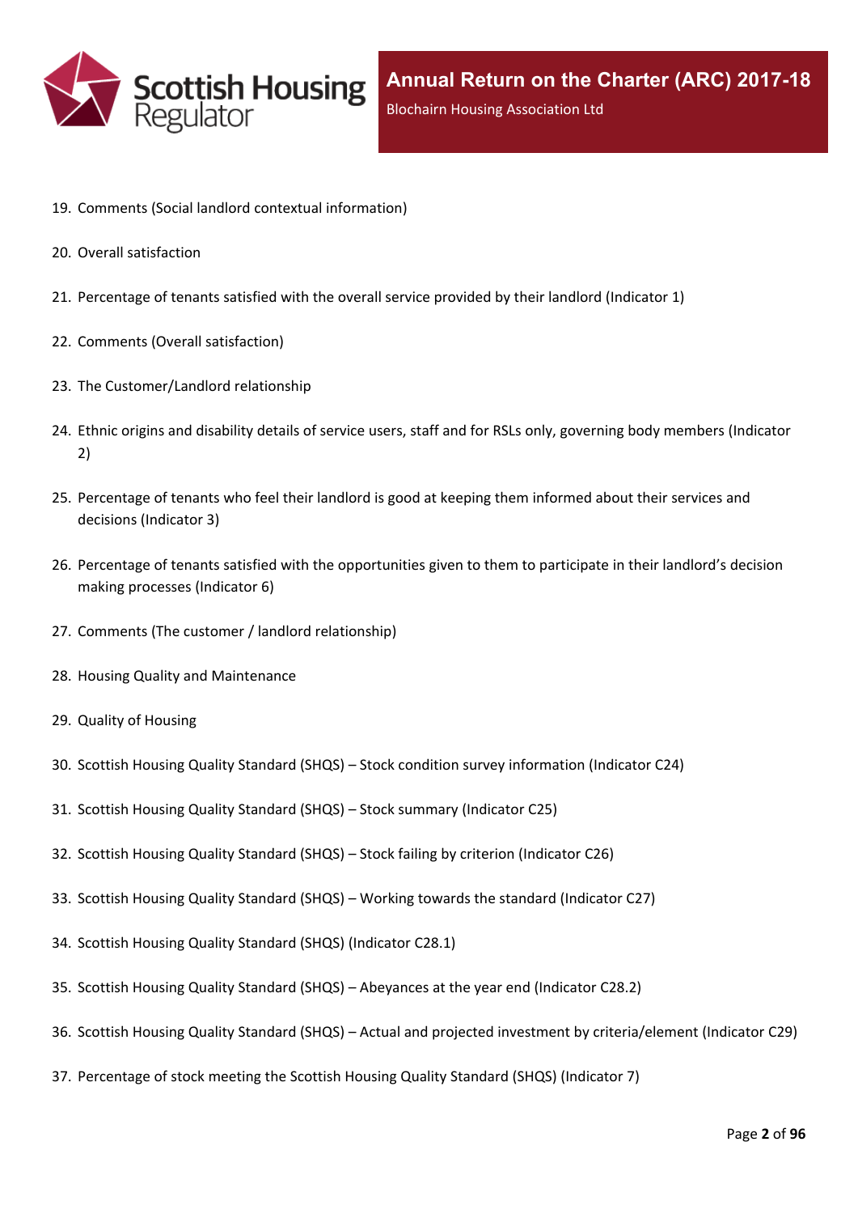19. Comments (Social landlord contextual information)
20. Overall satisfaction
21. Percentage of tenants satisfied with the overall service provided by their landlord (Indicator 1)
22. Comments (Overall satisfaction)
23. The Customer/Landlord relationship
24. Ethnic origins and disability details of service users, staff and for RSLs only, governing body members (Indicator 2)
25. Percentage of tenants who feel their landlord is good at keeping them informed about their services and decisions (Indicator 3)
26. Percentage of tenants satisfied with the opportunities given to them to participate in their landlord’s decision making processes (Indicator 6)
27. Comments (The customer / landlord relationship)
28. Housing Quality and Maintenance
29. Quality of Housing
30. Scottish Housing Quality Standard (SHQS) – Stock condition survey information (Indicator C24)
31. Scottish Housing Quality Standard (SHQS) – Stock summary (Indicator C25)
32. Scottish Housing Quality Standard (SHQS) – Stock failing by criterion (Indicator C26)
33. Scottish Housing Quality Standard (SHQS) – Working towards the standard (Indicator C27)
34. Scottish Housing Quality Standard (SHQS) (Indicator C28.1)
35. Scottish Housing Quality Standard (SHQS) – Abeyances at the year end (Indicator C28.2)
36. Scottish Housing Quality Standard (SHQS) – Actual and projected investment by criteria/element (Indicator C29)
37. Percentage of stock meeting the Scottish Housing Quality Standard (SHQS) (Indicator 7)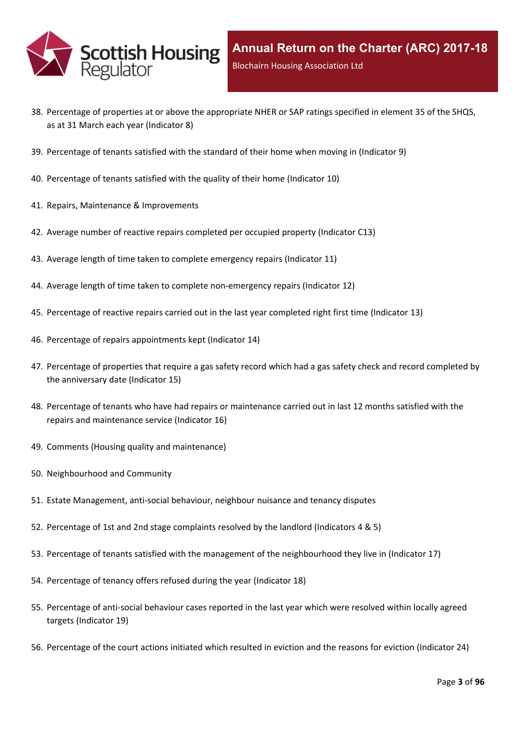38. Percentage of properties at or above the appropriate NHER or SAP ratings specified in element 35 of the SHQS, as at 31 March each year (Indicator 8)
39. Percentage of tenants satisfied with the standard of their home when moving in (Indicator 9)
40. Percentage of tenants satisfied with the quality of their home (Indicator 10)
41. Repairs, Maintenance & Improvements
42. Average number of reactive repairs completed per occupied property (Indicator C13)
43. Average length of time taken to complete emergency repairs (Indicator 11)
44. Average length of time taken to complete non-emergency repairs (Indicator 12)
45. Percentage of reactive repairs carried out in the last year completed right first time (Indicator 13)
46. Percentage of repairs appointments kept (Indicator 14)
47. Percentage of properties that require a gas safety record which had a gas safety check and record completed by the anniversary date (Indicator 15)
48. Percentage of tenants who have had repairs or maintenance carried out in last 12 months satisfied with the repairs and maintenance service (Indicator 16)
49. Comments (Housing quality and maintenance)
50. Neighbourhood and Community
51. Estate Management, anti-social behaviour, neighbour nuisance and tenancy disputes
52. Percentage of 1st and 2nd stage complaints resolved by the landlord (Indicators 4 & 5)
53. Percentage of tenants satisfied with the management of the neighbourhood they live in (Indicator 17)
54. Percentage of tenancy offers refused during the year (Indicator 18)
55. Percentage of anti-social behaviour cases reported in the last year which were resolved within locally agreed targets (Indicator 19)
56. Percentage of the court actions initiated which resulted in eviction and the reasons for eviction (Indicator 24)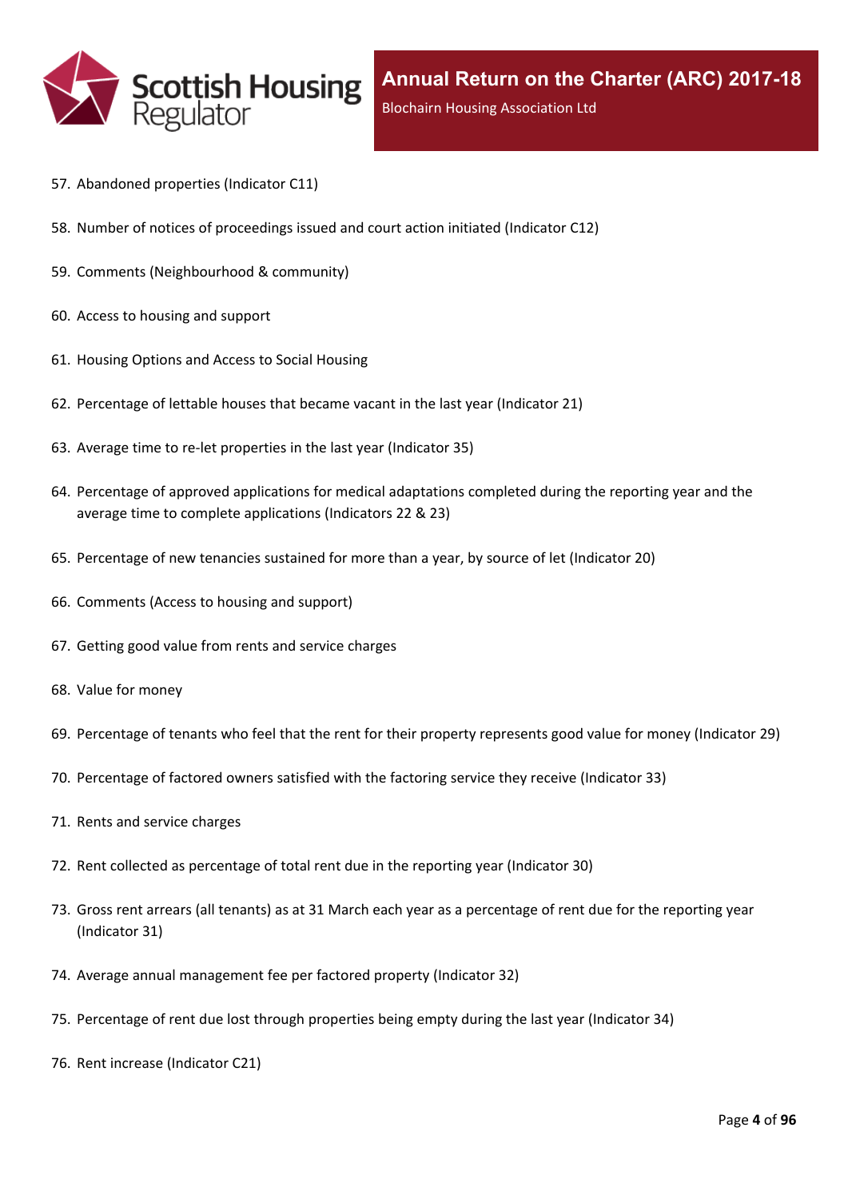57. Abandoned properties (Indicator C11)
58. Number of notices of proceedings issued and court action initiated (Indicator C12)
59. Comments (Neighbourhood & community)
60. Access to housing and support
61. Housing Options and Access to Social Housing
62. Percentage of lettable houses that became vacant in the last year (Indicator 21)
63. Average time to re-let properties in the last year (Indicator 35)
64. Percentage of approved applications for medical adaptations completed during the reporting year and the average time to complete applications (Indicators 22 & 23)
65. Percentage of new tenancies sustained for more than a year, by source of let (Indicator 20)
66. Comments (Access to housing and support)
67. Getting good value from rents and service charges
68. Value for money
69. Percentage of tenants who feel that the rent for their property represents good value for money (Indicator 29)
70. Percentage of factored owners satisfied with the factoring service they receive (Indicator 33)
71. Rents and service charges
72. Rent collected as percentage of total rent due in the reporting year (Indicator 30)
73. Gross rent arrears (all tenants) as at 31 March each year as a percentage of rent due for the reporting year (Indicator 31)
74. Average annual management fee per factored property (Indicator 32)
75. Percentage of rent due lost through properties being empty during the last year (Indicator 34)
76. Rent increase (Indicator C21)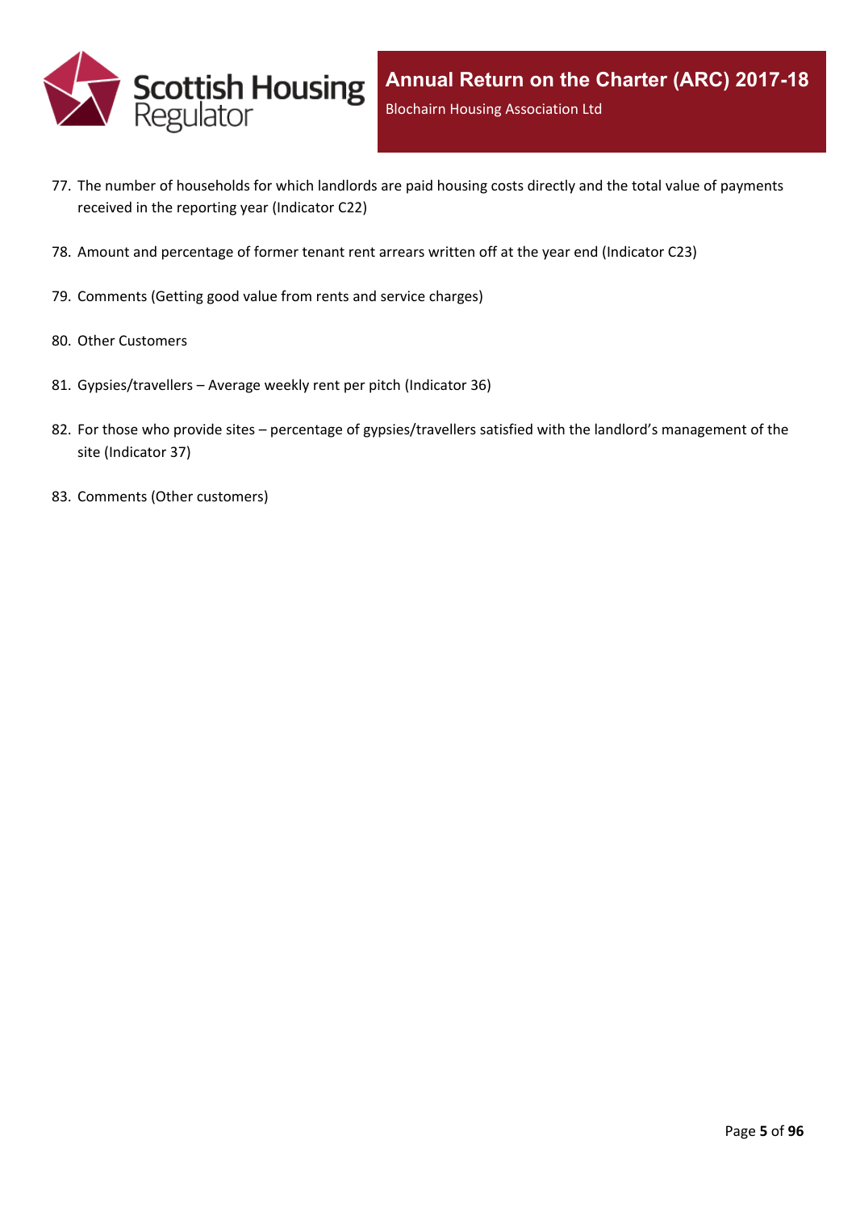77. The number of households for which landlords are paid housing costs directly and the total value of payments received in the reporting year (Indicator C22)

78. Amount and percentage of former tenant rent arrears written off at the year end (Indicator C23)

79. Comments (Getting good value from rents and service charges)

80. Other Customers

81. Gypsies/travellers – Average weekly rent per pitch (Indicator 36)

82. For those who provide sites – percentage of gypsies/travellers satisfied with the landlord's management of the site (Indicator 37)

83. Comments (Other customers)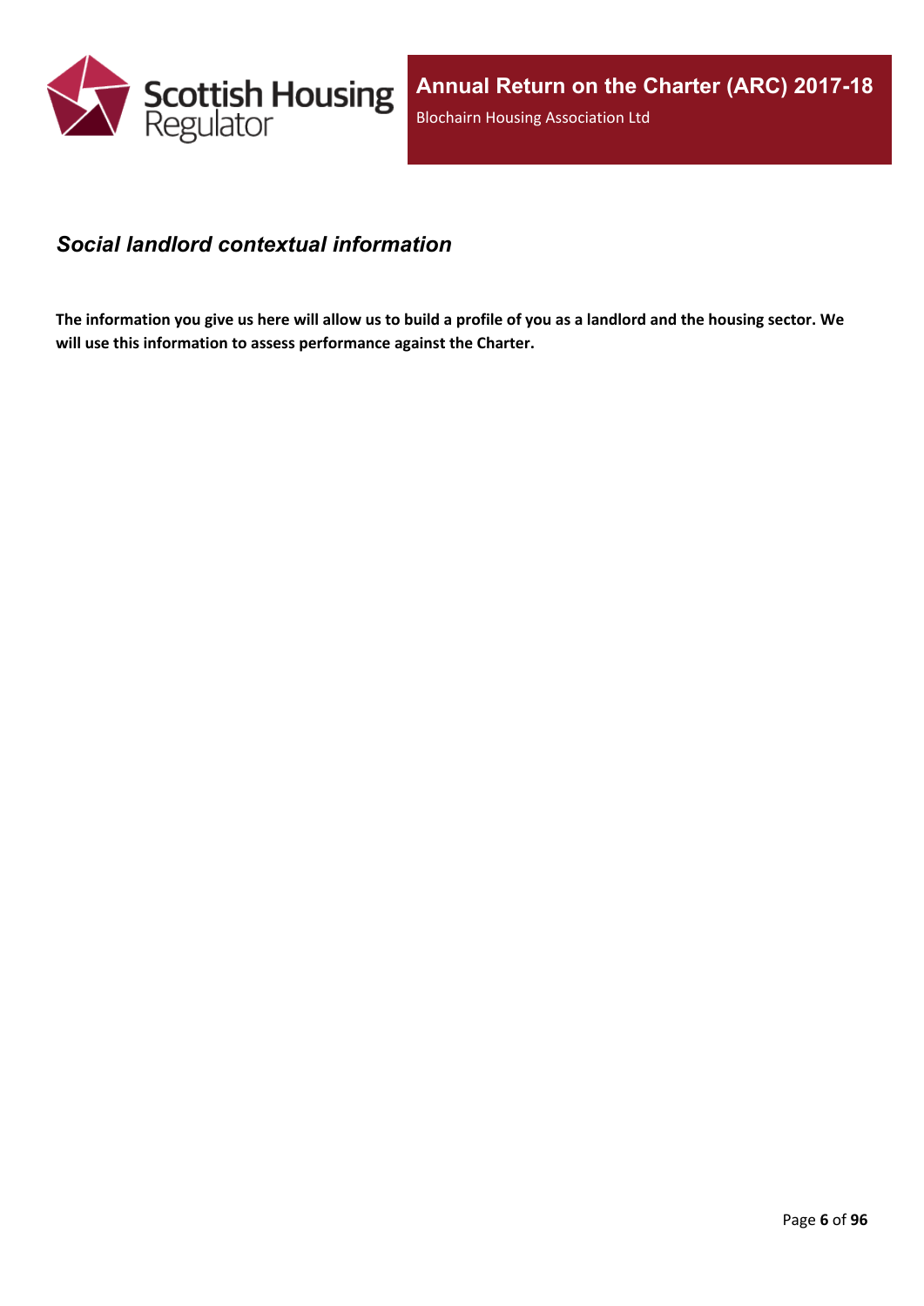## *Social landlord contextual information*

**The information you give us here will allow us to build a profile of you as a landlord and the housing sector. We will use this information to assess performance against the Charter.**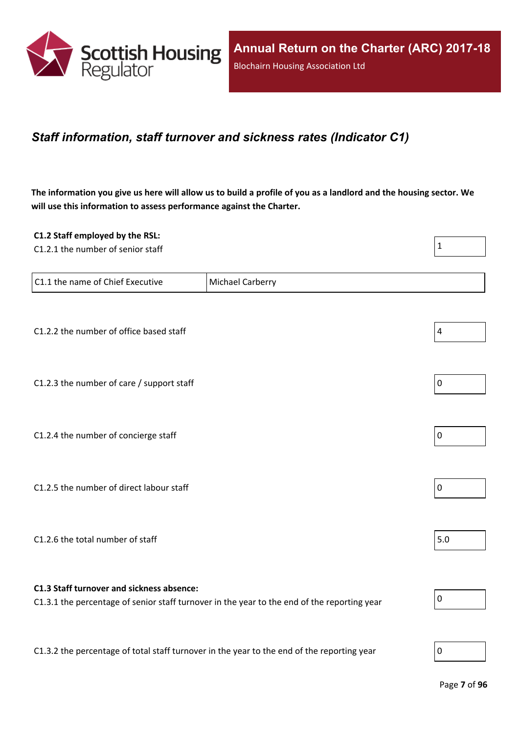## *Staff information, staff turnover and sickness rates (Indicator C1)*

**The information you give us here will allow us to build a profile of you as a landlord and the housing sector. We will use this information to assess performance against the Charter.**

**C1.2 Staff employed by the RSL:**

C1.2.1 the number of senior staff: 1

| C1.1 the name of Chief Executive | Michael Carberry |
|---|---|

C1.2.2 the number of office based staff: 4

C1.2.3 the number of care / support staff: 0

C1.2.4 the number of concierge staff: 0

C1.2.5 the number of direct labour staff: 0

C1.2.6 the total number of staff: 5.0

**C1.3 Staff turnover and sickness absence:**

C1.3.1 the percentage of senior staff turnover in the year to the end of the reporting year: 0

C1.3.2 the percentage of total staff turnover in the year to the end of the reporting year: 0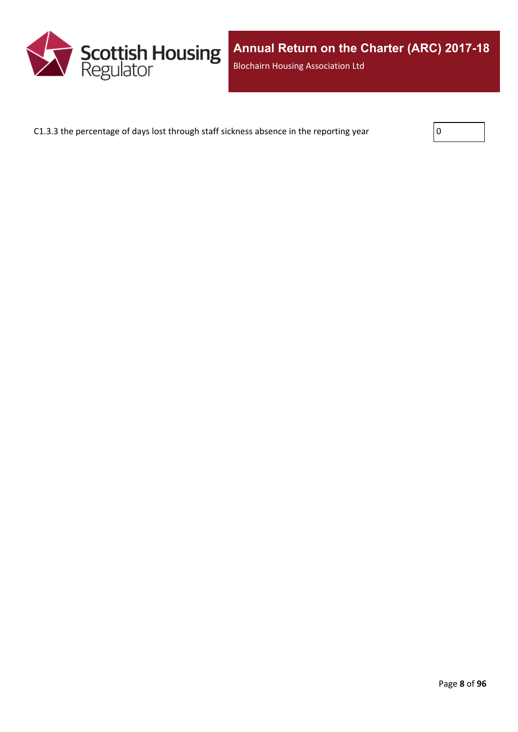C1.3.3 the percentage of days lost through staff sickness absence in the reporting year | 0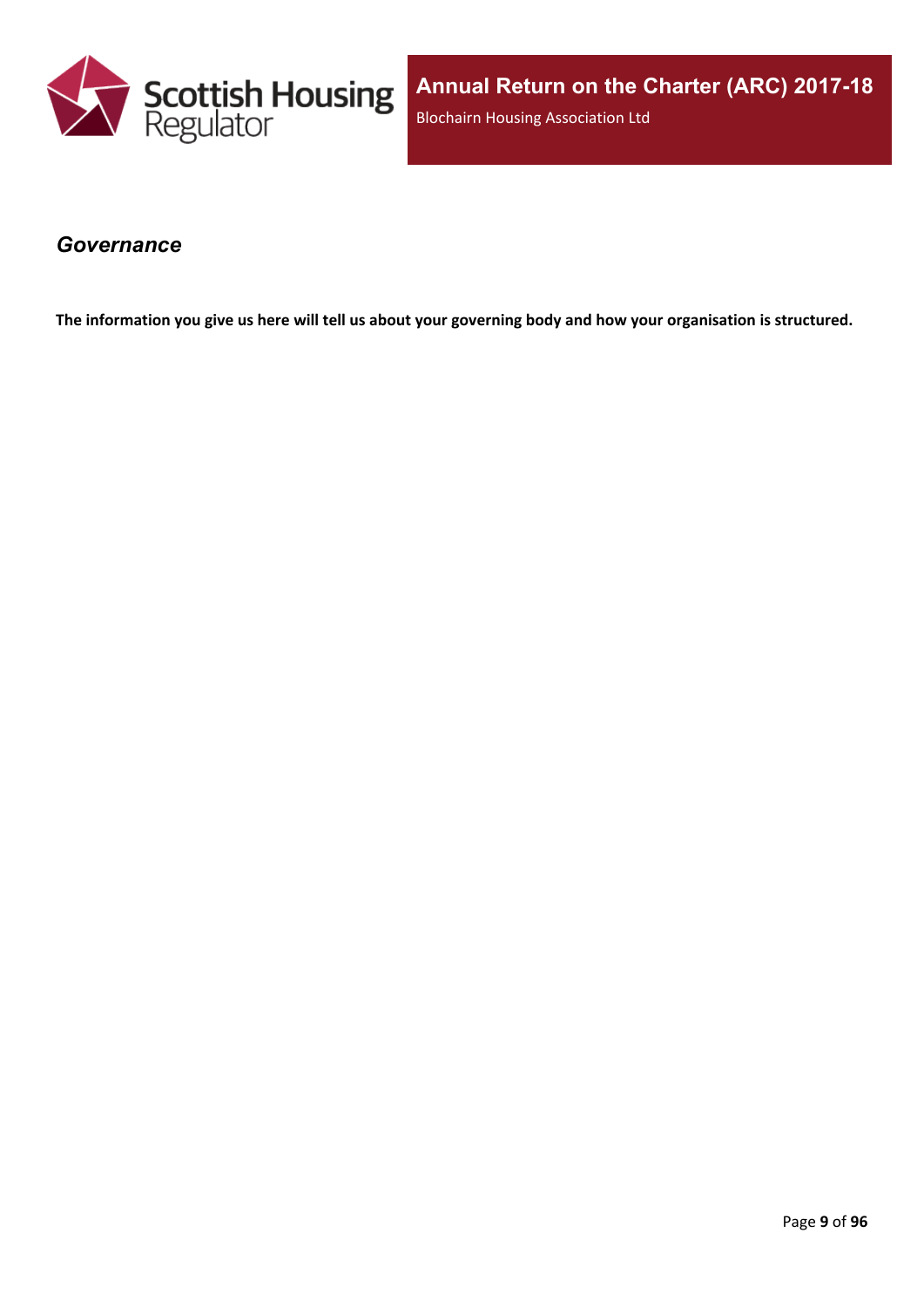## *Governance*

**The information you give us here will tell us about your governing body and how your organisation is structured.**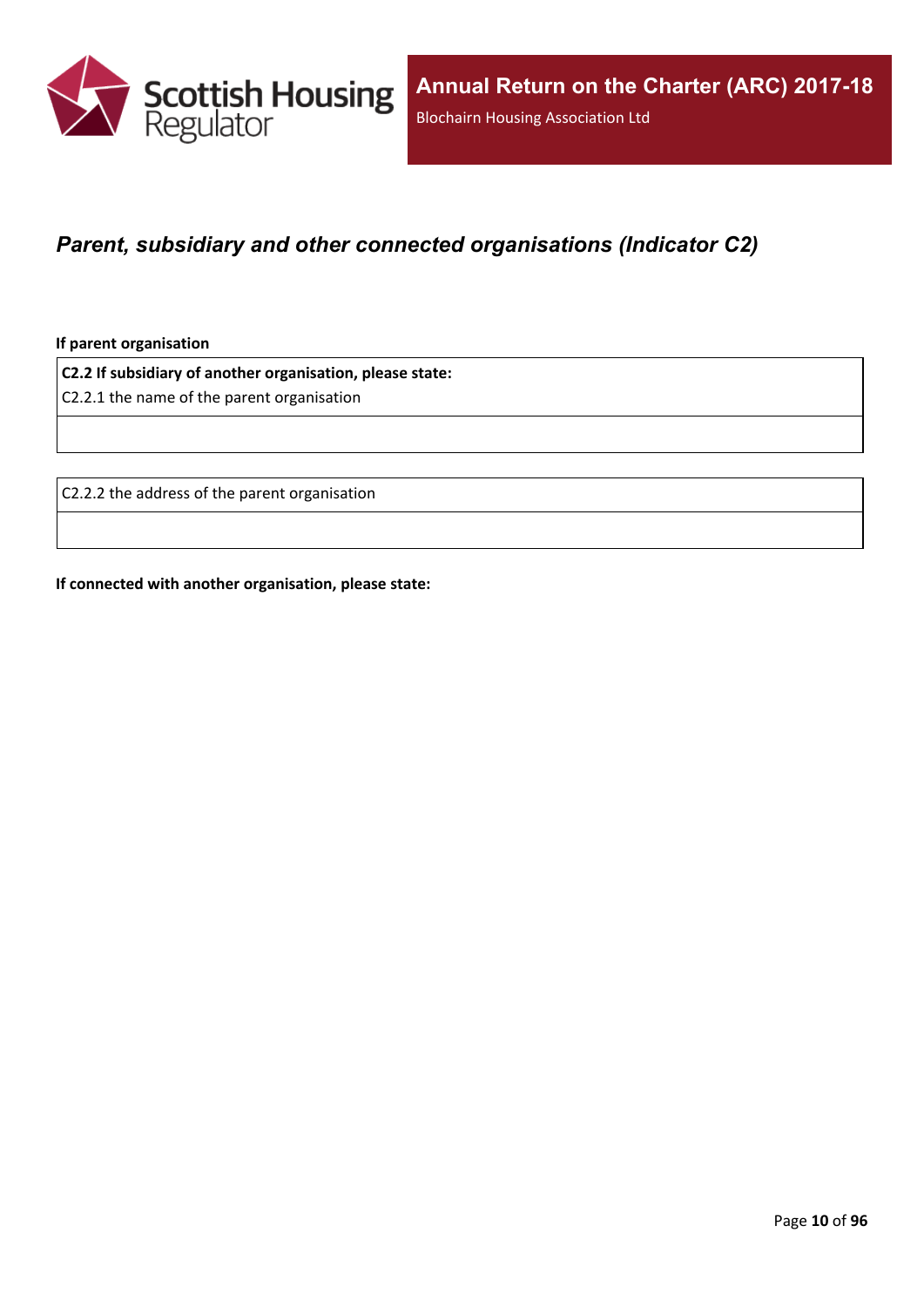## *Parent, subsidiary and other connected organisations (Indicator C2)*

**If parent organisation**

| **C2.2 If subsidiary of another organisation, please state:**<br>C2.2.1 the name of the parent organisation |
| --- |
| |

| C2.2.2 the address of the parent organisation |
| --- |
| |

**If connected with another organisation, please state:**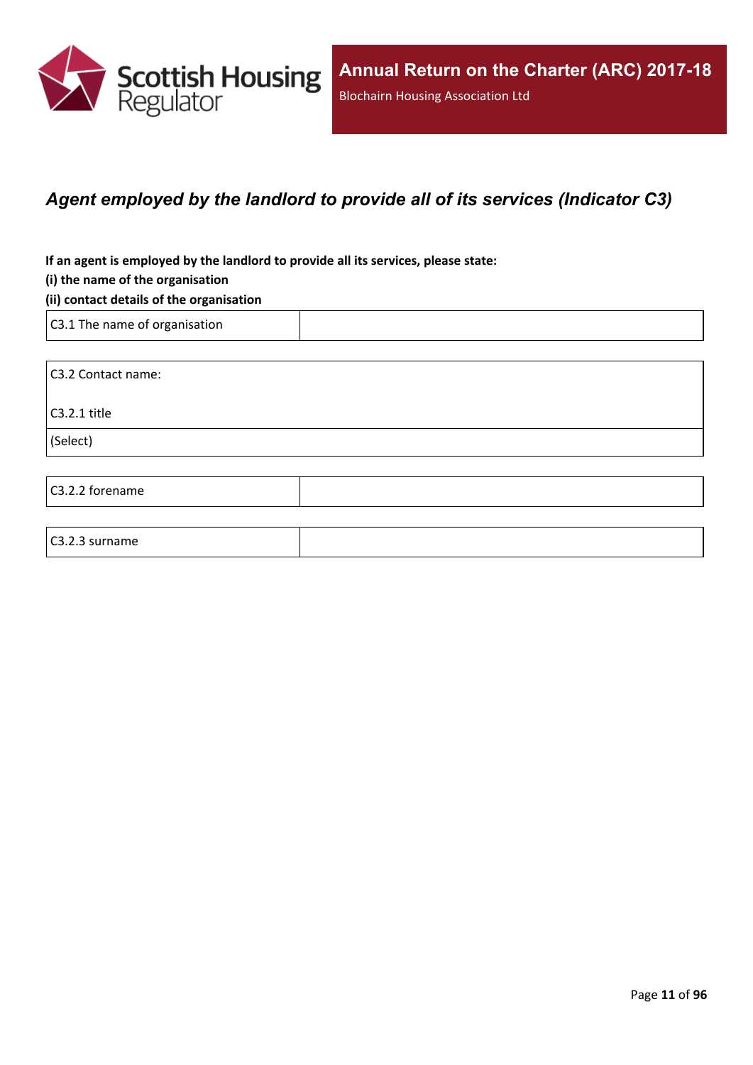## *Agent employed by the landlord to provide all of its services (Indicator C3)*

**If an agent is employed by the landlord to provide all its services, please state:**

**(i) the name of the organisation**

**(ii) contact details of the organisation**

| C3.1 The name of organisation | |
|---|---|

| C3.2 Contact name:<br><br>C3.2.1 title |
|---|
| (Select) |

| C3.2.2 forename | |
|---|---|

| C3.2.3 surname | |
|---|---|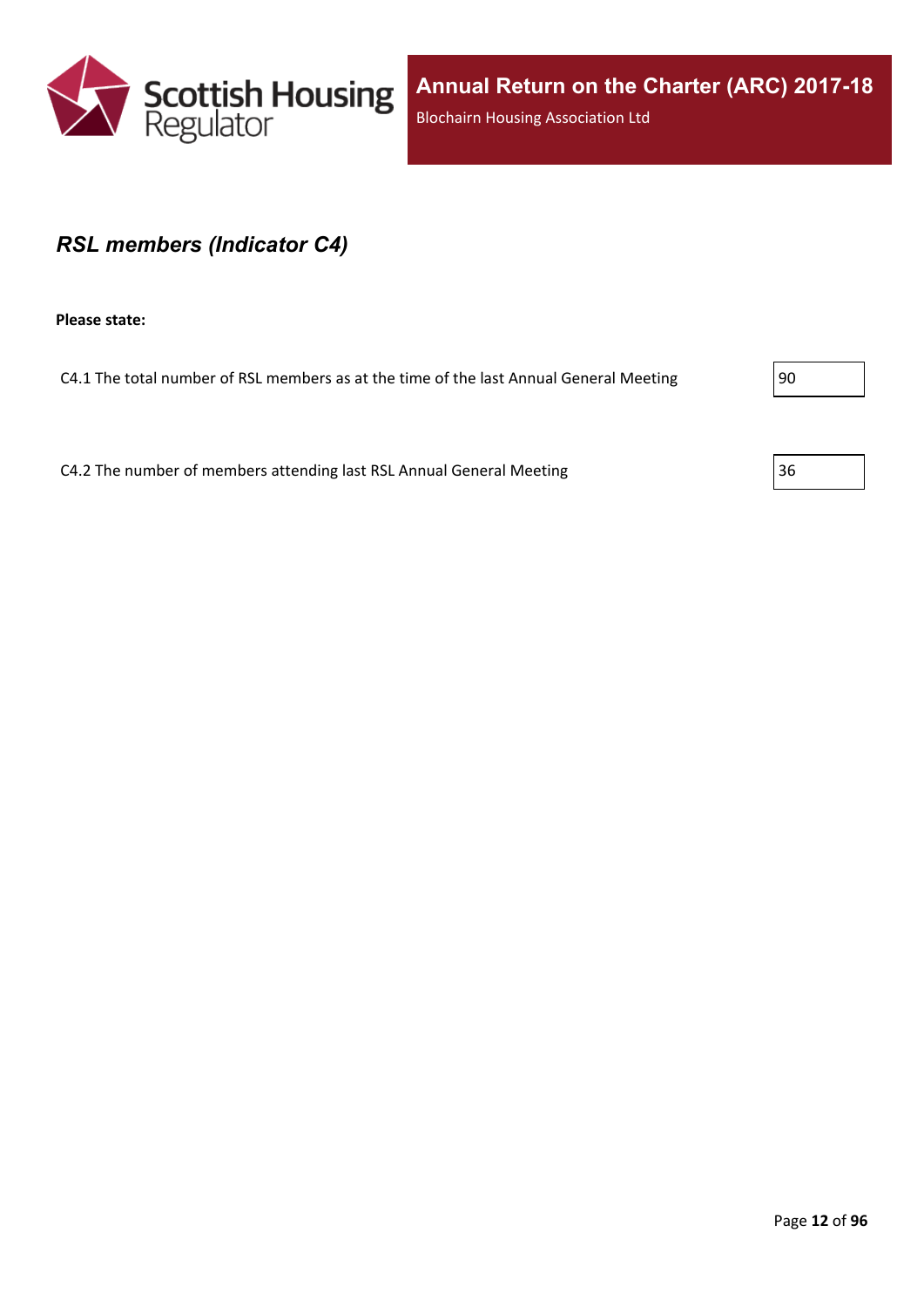## *RSL members (Indicator C4)*

**Please state:**

C4.1 The total number of RSL members as at the time of the last Annual General Meeting

90

C4.2 The number of members attending last RSL Annual General Meeting

36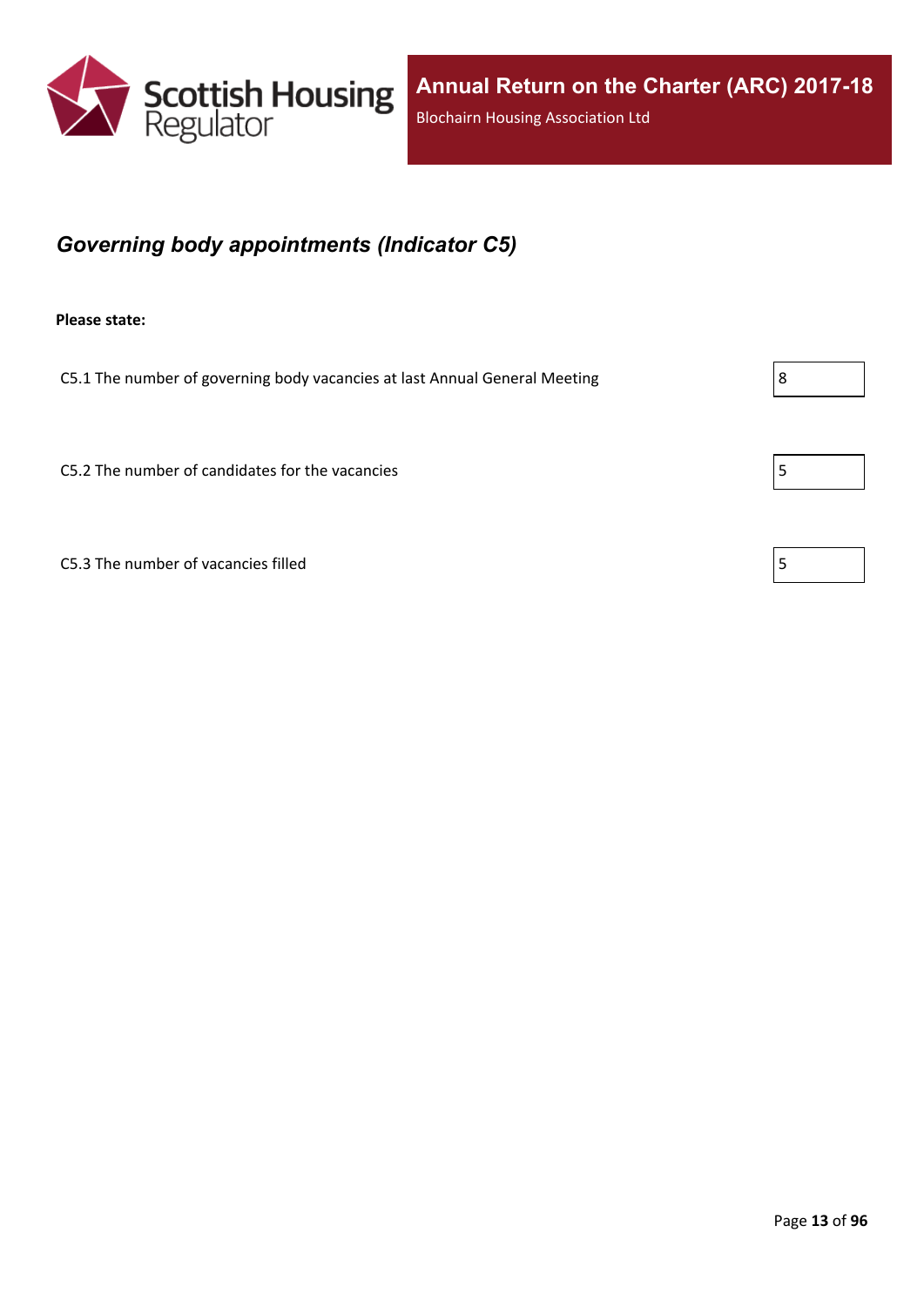## *Governing body appointments (Indicator C5)*

**Please state:**

| | |
|---|---|
| C5.1 The number of governing body vacancies at last Annual General Meeting | 8 |
| C5.2 The number of candidates for the vacancies | 5 |
| C5.3 The number of vacancies filled | 5 |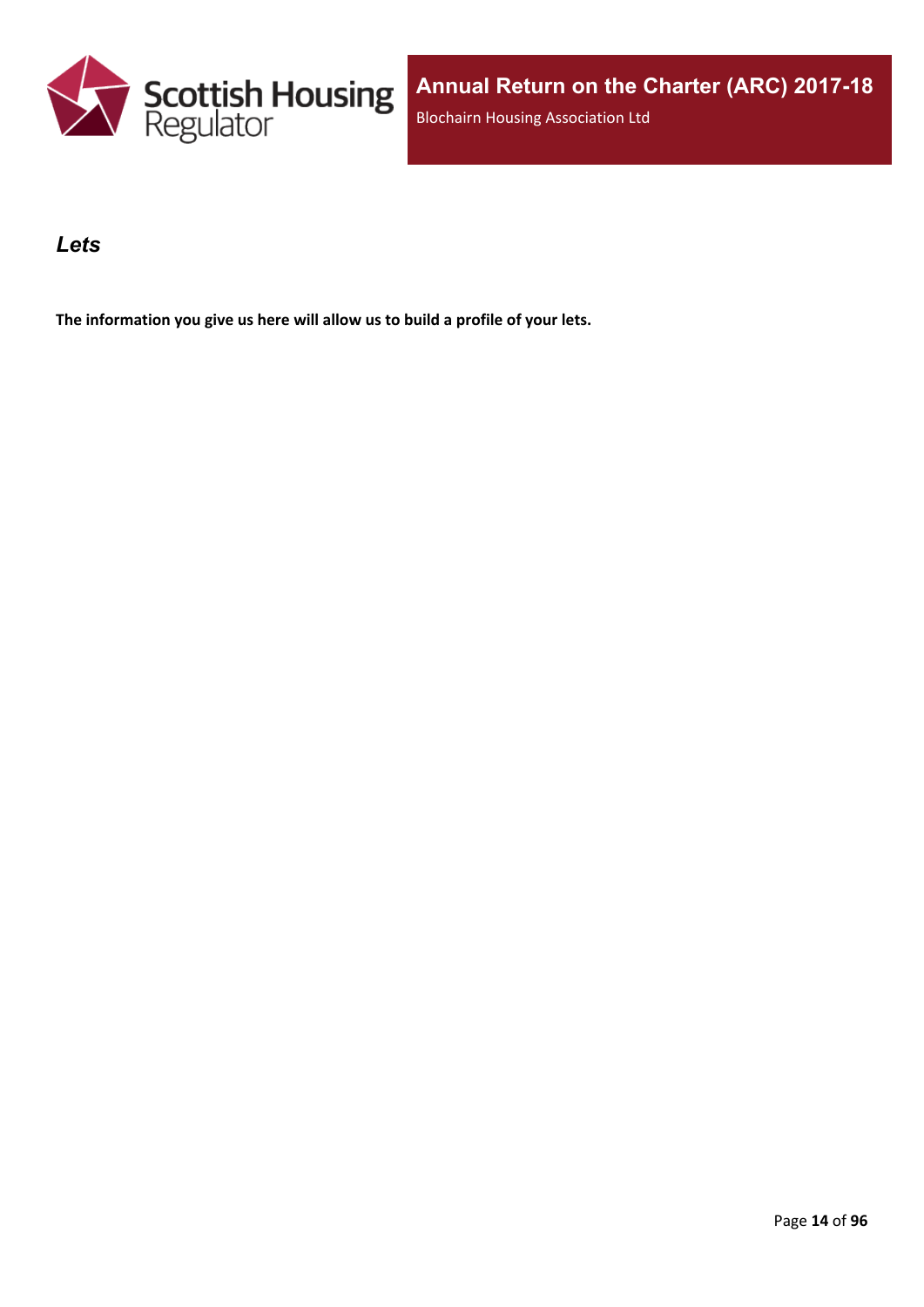## *Lets*

**The information you give us here will allow us to build a profile of your lets.**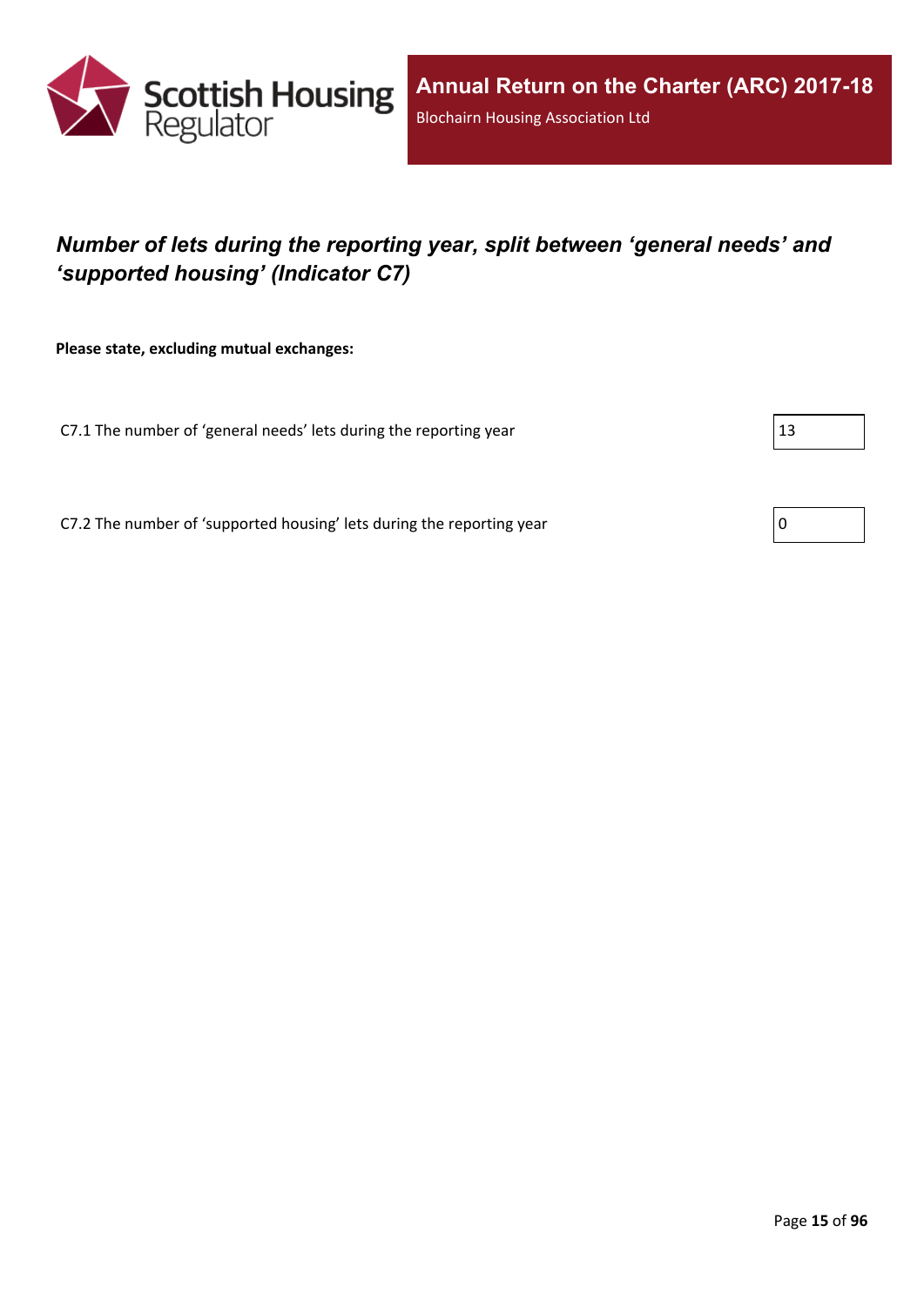## *Number of lets during the reporting year, split between 'general needs' and 'supported housing' (Indicator C7)*

**Please state, excluding mutual exchanges:**

| | |
|---|---|
| C7.1 The number of 'general needs' lets during the reporting year | 13 |
| C7.2 The number of 'supported housing' lets during the reporting year | 0 |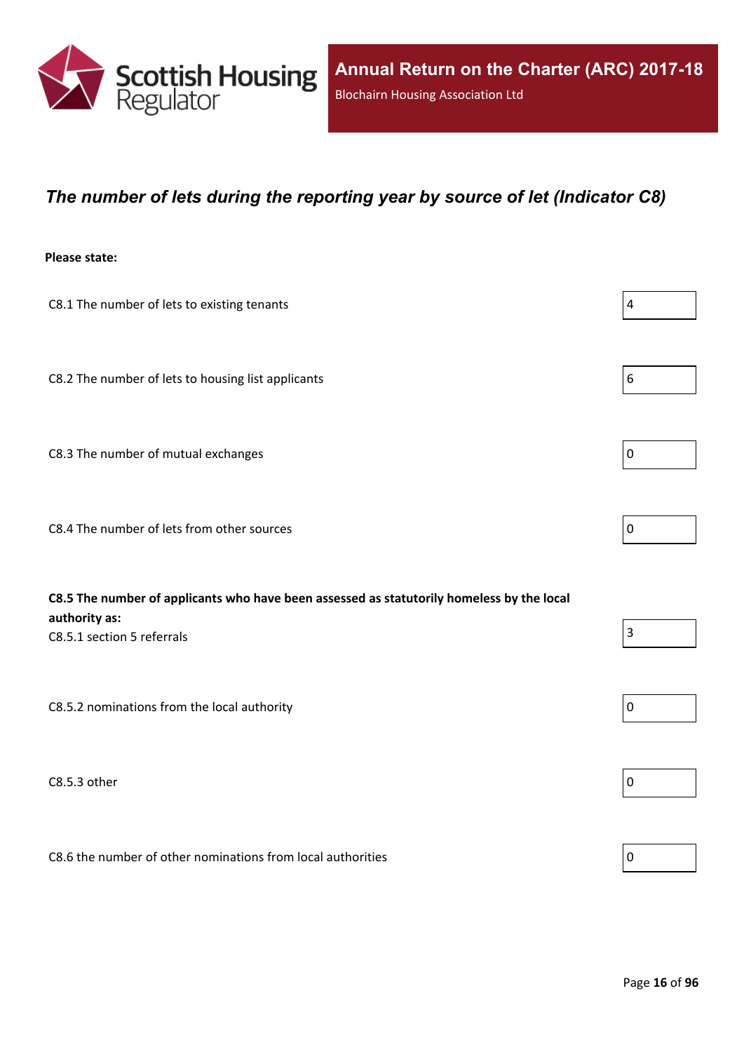## *The number of lets during the reporting year by source of let (Indicator C8)*

**Please state:**

| | |
|---|---|
| C8.1 The number of lets to existing tenants | 4 |
| C8.2 The number of lets to housing list applicants | 6 |
| C8.3 The number of mutual exchanges | 0 |
| C8.4 The number of lets from other sources | 0 |
| **C8.5 The number of applicants who have been assessed as statutorily homeless by the local authority as:** C8.5.1 section 5 referrals | 3 |
| C8.5.2 nominations from the local authority | 0 |
| C8.5.3 other | 0 |
| C8.6 the number of other nominations from local authorities | 0 |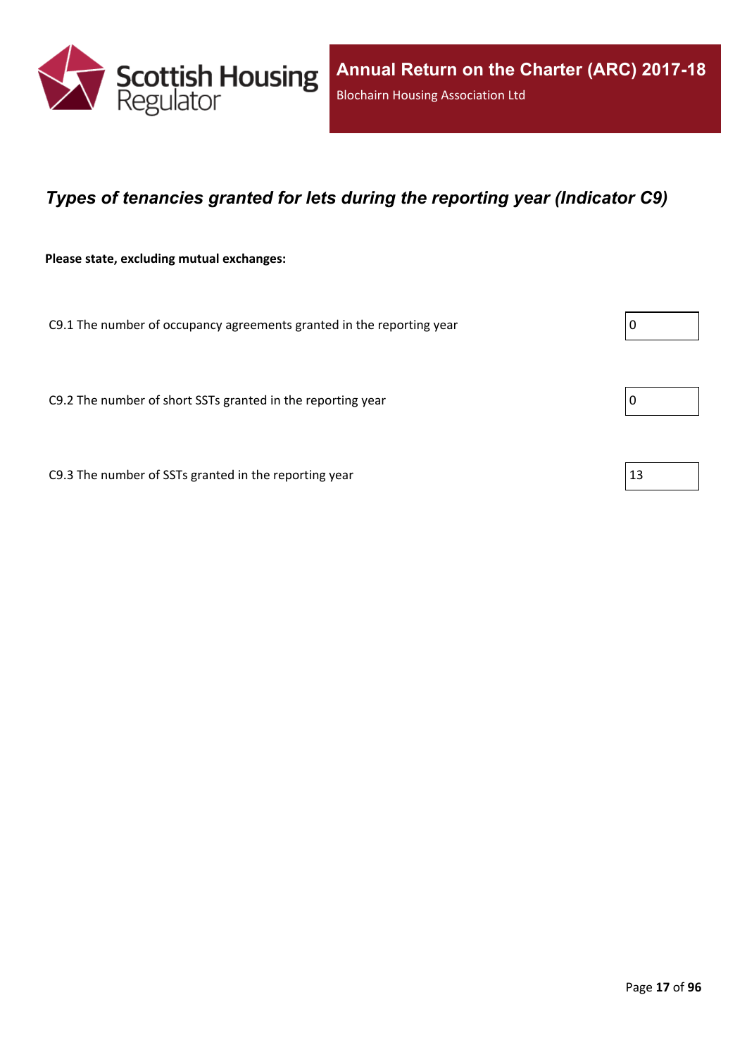## *Types of tenancies granted for lets during the reporting year (Indicator C9)*

**Please state, excluding mutual exchanges:**

| | |
|---|---|
| C9.1 The number of occupancy agreements granted in the reporting year | 0 |
| C9.2 The number of short SSTs granted in the reporting year | 0 |
| C9.3 The number of SSTs granted in the reporting year | 13 |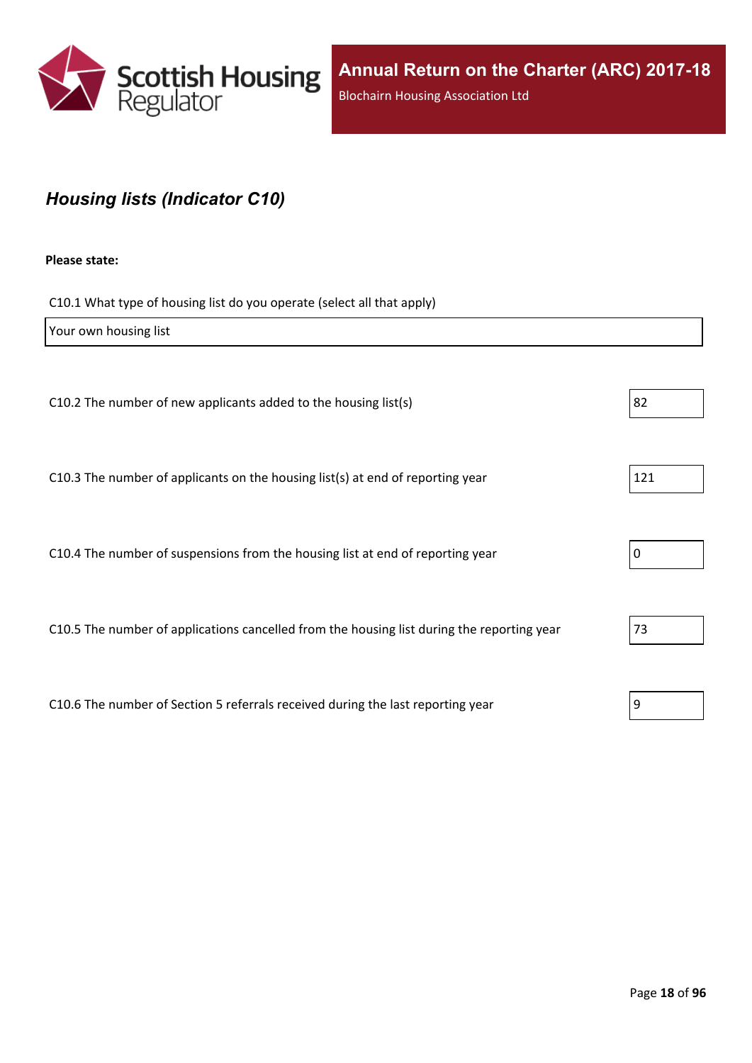## *Housing lists (Indicator C10)*

**Please state:**

C10.1 What type of housing list do you operate (select all that apply)

Your own housing list

| Question | Value |
|---|---|
| C10.2 The number of new applicants added to the housing list(s) | 82 |
| C10.3 The number of applicants on the housing list(s) at end of reporting year | 121 |
| C10.4 The number of suspensions from the housing list at end of reporting year | 0 |
| C10.5 The number of applications cancelled from the housing list during the reporting year | 73 |
| C10.6 The number of Section 5 referrals received during the last reporting year | 9 |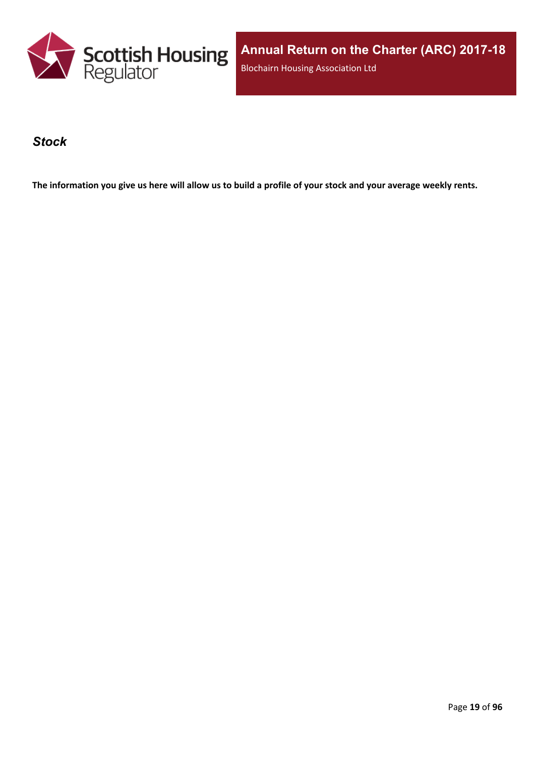## *Stock*

**The information you give us here will allow us to build a profile of your stock and your average weekly rents.**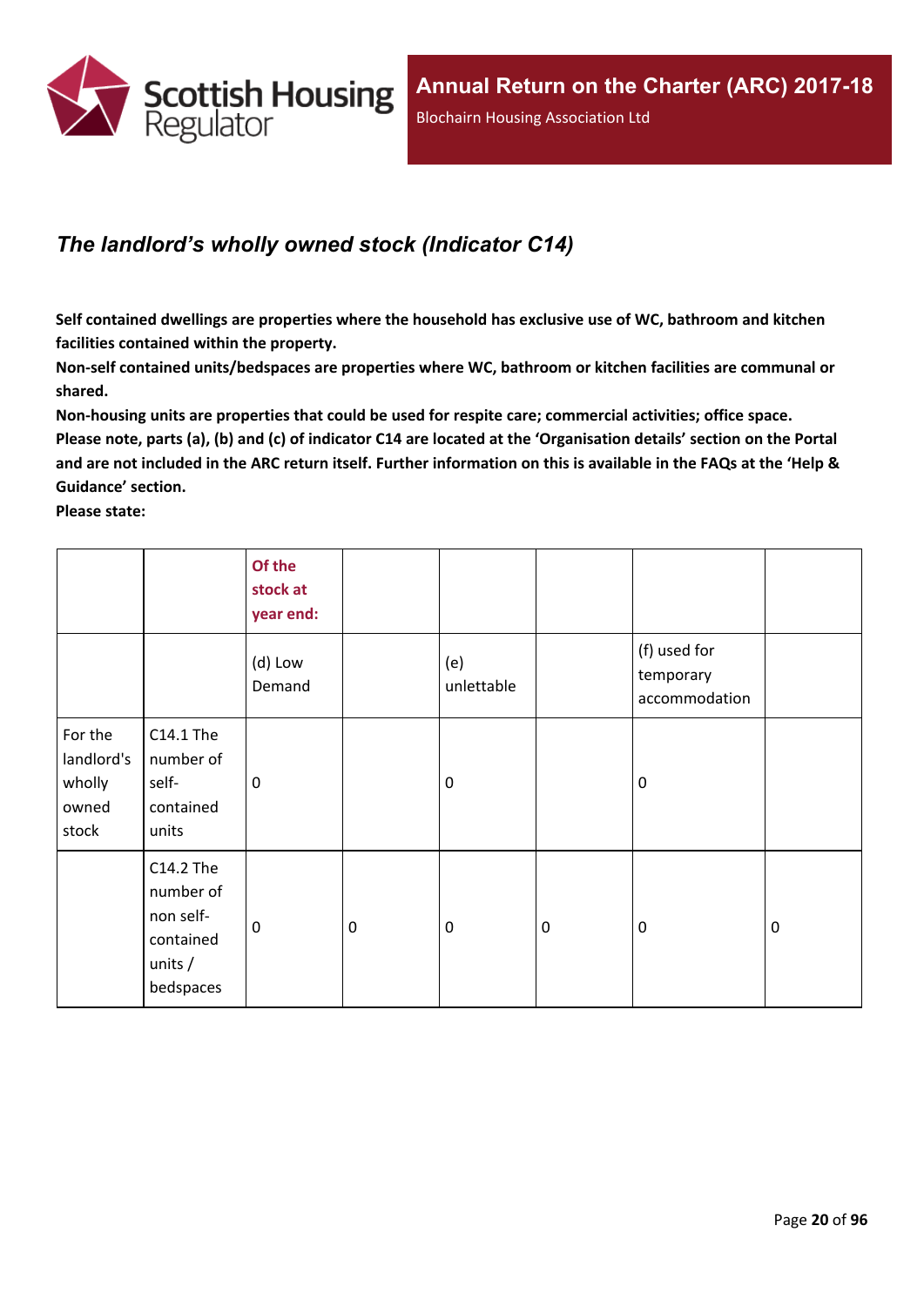## *The landlord’s wholly owned stock (Indicator C14)*

**Self contained dwellings are properties where the household has exclusive use of WC, bathroom and kitchen facilities contained within the property.**

**Non-self contained units/bedspaces are properties where WC, bathroom or kitchen facilities are communal or shared.**

**Non-housing units are properties that could be used for respite care; commercial activities; office space.**

**Please note, parts (a), (b) and (c) of indicator C14 are located at the ‘Organisation details’ section on the Portal and are not included in the ARC return itself. Further information on this is available in the FAQs at the ‘Help & Guidance’ section.**

**Please state:**

| | | Of the stock at year end: | | | | | |
|---|---|---|---|---|---|---|---|
| | | (d) Low Demand | | (e) unlettable | | (f) used for temporary accommodation | |
| For the landlord's wholly owned stock | C14.1 The number of self-contained units | 0 | | 0 | | 0 | |
| | C14.2 The number of non self-contained units / bedspaces | 0 | 0 | 0 | 0 | 0 | 0 |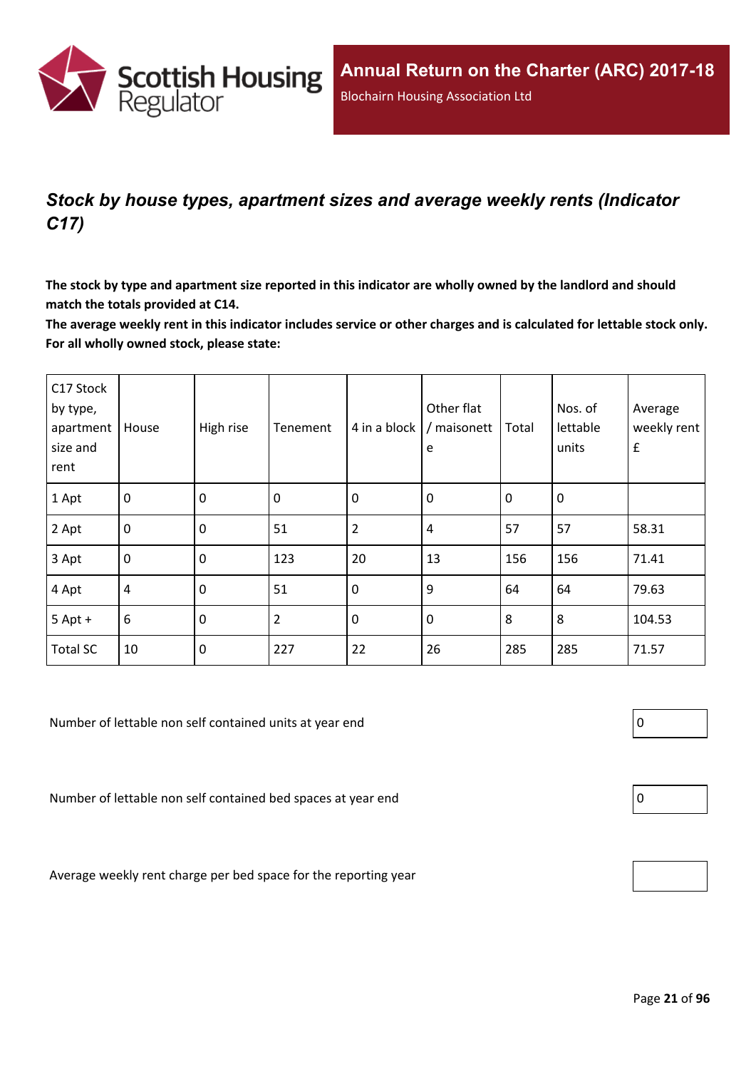## *Stock by house types, apartment sizes and average weekly rents (Indicator C17)*

**The stock by type and apartment size reported in this indicator are wholly owned by the landlord and should match the totals provided at C14.**

**The average weekly rent in this indicator includes service or other charges and is calculated for lettable stock only. For all wholly owned stock, please state:**

| C17 Stock by type, apartment size and rent | House | High rise | Tenement | 4 in a block | Other flat / maisonette | Total | Nos. of lettable units | Average weekly rent £ |
|---|---|---|---|---|---|---|---|---|
| 1 Apt | 0 | 0 | 0 | 0 | 0 | 0 | 0 | |
| 2 Apt | 0 | 0 | 51 | 2 | 4 | 57 | 57 | 58.31 |
| 3 Apt | 0 | 0 | 123 | 20 | 13 | 156 | 156 | 71.41 |
| 4 Apt | 4 | 0 | 51 | 0 | 9 | 64 | 64 | 79.63 |
| 5 Apt + | 6 | 0 | 2 | 0 | 0 | 8 | 8 | 104.53 |
| Total SC | 10 | 0 | 227 | 22 | 26 | 285 | 285 | 71.57 |

| | |
|---|---|
| Number of lettable non self contained units at year end | 0 |
| Number of lettable non self contained bed spaces at year end | 0 |
| Average weekly rent charge per bed space for the reporting year | |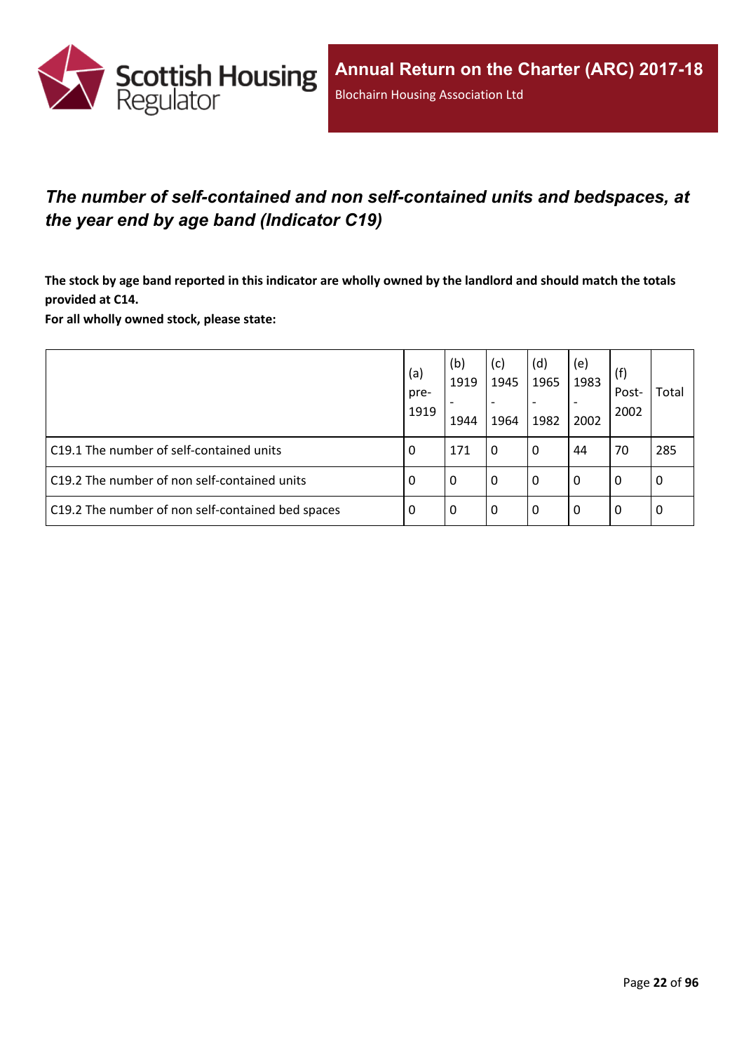## *The number of self-contained and non self-contained units and bedspaces, at the year end by age band (Indicator C19)*

**The stock by age band reported in this indicator are wholly owned by the landlord and should match the totals provided at C14.**

**For all wholly owned stock, please state:**

| | (a) pre-1919 | (b) 1919 - 1944 | (c) 1945 - 1964 | (d) 1965 - 1982 | (e) 1983 - 2002 | (f) Post-2002 | Total |
|---|---|---|---|---|---|---|---|
| C19.1 The number of self-contained units | 0 | 171 | 0 | 0 | 44 | 70 | 285 |
| C19.2 The number of non self-contained units | 0 | 0 | 0 | 0 | 0 | 0 | 0 |
| C19.2 The number of non self-contained bed spaces | 0 | 0 | 0 | 0 | 0 | 0 | 0 |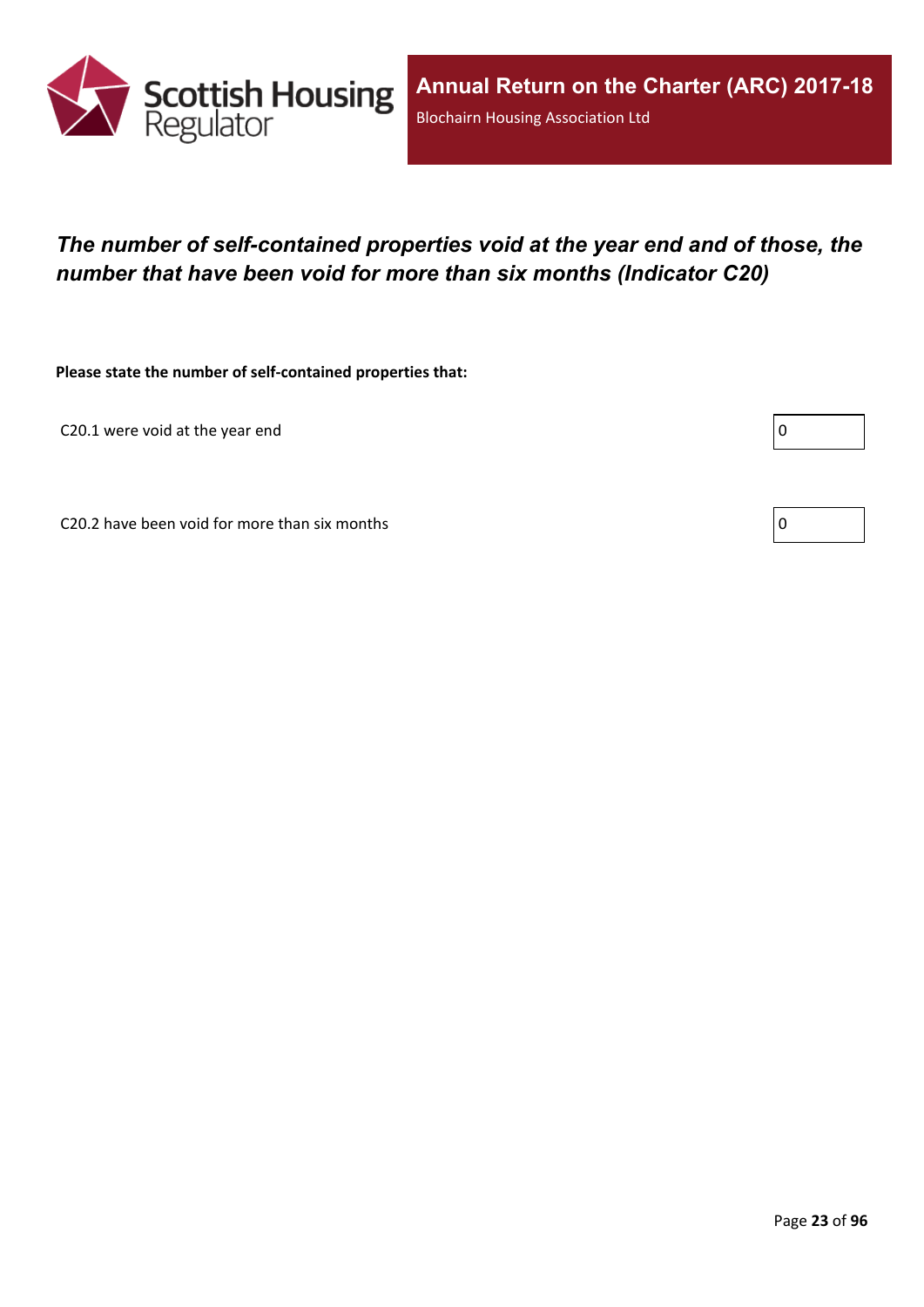## *The number of self-contained properties void at the year end and of those, the number that have been void for more than six months (Indicator C20)*

**Please state the number of self-contained properties that:**

| | |
|---|---|
| C20.1 were void at the year end | 0 |
| C20.2 have been void for more than six months | 0 |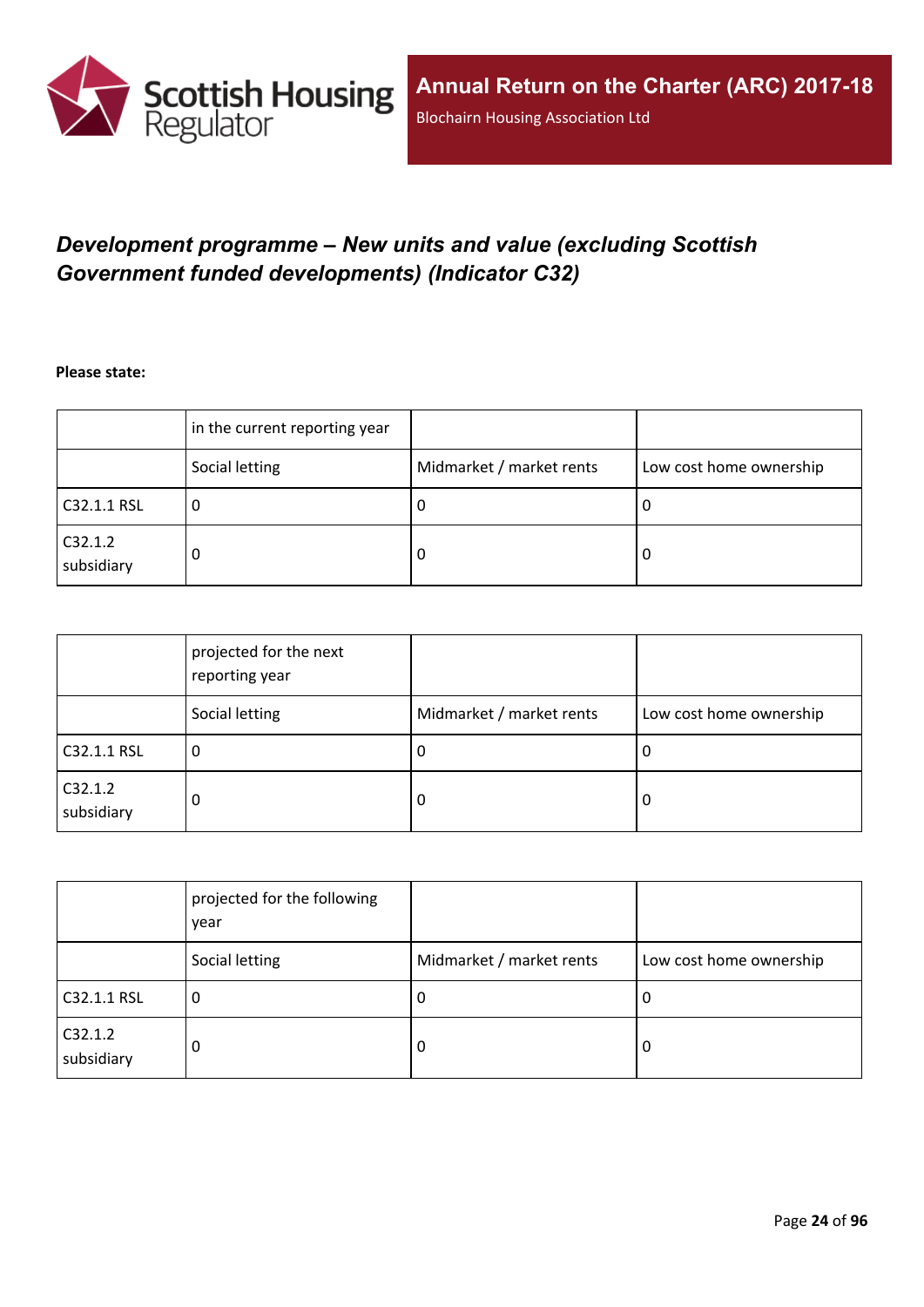## *Development programme – New units and value (excluding Scottish Government funded developments) (Indicator C32)*

**Please state:**

| | in the current reporting year | | |
|---|---|---|---|
| | Social letting | Midmarket / market rents | Low cost home ownership |
| C32.1.1 RSL | 0 | 0 | 0 |
| C32.1.2 subsidiary | 0 | 0 | 0 |

| | projected for the next reporting year | | |
|---|---|---|---|
| | Social letting | Midmarket / market rents | Low cost home ownership |
| C32.1.1 RSL | 0 | 0 | 0 |
| C32.1.2 subsidiary | 0 | 0 | 0 |

| | projected for the following year | | |
|---|---|---|---|
| | Social letting | Midmarket / market rents | Low cost home ownership |
| C32.1.1 RSL | 0 | 0 | 0 |
| C32.1.2 subsidiary | 0 | 0 | 0 |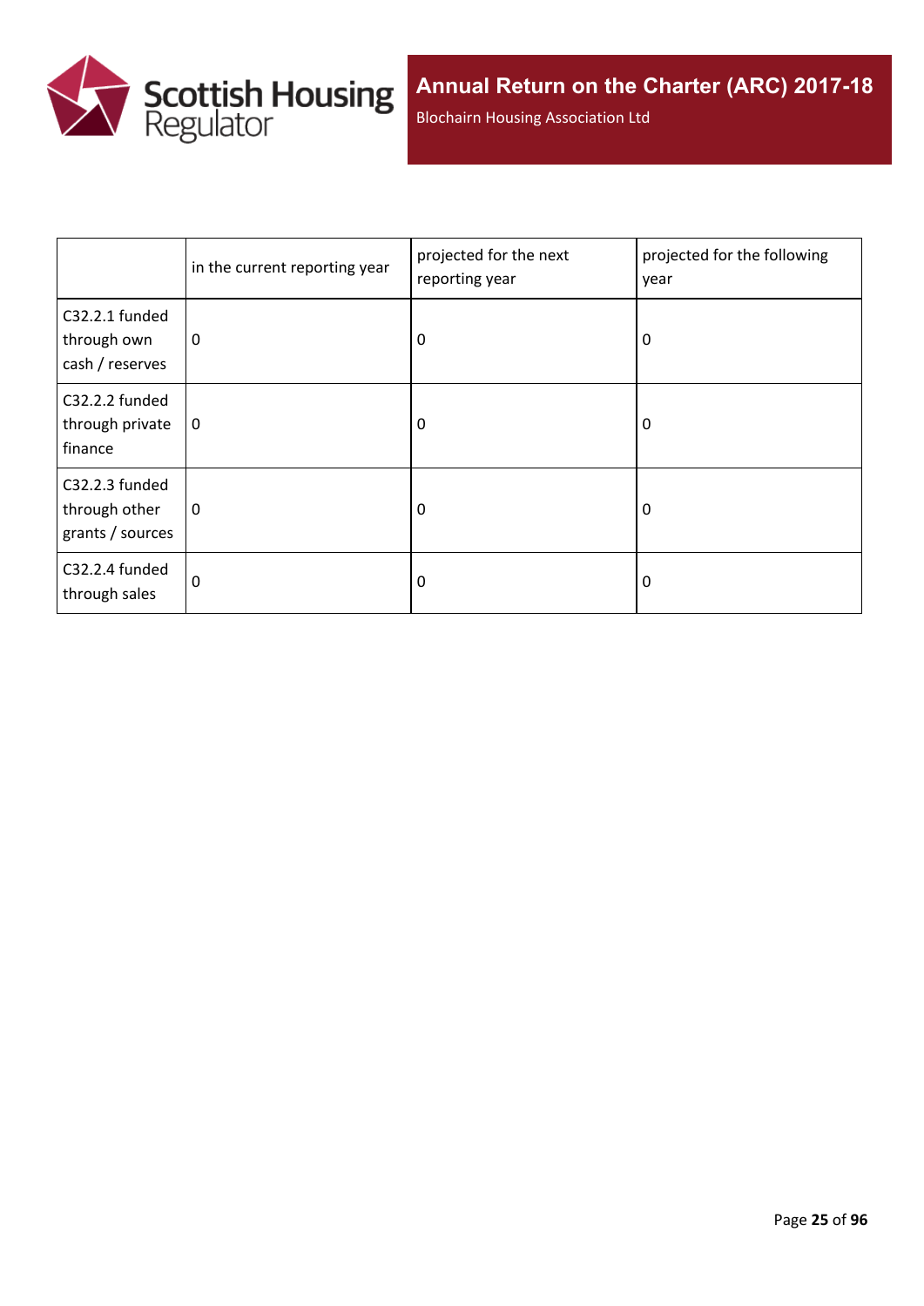| | in the current reporting year | projected for the next reporting year | projected for the following year |
|---|---|---|---|
| C32.2.1 funded through own cash / reserves | 0 | 0 | 0 |
| C32.2.2 funded through private finance | 0 | 0 | 0 |
| C32.2.3 funded through other grants / sources | 0 | 0 | 0 |
| C32.2.4 funded through sales | 0 | 0 | 0 |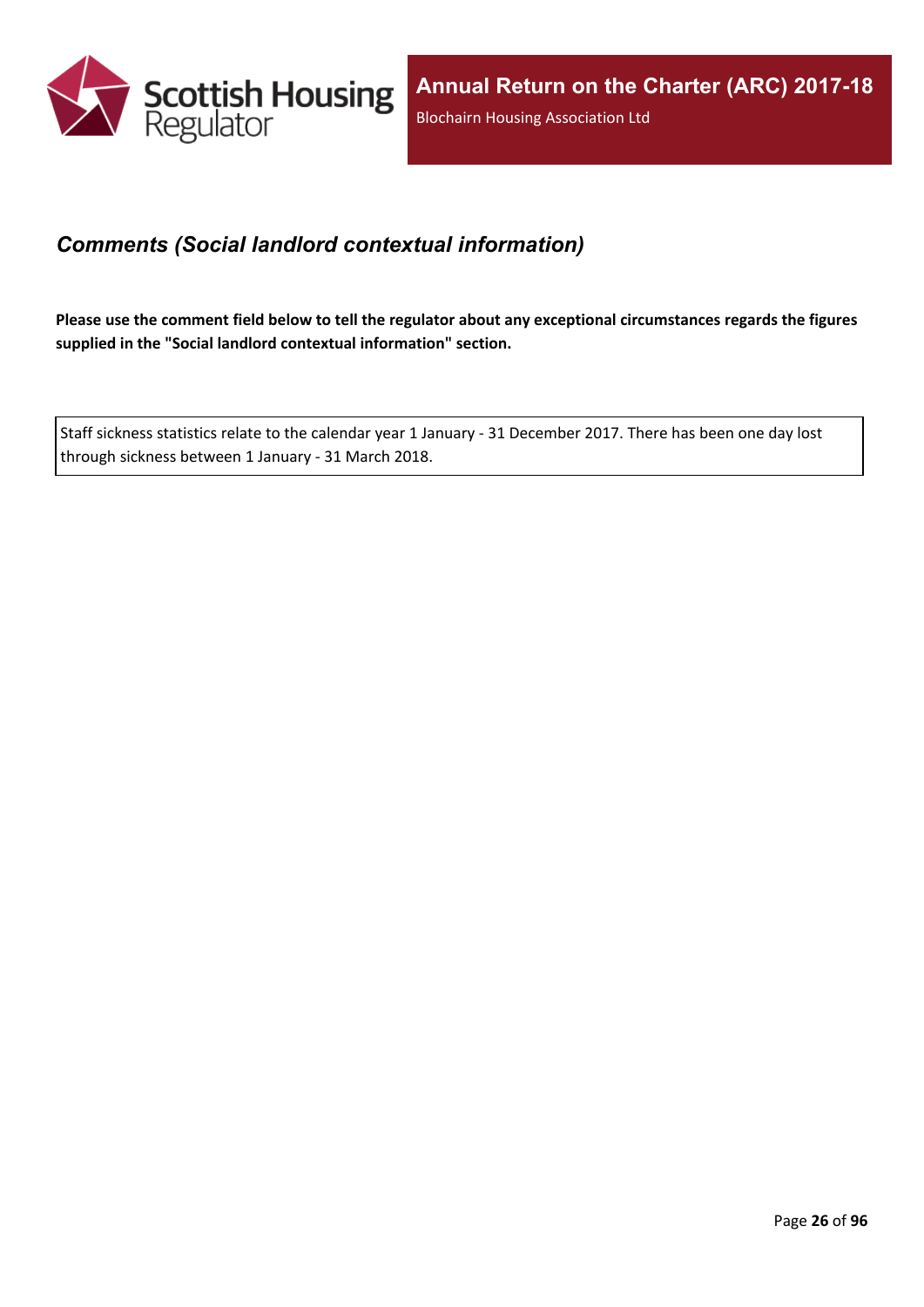## *Comments (Social landlord contextual information)*

**Please use the comment field below to tell the regulator about any exceptional circumstances regards the figures supplied in the "Social landlord contextual information" section.**

Staff sickness statistics relate to the calendar year 1 January - 31 December 2017. There has been one day lost through sickness between 1 January - 31 March 2018.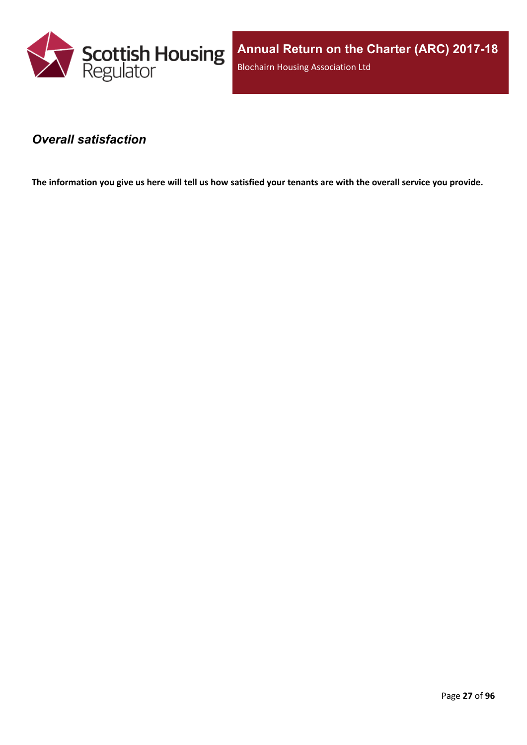## *Overall satisfaction*

**The information you give us here will tell us how satisfied your tenants are with the overall service you provide.**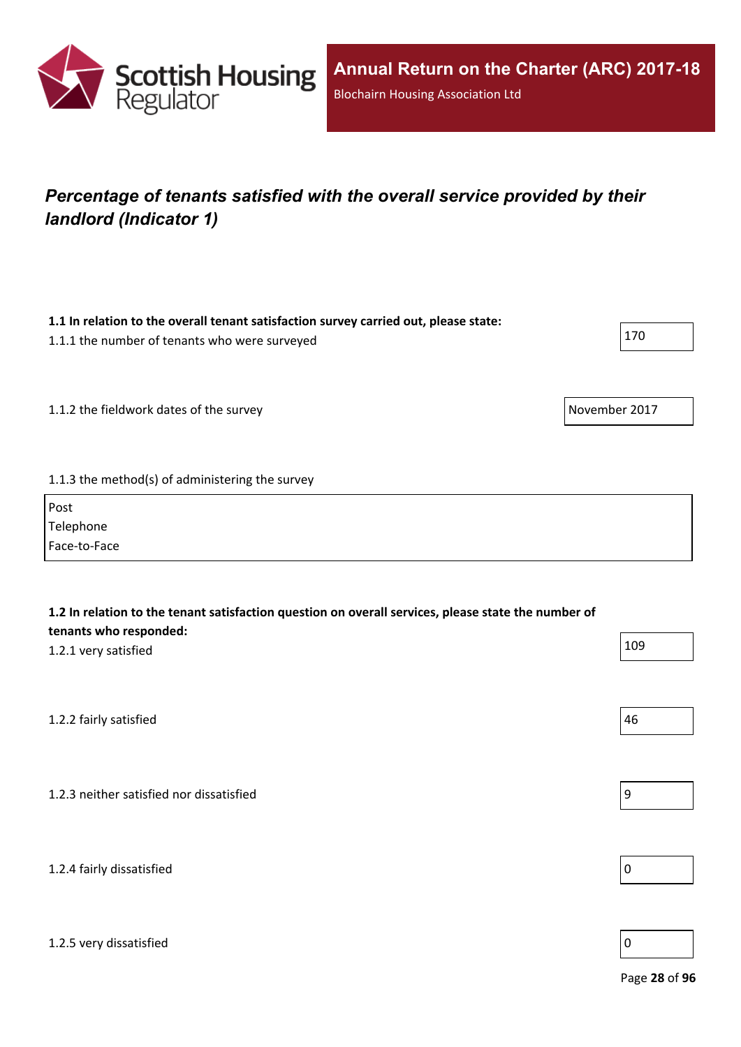Annual Return on the Charter (ARC) 2017-18

Blochairn Housing Association Ltd

## *Percentage of tenants satisfied with the overall service provided by their landlord (Indicator 1)*

**1.1 In relation to the overall tenant satisfaction survey carried out, please state:**

1.1.1 the number of tenants who were surveyed: 170

1.1.2 the fieldwork dates of the survey: November 2017

1.1.3 the method(s) of administering the survey

Post
Telephone
Face-to-Face

**1.2 In relation to the tenant satisfaction question on overall services, please state the number of tenants who responded:**

1.2.1 very satisfied: 109

1.2.2 fairly satisfied: 46

1.2.3 neither satisfied nor dissatisfied: 9

1.2.4 fairly dissatisfied: 0

1.2.5 very dissatisfied: 0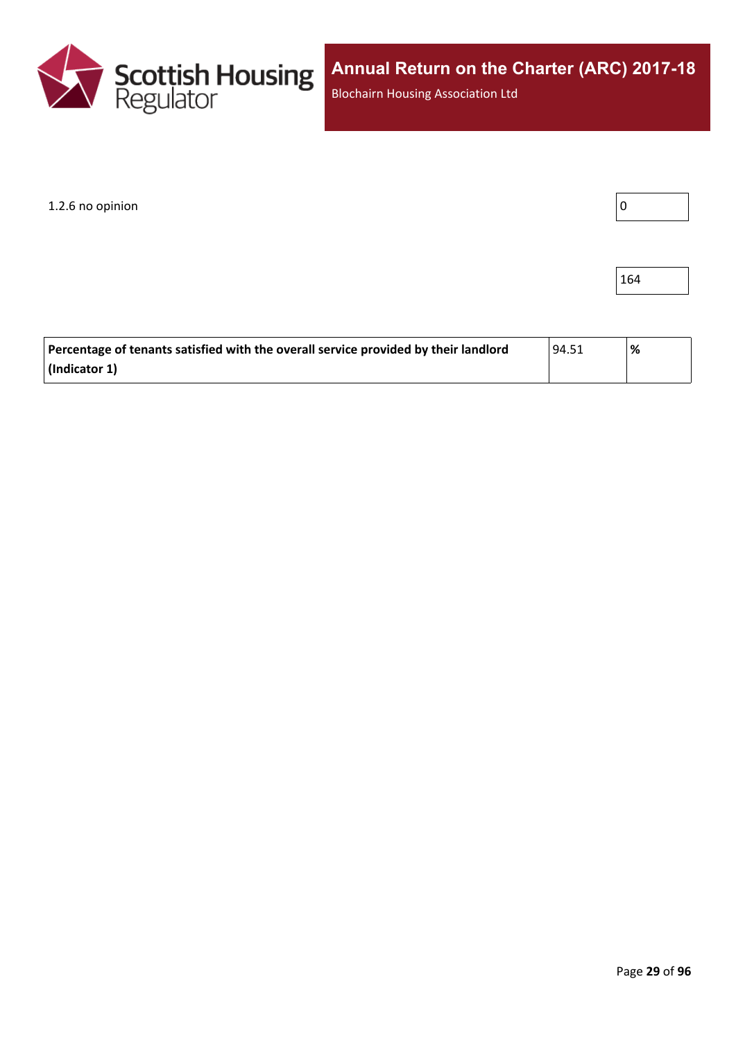1.2.6 no opinion

| 0 |
|---|

| 164 |
|---|

| **Percentage of tenants satisfied with the overall service provided by their landlord (Indicator 1)** | 94.51 | **%** |
|---|---|---|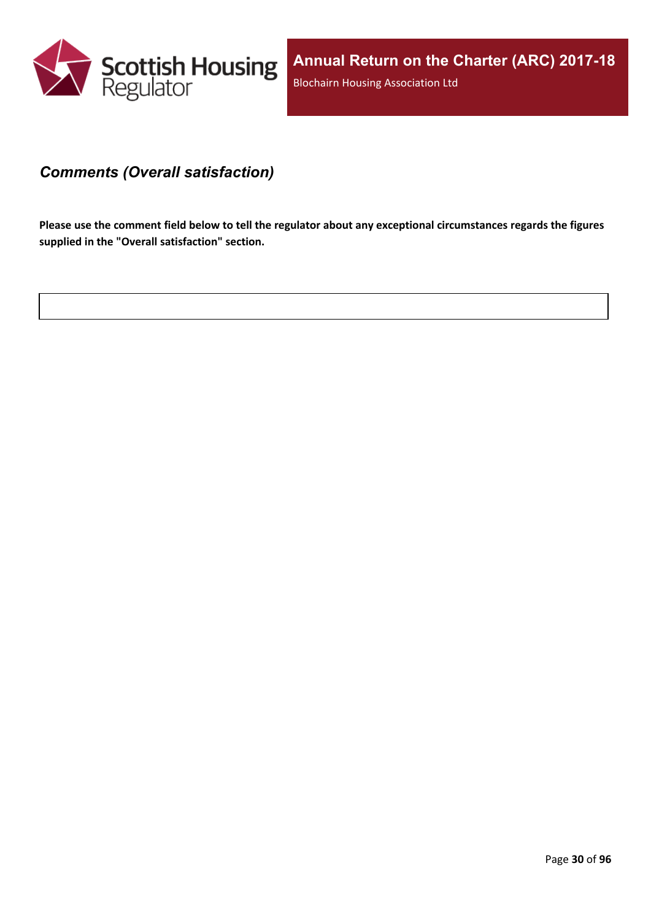### *Comments (Overall satisfaction)*

**Please use the comment field below to tell the regulator about any exceptional circumstances regards the figures supplied in the "Overall satisfaction" section.**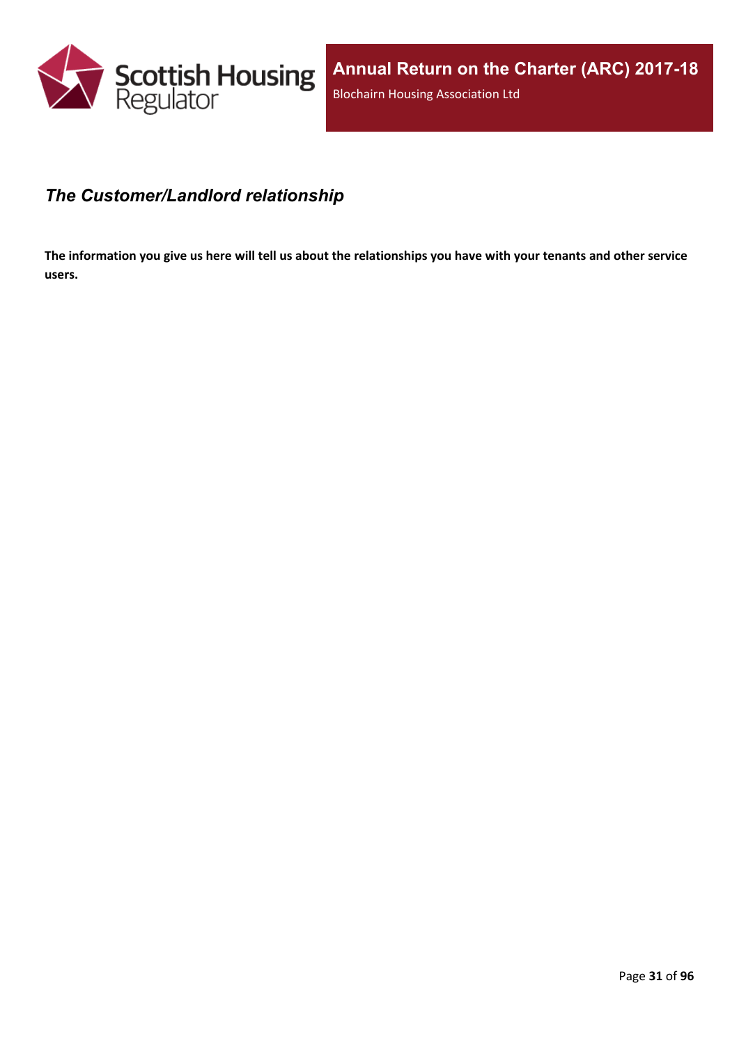## *The Customer/Landlord relationship*

**The information you give us here will tell us about the relationships you have with your tenants and other service users.**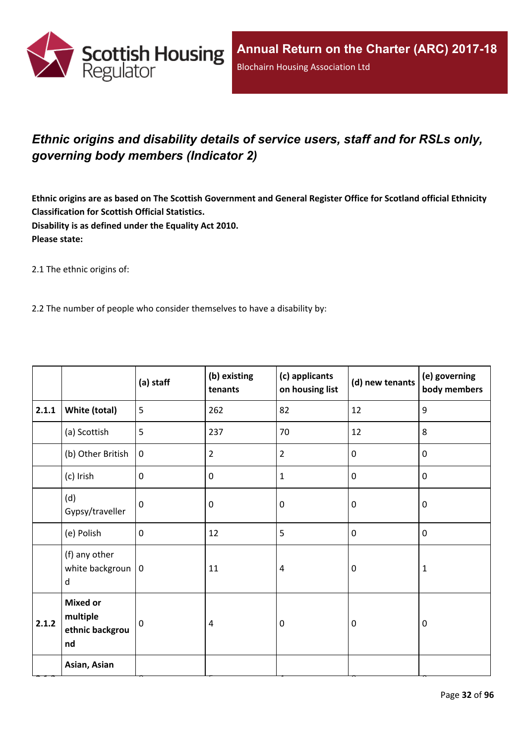## *Ethnic origins and disability details of service users, staff and for RSLs only, governing body members (Indicator 2)*

**Ethnic origins are as based on The Scottish Government and General Register Office for Scotland official Ethnicity Classification for Scottish Official Statistics.**
**Disability is as defined under the Equality Act 2010.**
**Please state:**

2.1 The ethnic origins of:

2.2 The number of people who consider themselves to have a disability by:

| | | (a) staff | (b) existing tenants | (c) applicants on housing list | (d) new tenants | (e) governing body members |
|---|---|---|---|---|---|---|
| **2.1.1** | **White (total)** | 5 | 262 | 82 | 12 | 9 |
| | (a) Scottish | 5 | 237 | 70 | 12 | 8 |
| | (b) Other British | 0 | 2 | 2 | 0 | 0 |
| | (c) Irish | 0 | 0 | 1 | 0 | 0 |
| | (d) Gypsy/traveller | 0 | 0 | 0 | 0 | 0 |
| | (e) Polish | 0 | 12 | 5 | 0 | 0 |
| | (f) any other white background | 0 | 11 | 4 | 0 | 1 |
| **2.1.2** | **Mixed or multiple ethnic background** | 0 | 4 | 0 | 0 | 0 |
| | **Asian, Asian** | | | | | |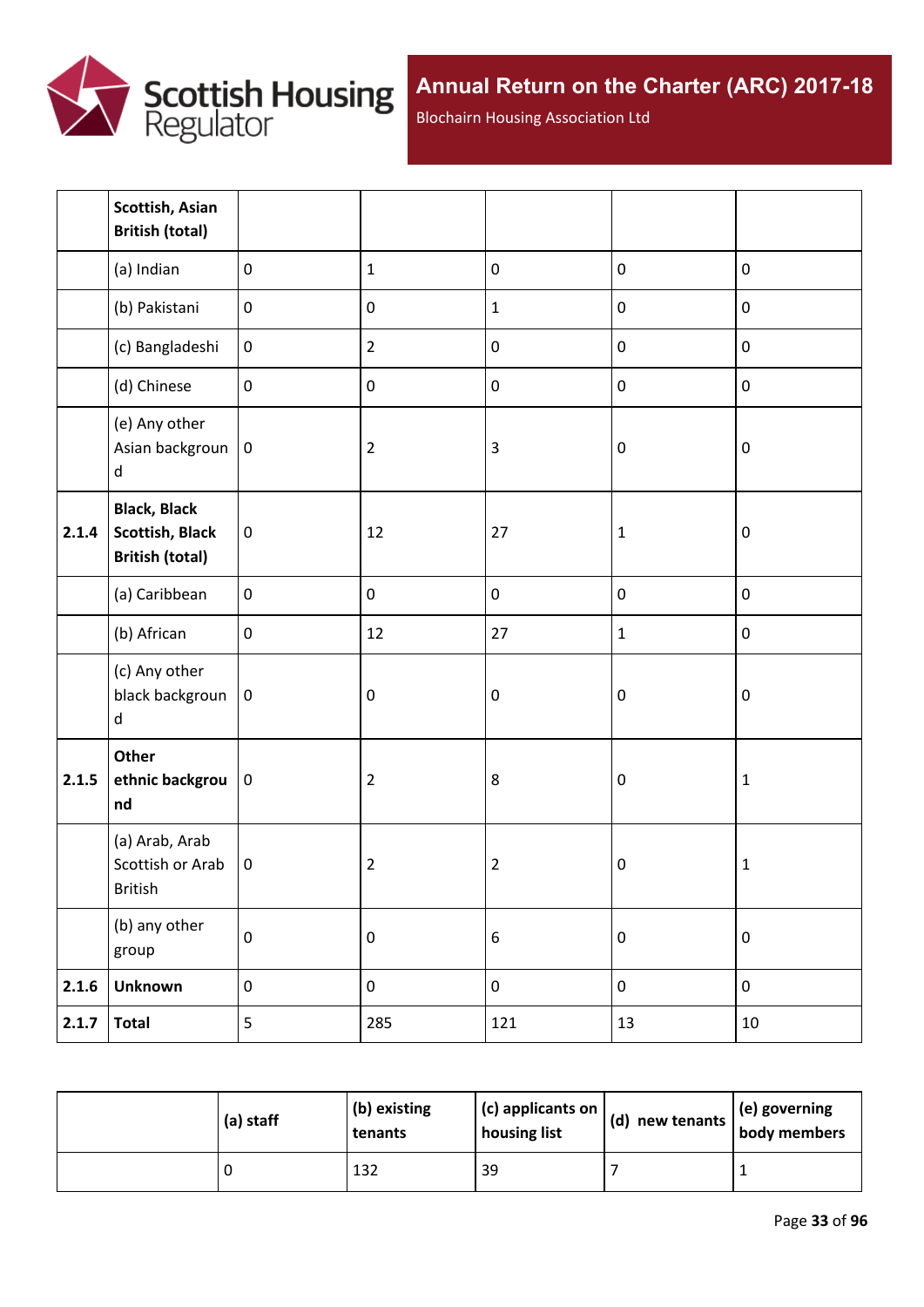| | | | | | | |
|---|---|---|---|---|---|---|
| | **Scottish, Asian British (total)** | | | | | |
| | (a) Indian | 0 | 1 | 0 | 0 | 0 |
| | (b) Pakistani | 0 | 0 | 1 | 0 | 0 |
| | (c) Bangladeshi | 0 | 2 | 0 | 0 | 0 |
| | (d) Chinese | 0 | 0 | 0 | 0 | 0 |
| | (e) Any other Asian background | 0 | 2 | 3 | 0 | 0 |
| **2.1.4** | **Black, Black Scottish, Black British (total)** | 0 | 12 | 27 | 1 | 0 |
| | (a) Caribbean | 0 | 0 | 0 | 0 | 0 |
| | (b) African | 0 | 12 | 27 | 1 | 0 |
| | (c) Any other black background | 0 | 0 | 0 | 0 | 0 |
| **2.1.5** | **Other ethnic background** | 0 | 2 | 8 | 0 | 1 |
| | (a) Arab, Arab Scottish or Arab British | 0 | 2 | 2 | 0 | 1 |
| | (b) any other group | 0 | 0 | 6 | 0 | 0 |
| **2.1.6** | **Unknown** | 0 | 0 | 0 | 0 | 0 |
| **2.1.7** | **Total** | 5 | 285 | 121 | 13 | 10 |

| | **(a) staff** | **(b) existing tenants** | **(c) applicants on housing list** | **(d) new tenants** | **(e) governing body members** |
|---|---|---|---|---|---|
| | 0 | 132 | 39 | 7 | 1 |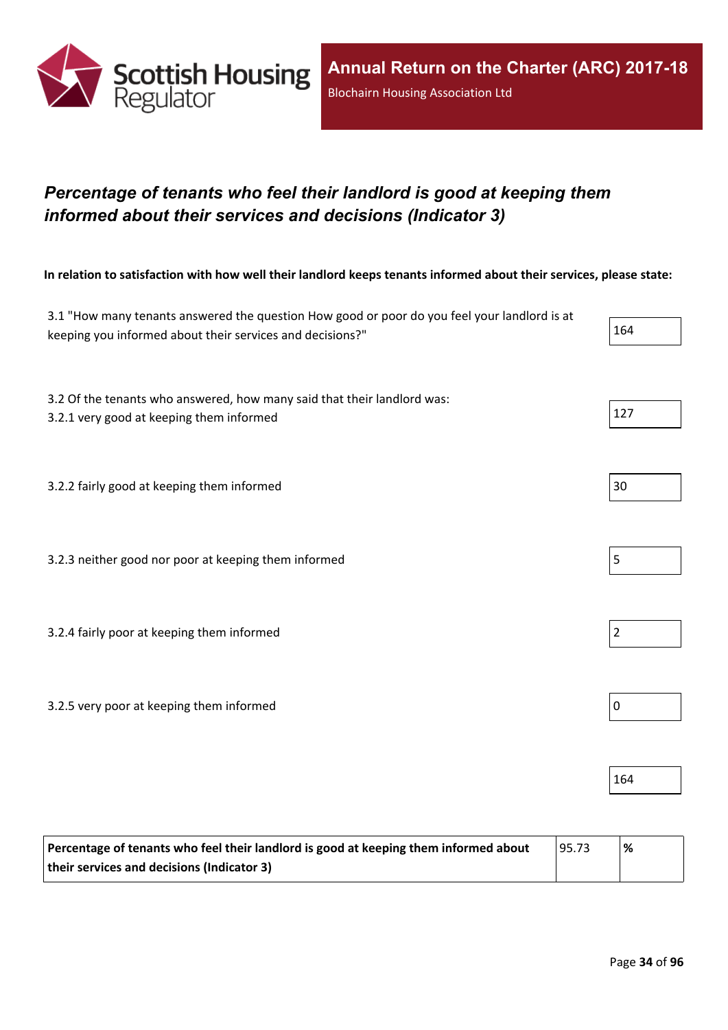Annual Return on the Charter (ARC) 2017-18

Blochairn Housing Association Ltd

## *Percentage of tenants who feel their landlord is good at keeping them informed about their services and decisions (Indicator 3)*

**In relation to satisfaction with how well their landlord keeps tenants informed about their services, please state:**

| | |
|---|---|
| 3.1 "How many tenants answered the question How good or poor do you feel your landlord is at keeping you informed about their services and decisions?" | 164 |
| 3.2 Of the tenants who answered, how many said that their landlord was:<br>3.2.1 very good at keeping them informed | 127 |
| 3.2.2 fairly good at keeping them informed | 30 |
| 3.2.3 neither good nor poor at keeping them informed | 5 |
| 3.2.4 fairly poor at keeping them informed | 2 |
| 3.2.5 very poor at keeping them informed | 0 |
| | 164 |

| | | |
|---|---|---|
| **Percentage of tenants who feel their landlord is good at keeping them informed about their services and decisions (Indicator 3)** | 95.73 | **%** |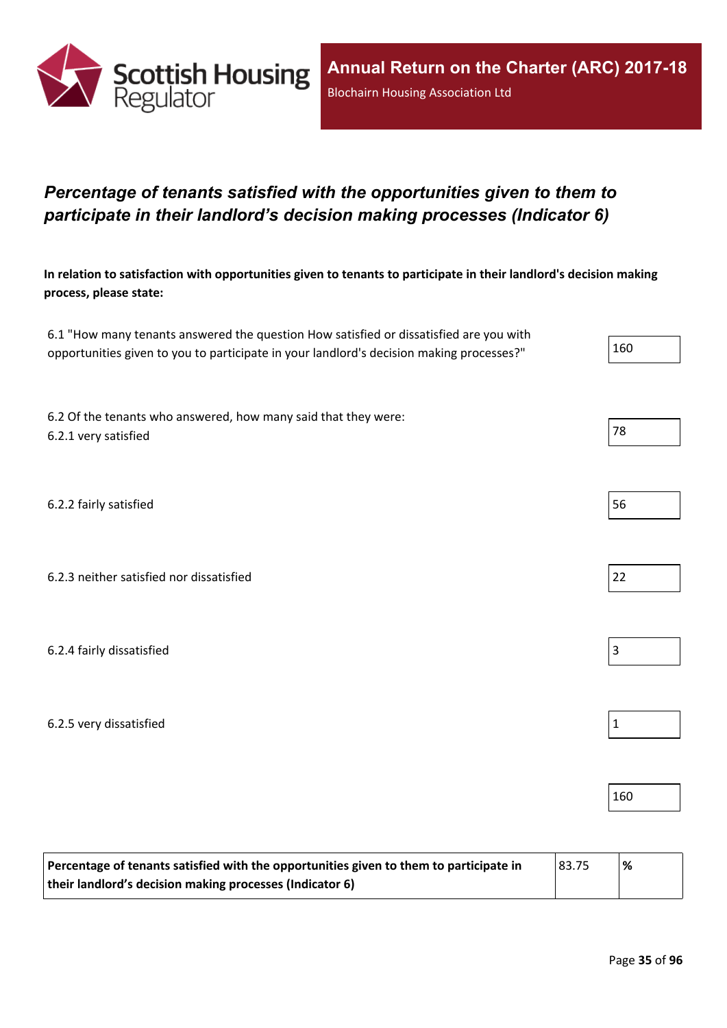## *Percentage of tenants satisfied with the opportunities given to them to participate in their landlord's decision making processes (Indicator 6)*

**In relation to satisfaction with opportunities given to tenants to participate in their landlord's decision making process, please state:**

| | |
|---|---|
| 6.1 "How many tenants answered the question How satisfied or dissatisfied are you with opportunities given to you to participate in your landlord's decision making processes?" | 160 |
| 6.2 Of the tenants who answered, how many said that they were:<br>6.2.1 very satisfied | 78 |
| 6.2.2 fairly satisfied | 56 |
| 6.2.3 neither satisfied nor dissatisfied | 22 |
| 6.2.4 fairly dissatisfied | 3 |
| 6.2.5 very dissatisfied | 1 |
| | 160 |

| | | |
|---|---|---|
| **Percentage of tenants satisfied with the opportunities given to them to participate in their landlord's decision making processes (Indicator 6)** | 83.75 | **%** |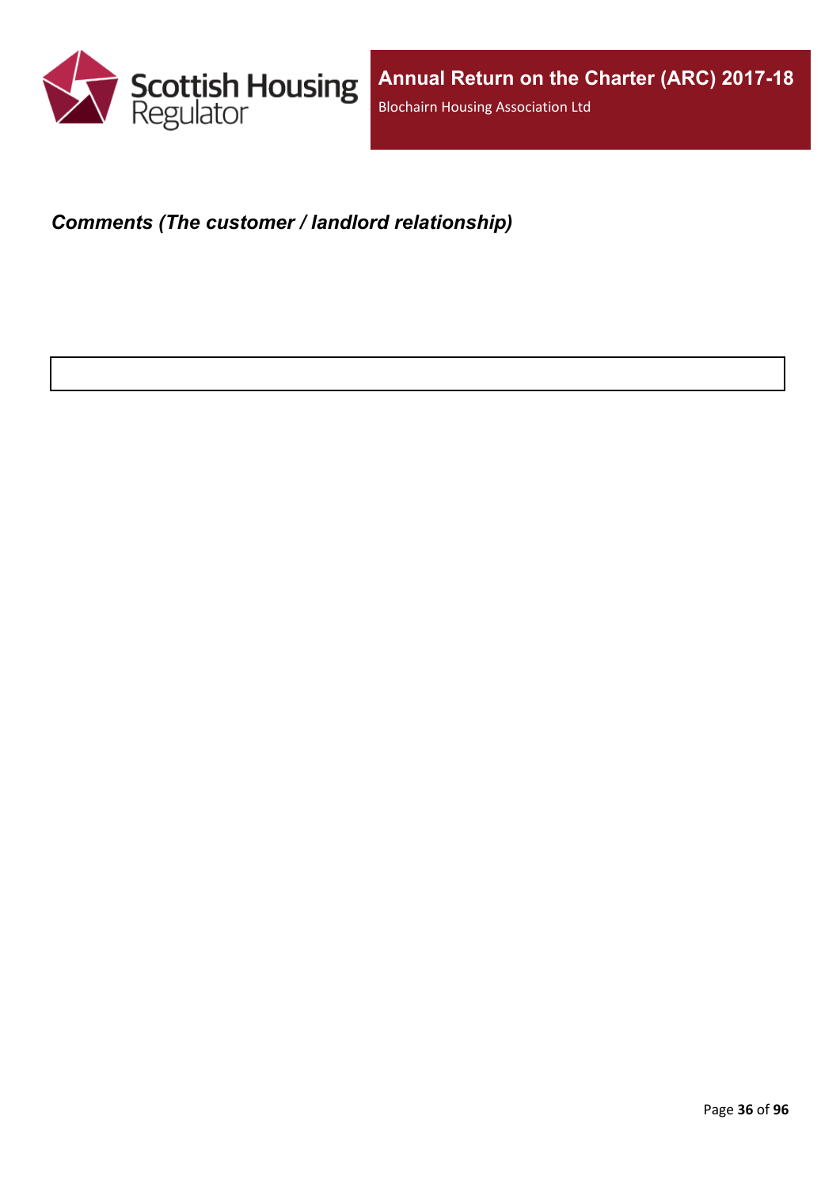### *Comments (The customer / landlord relationship)*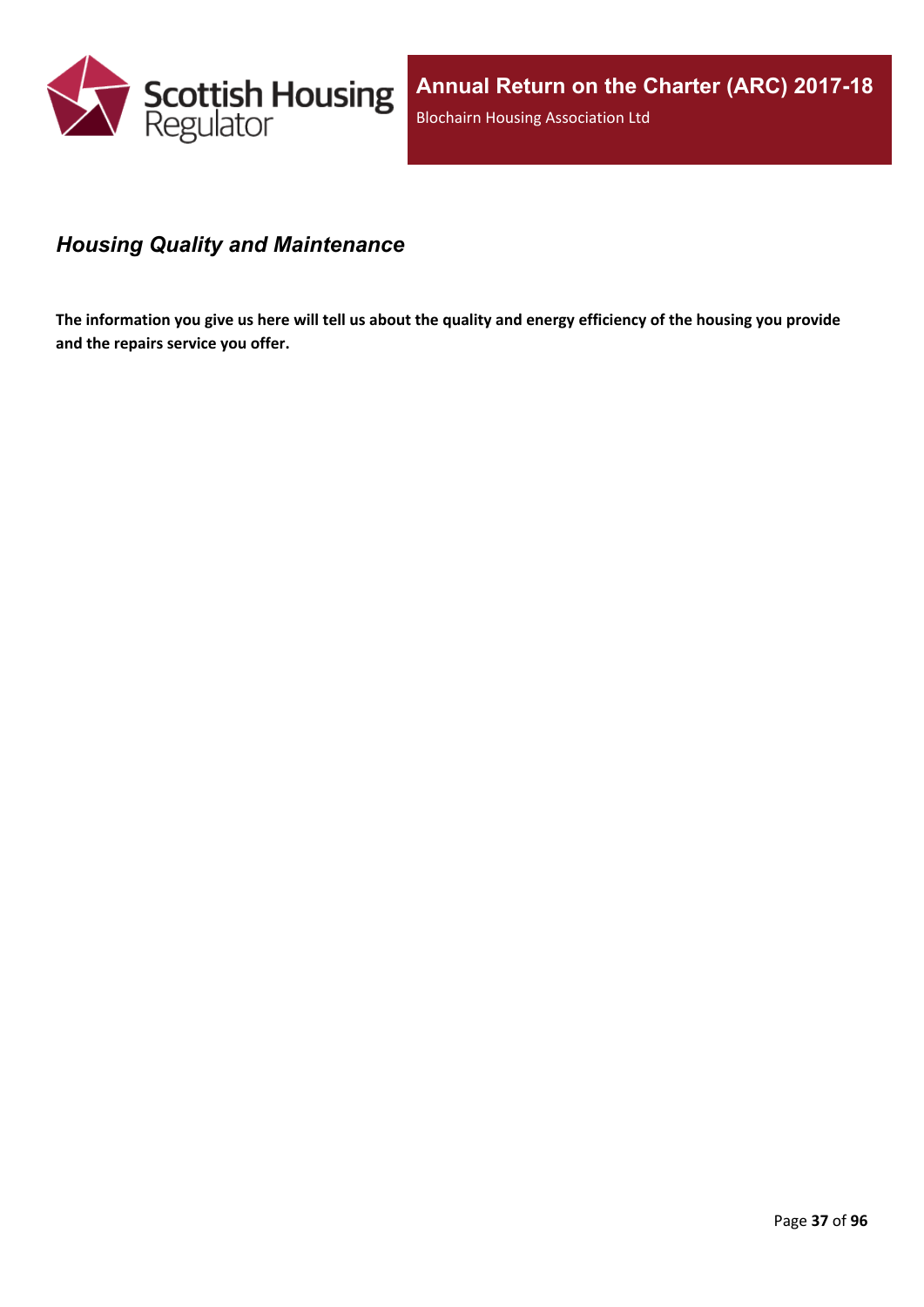## *Housing Quality and Maintenance*

**The information you give us here will tell us about the quality and energy efficiency of the housing you provide and the repairs service you offer.**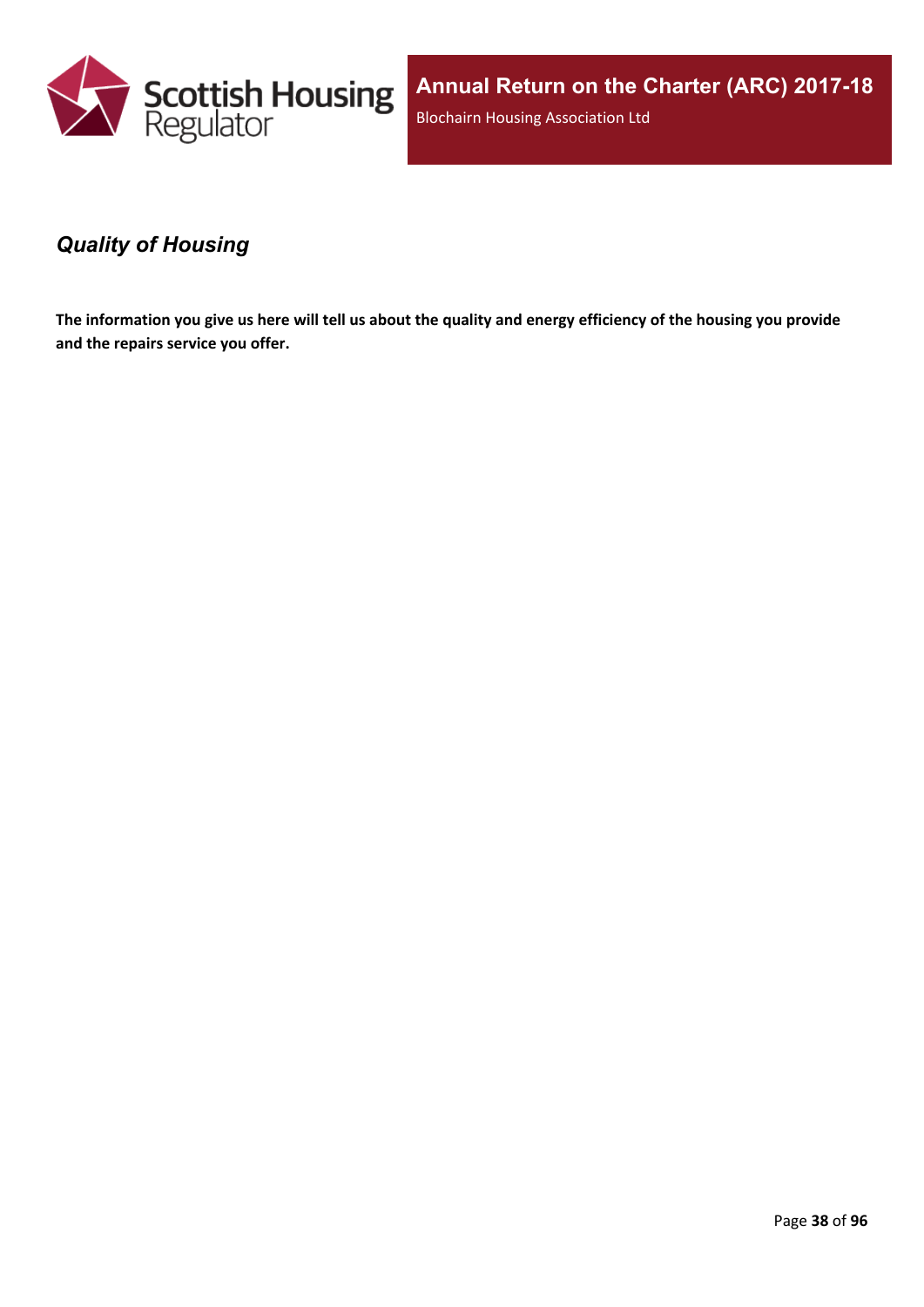## *Quality of Housing*

**The information you give us here will tell us about the quality and energy efficiency of the housing you provide and the repairs service you offer.**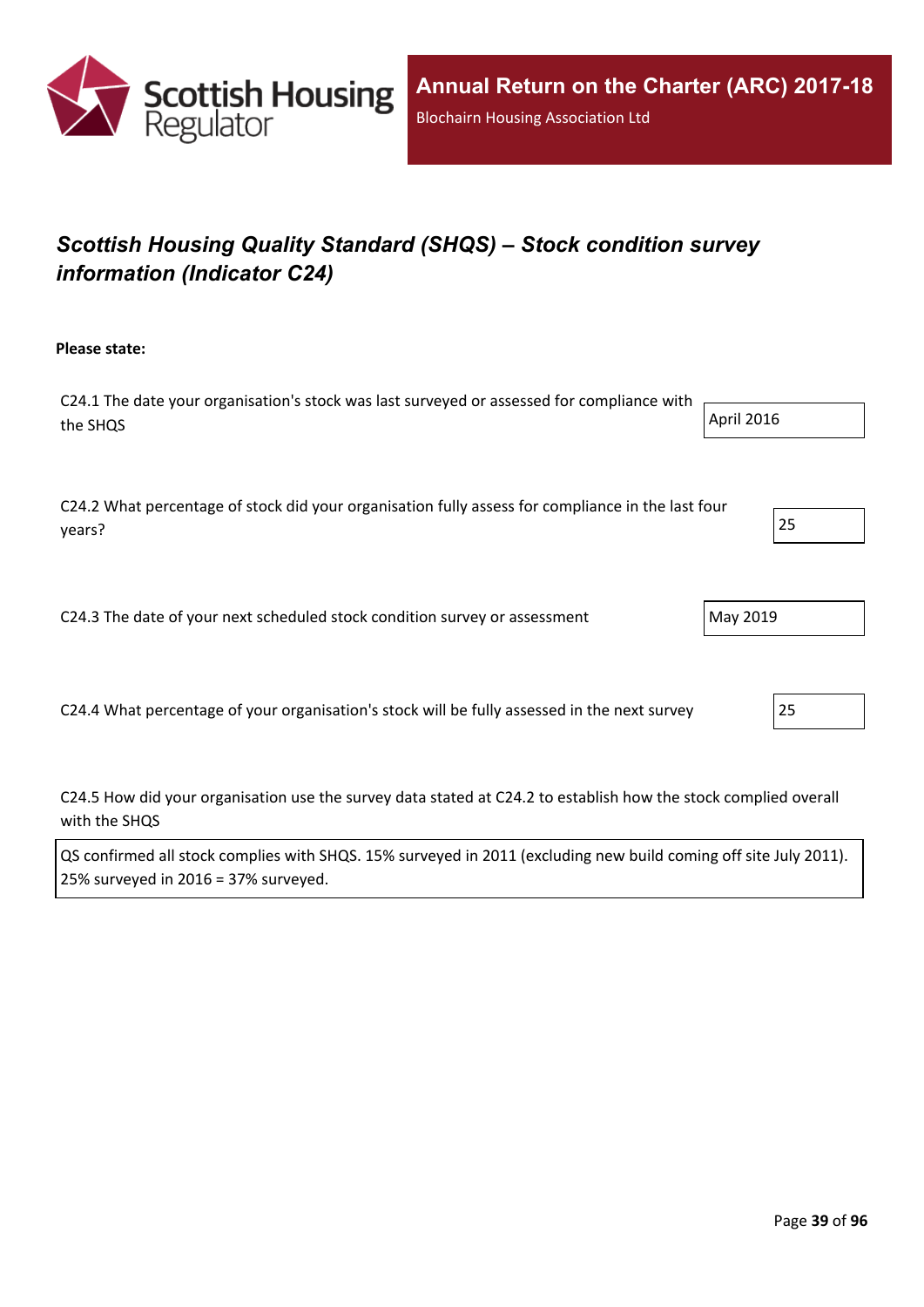## *Scottish Housing Quality Standard (SHQS) – Stock condition survey information (Indicator C24)*

**Please state:**

C24.1 The date your organisation's stock was last surveyed or assessed for compliance with the SHQS

April 2016

C24.2 What percentage of stock did your organisation fully assess for compliance in the last four years?

25

C24.3 The date of your next scheduled stock condition survey or assessment

May 2019

C24.4 What percentage of your organisation's stock will be fully assessed in the next survey

25

C24.5 How did your organisation use the survey data stated at C24.2 to establish how the stock complied overall with the SHQS

QS confirmed all stock complies with SHQS. 15% surveyed in 2011 (excluding new build coming off site July 2011). 25% surveyed in 2016 = 37% surveyed.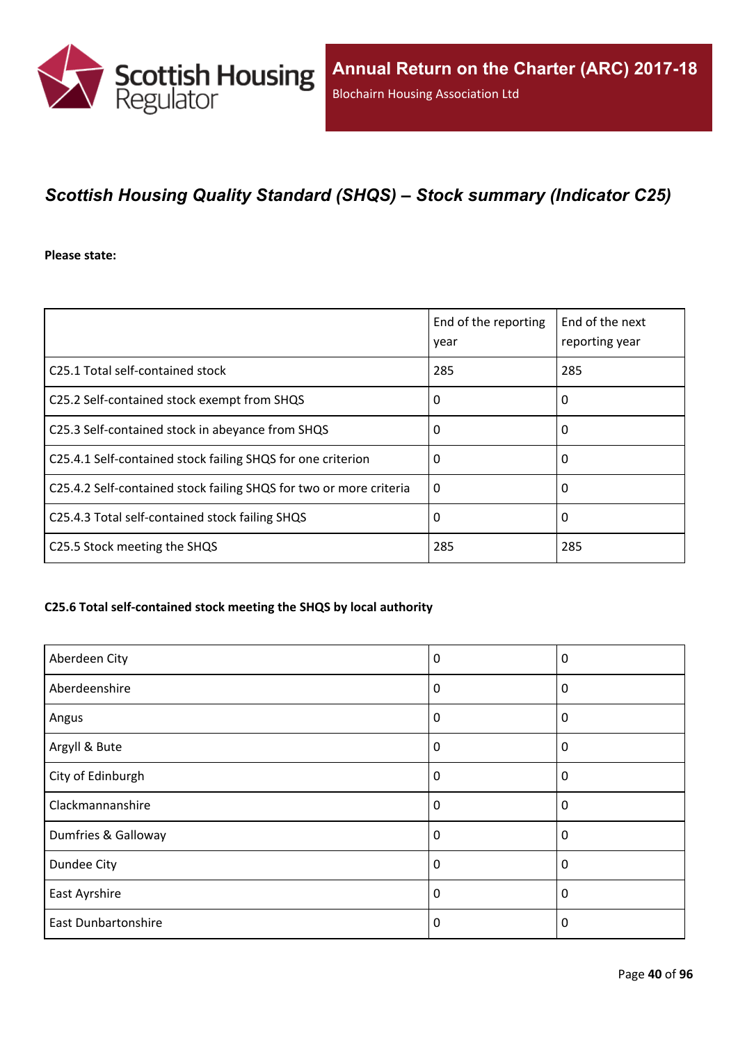## *Scottish Housing Quality Standard (SHQS) – Stock summary (Indicator C25)*

**Please state:**

| | End of the reporting year | End of the next reporting year |
|---|---|---|
| C25.1 Total self-contained stock | 285 | 285 |
| C25.2 Self-contained stock exempt from SHQS | 0 | 0 |
| C25.3 Self-contained stock in abeyance from SHQS | 0 | 0 |
| C25.4.1 Self-contained stock failing SHQS for one criterion | 0 | 0 |
| C25.4.2 Self-contained stock failing SHQS for two or more criteria | 0 | 0 |
| C25.4.3 Total self-contained stock failing SHQS | 0 | 0 |
| C25.5 Stock meeting the SHQS | 285 | 285 |

#### C25.6 Total self-contained stock meeting the SHQS by local authority

| | | |
|---|---|---|
| Aberdeen City | 0 | 0 |
| Aberdeenshire | 0 | 0 |
| Angus | 0 | 0 |
| Argyll & Bute | 0 | 0 |
| City of Edinburgh | 0 | 0 |
| Clackmannanshire | 0 | 0 |
| Dumfries & Galloway | 0 | 0 |
| Dundee City | 0 | 0 |
| East Ayrshire | 0 | 0 |
| East Dunbartonshire | 0 | 0 |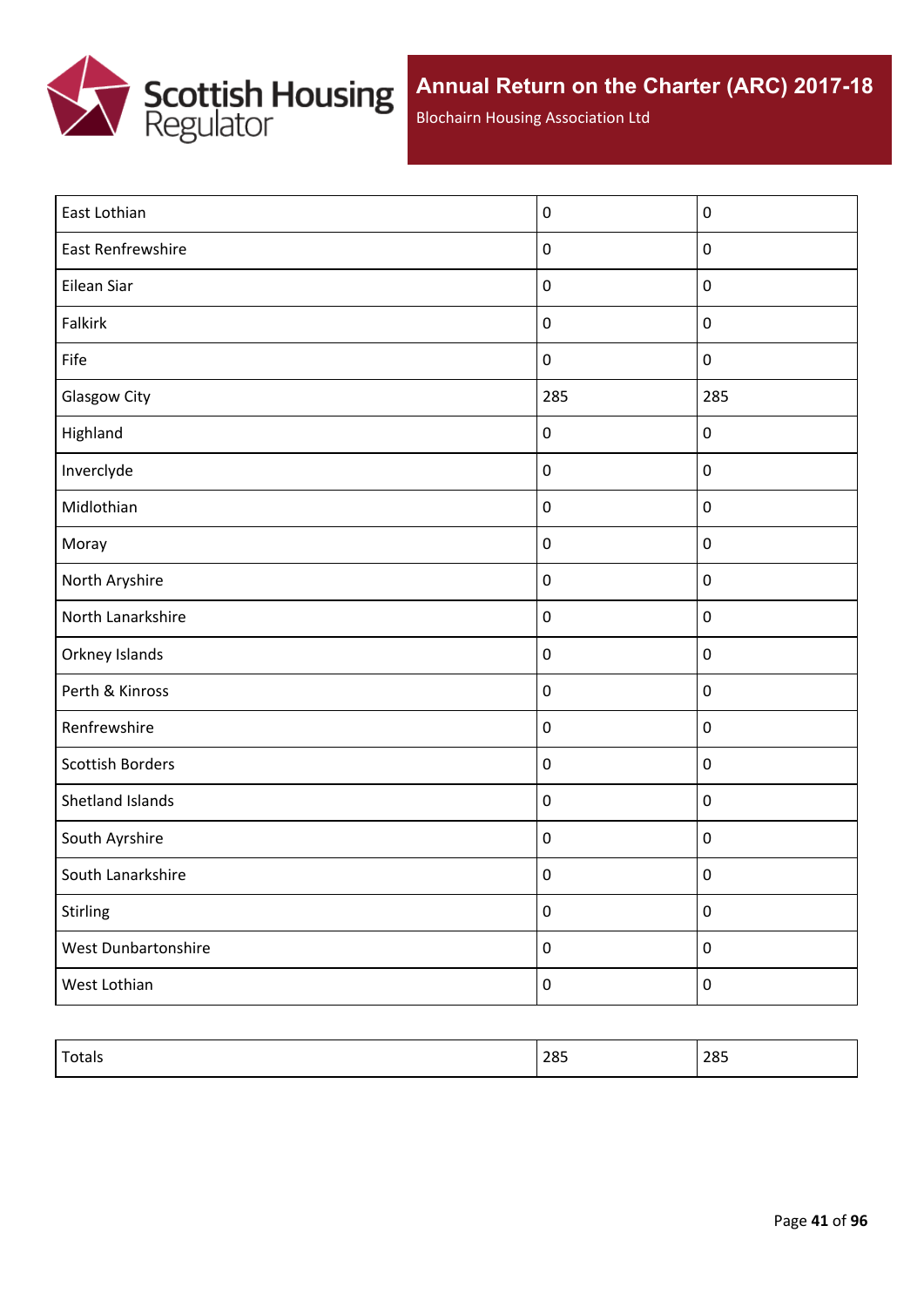| | | |
|---|---|---|
| East Lothian | 0 | 0 |
| East Renfrewshire | 0 | 0 |
| Eilean Siar | 0 | 0 |
| Falkirk | 0 | 0 |
| Fife | 0 | 0 |
| Glasgow City | 285 | 285 |
| Highland | 0 | 0 |
| Inverclyde | 0 | 0 |
| Midlothian | 0 | 0 |
| Moray | 0 | 0 |
| North Aryshire | 0 | 0 |
| North Lanarkshire | 0 | 0 |
| Orkney Islands | 0 | 0 |
| Perth & Kinross | 0 | 0 |
| Renfrewshire | 0 | 0 |
| Scottish Borders | 0 | 0 |
| Shetland Islands | 0 | 0 |
| South Ayrshire | 0 | 0 |
| South Lanarkshire | 0 | 0 |
| Stirling | 0 | 0 |
| West Dunbartonshire | 0 | 0 |
| West Lothian | 0 | 0 |

| | | |
|---|---|---|
| Totals | 285 | 285 |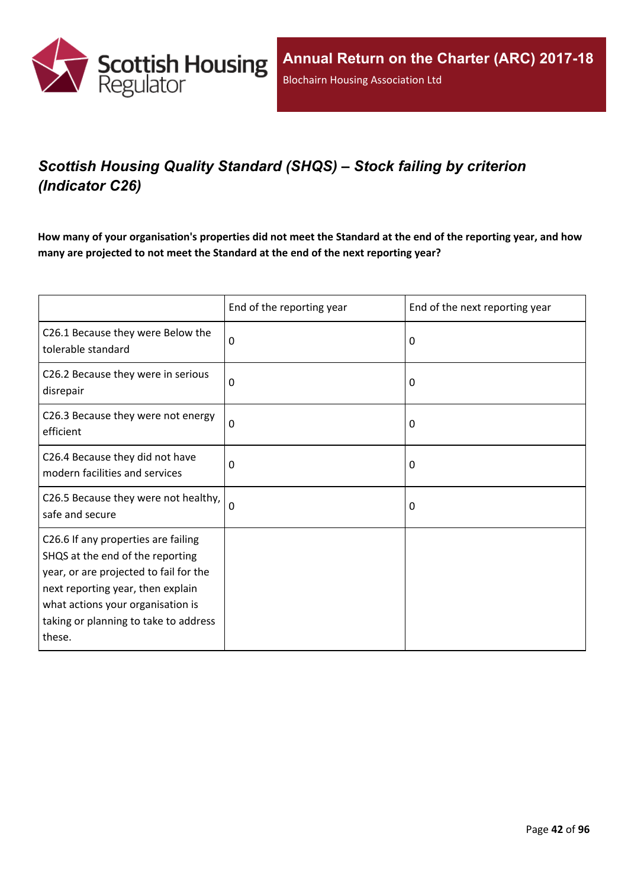## *Scottish Housing Quality Standard (SHQS) – Stock failing by criterion (Indicator C26)*

**How many of your organisation's properties did not meet the Standard at the end of the reporting year, and how many are projected to not meet the Standard at the end of the next reporting year?**

| | End of the reporting year | End of the next reporting year |
|---|---|---|
| C26.1 Because they were Below the tolerable standard | 0 | 0 |
| C26.2 Because they were in serious disrepair | 0 | 0 |
| C26.3 Because they were not energy efficient | 0 | 0 |
| C26.4 Because they did not have modern facilities and services | 0 | 0 |
| C26.5 Because they were not healthy, safe and secure | 0 | 0 |
| C26.6 If any properties are failing SHQS at the end of the reporting year, or are projected to fail for the next reporting year, then explain what actions your organisation is taking or planning to take to address these. | | |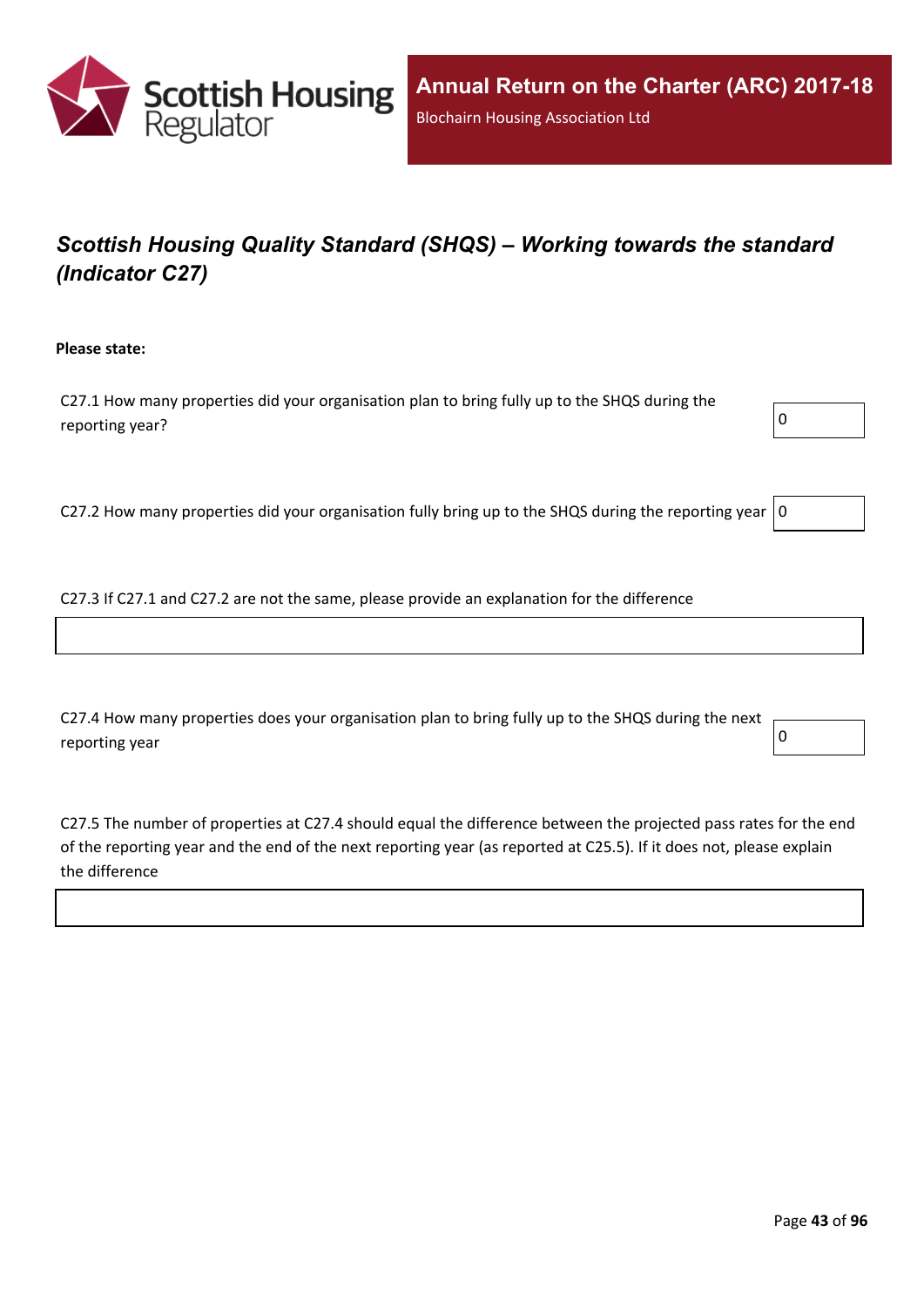## *Scottish Housing Quality Standard (SHQS) – Working towards the standard (Indicator C27)*

**Please state:**

C27.1 How many properties did your organisation plan to bring fully up to the SHQS during the reporting year?

0

C27.2 How many properties did your organisation fully bring up to the SHQS during the reporting year

0

C27.3 If C27.1 and C27.2 are not the same, please provide an explanation for the difference

C27.4 How many properties does your organisation plan to bring fully up to the SHQS during the next reporting year

0

C27.5 The number of properties at C27.4 should equal the difference between the projected pass rates for the end of the reporting year and the end of the next reporting year (as reported at C25.5). If it does not, please explain the difference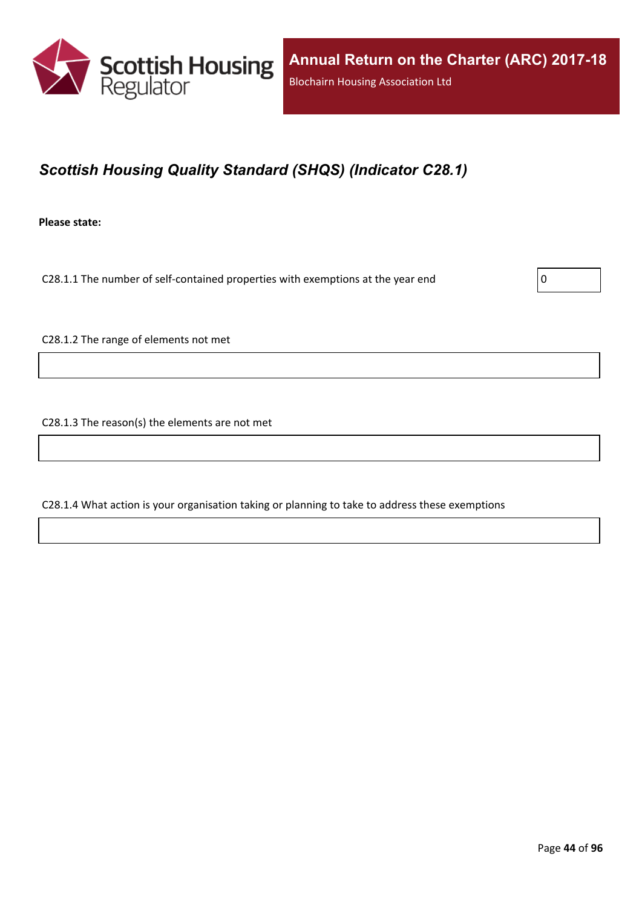## *Scottish Housing Quality Standard (SHQS) (Indicator C28.1)*

**Please state:**

C28.1.1 The number of self-contained properties with exemptions at the year end: 0

C28.1.2 The range of elements not met

C28.1.3 The reason(s) the elements are not met

C28.1.4 What action is your organisation taking or planning to take to address these exemptions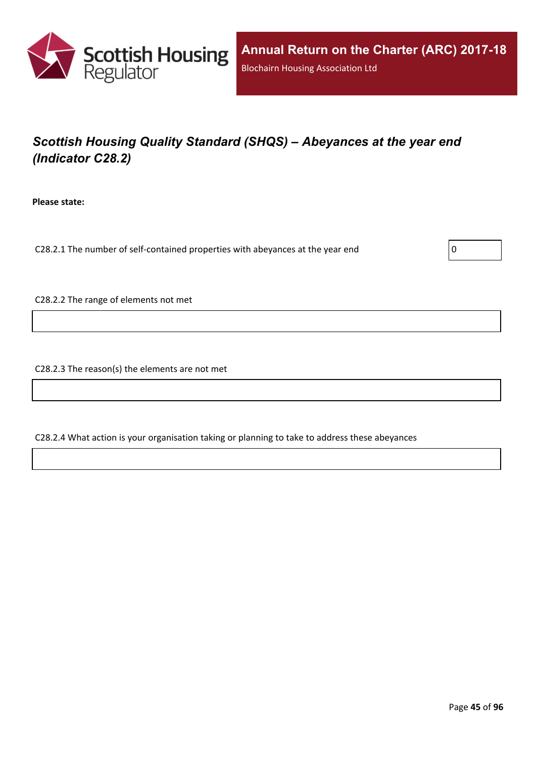## *Scottish Housing Quality Standard (SHQS) – Abeyances at the year end (Indicator C28.2)*

**Please state:**

C28.2.1 The number of self-contained properties with abeyances at the year end: 0

C28.2.2 The range of elements not met

C28.2.3 The reason(s) the elements are not met

C28.2.4 What action is your organisation taking or planning to take to address these abeyances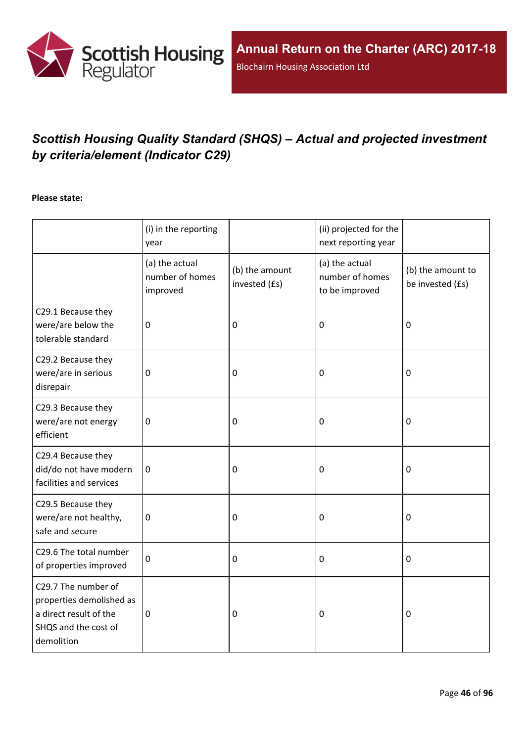## *Scottish Housing Quality Standard (SHQS) – Actual and projected investment by criteria/element (Indicator C29)*

**Please state:**

| | (i) in the reporting year | | (ii) projected for the next reporting year | |
|---|---|---|---|---|
| | (a) the actual number of homes improved | (b) the amount invested (£s) | (a) the actual number of homes to be improved | (b) the amount to be invested (£s) |
| C29.1 Because they were/are below the tolerable standard | 0 | 0 | 0 | 0 |
| C29.2 Because they were/are in serious disrepair | 0 | 0 | 0 | 0 |
| C29.3 Because they were/are not energy efficient | 0 | 0 | 0 | 0 |
| C29.4 Because they did/do not have modern facilities and services | 0 | 0 | 0 | 0 |
| C29.5 Because they were/are not healthy, safe and secure | 0 | 0 | 0 | 0 |
| C29.6 The total number of properties improved | 0 | 0 | 0 | 0 |
| C29.7 The number of properties demolished as a direct result of the SHQS and the cost of demolition | 0 | 0 | 0 | 0 |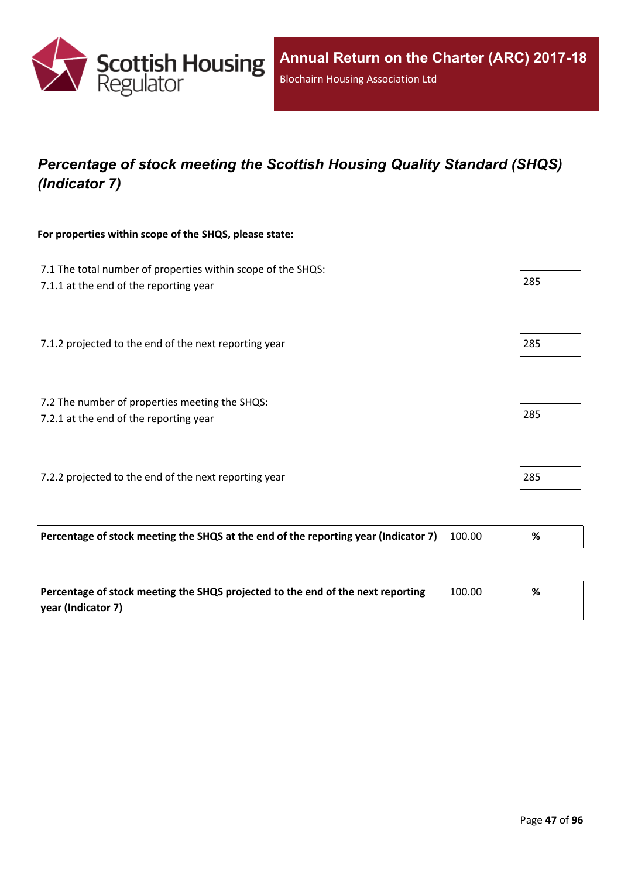## *Percentage of stock meeting the Scottish Housing Quality Standard (SHQS) (Indicator 7)*

**For properties within scope of the SHQS, please state:**

7.1 The total number of properties within scope of the SHQS:
7.1.1 at the end of the reporting year: 285

7.1.2 projected to the end of the next reporting year: 285

7.2 The number of properties meeting the SHQS:
7.2.1 at the end of the reporting year: 285

7.2.2 projected to the end of the next reporting year: 285

| | | |
|---|---|---|
| **Percentage of stock meeting the SHQS at the end of the reporting year (Indicator 7)** | 100.00 | **%** |

| | | |
|---|---|---|
| **Percentage of stock meeting the SHQS projected to the end of the next reporting year (Indicator 7)** | 100.00 | **%** |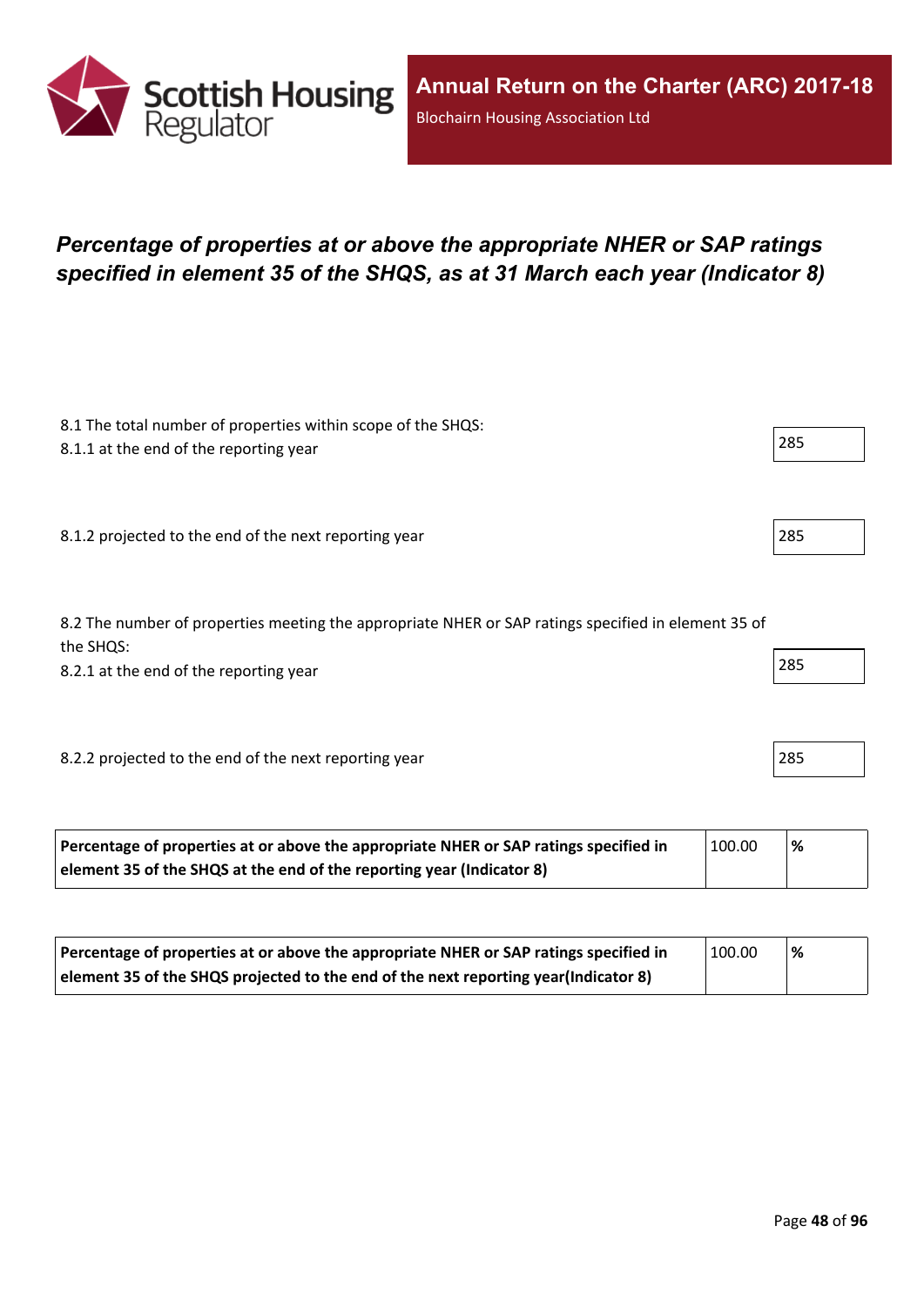# *Percentage of properties at or above the appropriate NHER or SAP ratings specified in element 35 of the SHQS, as at 31 March each year (Indicator 8)*

8.1 The total number of properties within scope of the SHQS:
8.1.1 at the end of the reporting year

285

8.1.2 projected to the end of the next reporting year

285

8.2 The number of properties meeting the appropriate NHER or SAP ratings specified in element 35 of the SHQS:
8.2.1 at the end of the reporting year

285

8.2.2 projected to the end of the next reporting year

285

| **Percentage of properties at or above the appropriate NHER or SAP ratings specified in element 35 of the SHQS at the end of the reporting year (Indicator 8)** | 100.00 | **%** |
|---|---|---|

| **Percentage of properties at or above the appropriate NHER or SAP ratings specified in element 35 of the SHQS projected to the end of the next reporting year(Indicator 8)** | 100.00 | **%** |
|---|---|---|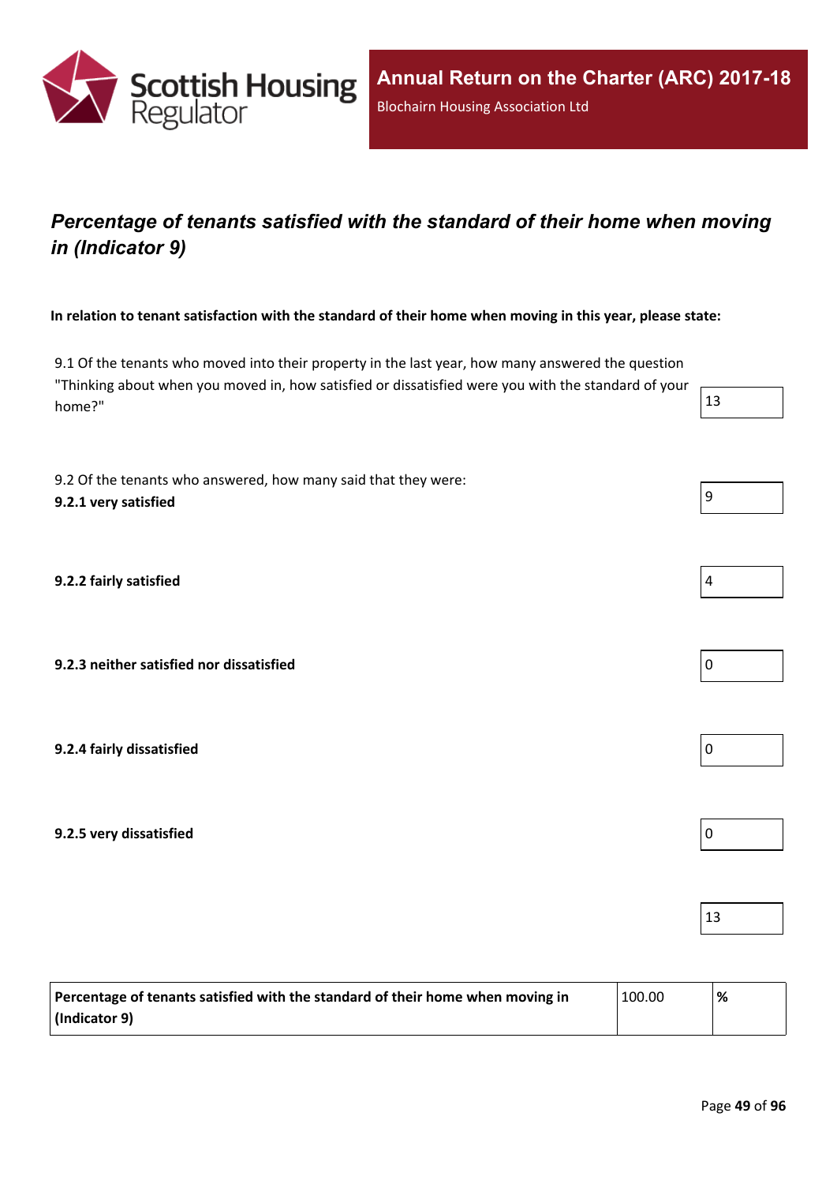## *Percentage of tenants satisfied with the standard of their home when moving in (Indicator 9)*

**In relation to tenant satisfaction with the standard of their home when moving in this year, please state:**

| | |
|---|---|
| 9.1 Of the tenants who moved into their property in the last year, how many answered the question "Thinking about when you moved in, how satisfied or dissatisfied were you with the standard of your home?" | 13 |
| 9.2 Of the tenants who answered, how many said that they were:<br>**9.2.1 very satisfied** | 9 |
| **9.2.2 fairly satisfied** | 4 |
| **9.2.3 neither satisfied nor dissatisfied** | 0 |
| **9.2.4 fairly dissatisfied** | 0 |
| **9.2.5 very dissatisfied** | 0 |
| | 13 |

| | | |
|---|---|---|
| **Percentage of tenants satisfied with the standard of their home when moving in (Indicator 9)** | 100.00 | **%** |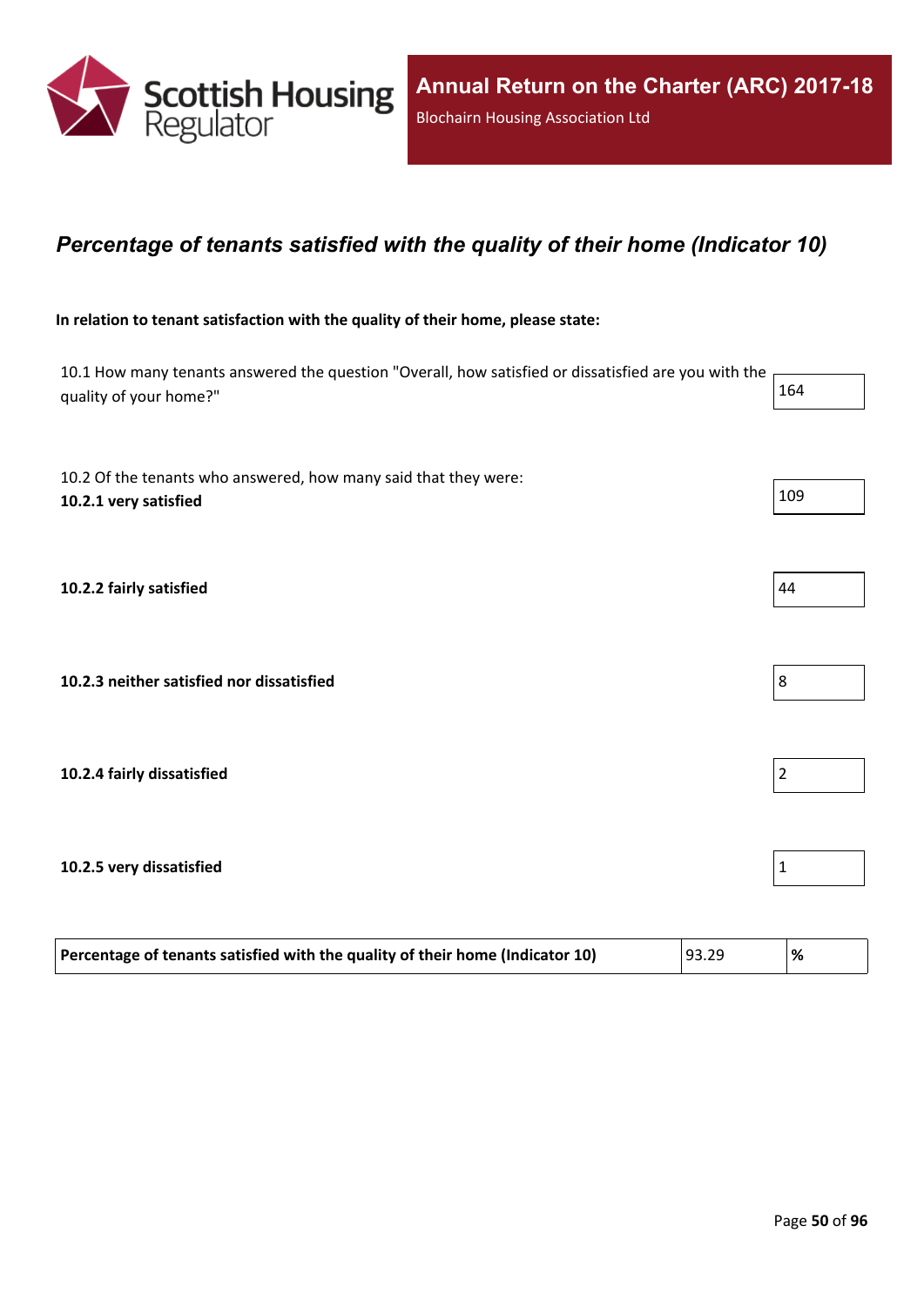## *Percentage of tenants satisfied with the quality of their home (Indicator 10)*

**In relation to tenant satisfaction with the quality of their home, please state:**

| | |
|---|---|
| 10.1 How many tenants answered the question "Overall, how satisfied or dissatisfied are you with the quality of your home?" | 164 |
| 10.2 Of the tenants who answered, how many said that they were: **10.2.1 very satisfied** | 109 |
| **10.2.2 fairly satisfied** | 44 |
| **10.2.3 neither satisfied nor dissatisfied** | 8 |
| **10.2.4 fairly dissatisfied** | 2 |
| **10.2.5 very dissatisfied** | 1 |

| | | |
|---|---|---|
| **Percentage of tenants satisfied with the quality of their home (Indicator 10)** | 93.29 | **%** |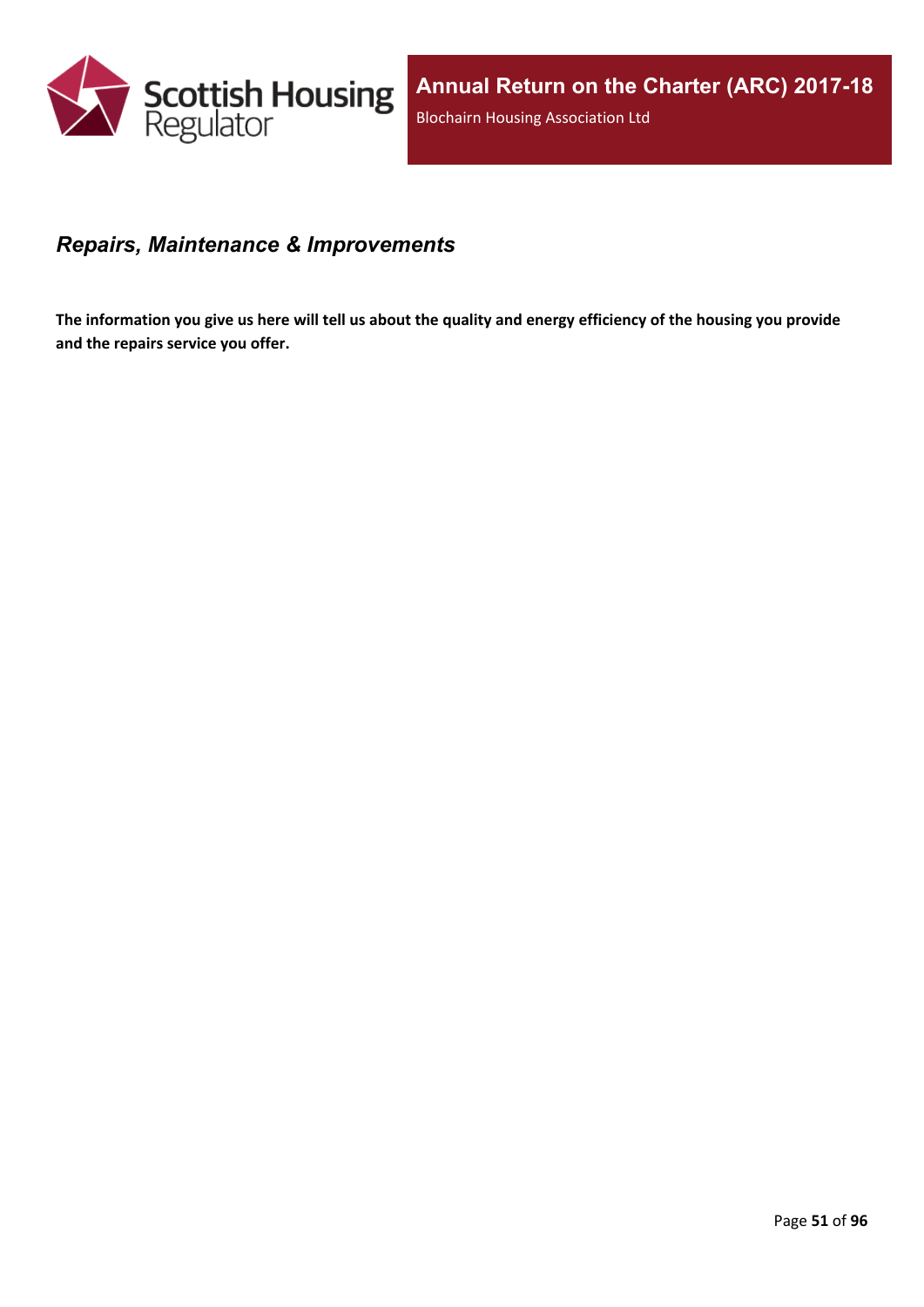## *Repairs, Maintenance & Improvements*

**The information you give us here will tell us about the quality and energy efficiency of the housing you provide and the repairs service you offer.**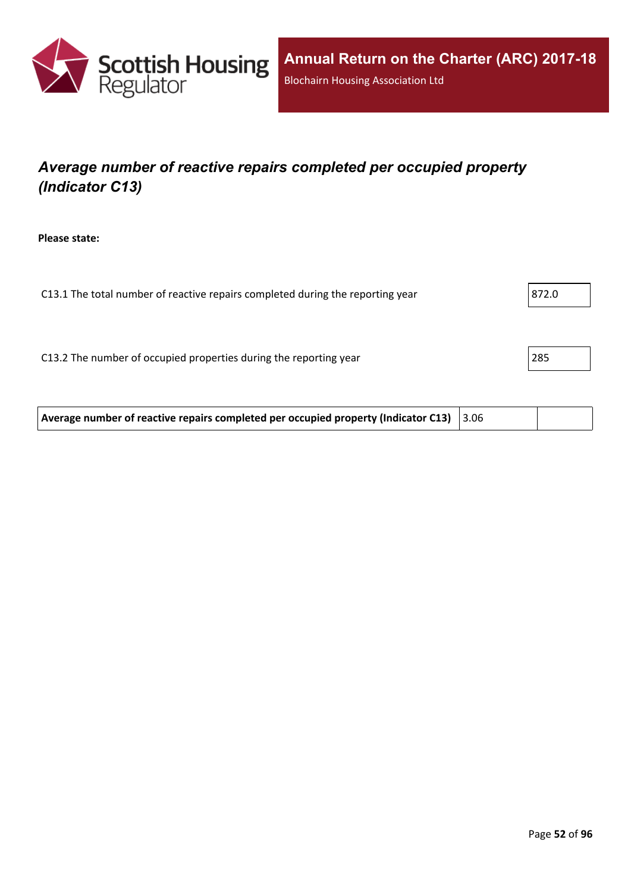## *Average number of reactive repairs completed per occupied property (Indicator C13)*

**Please state:**

| | |
|---|---|
| C13.1 The total number of reactive repairs completed during the reporting year | 872.0 |
| C13.2 The number of occupied properties during the reporting year | 285 |

| | | |
|---|---|---|
| **Average number of reactive repairs completed per occupied property (Indicator C13)** | 3.06 | |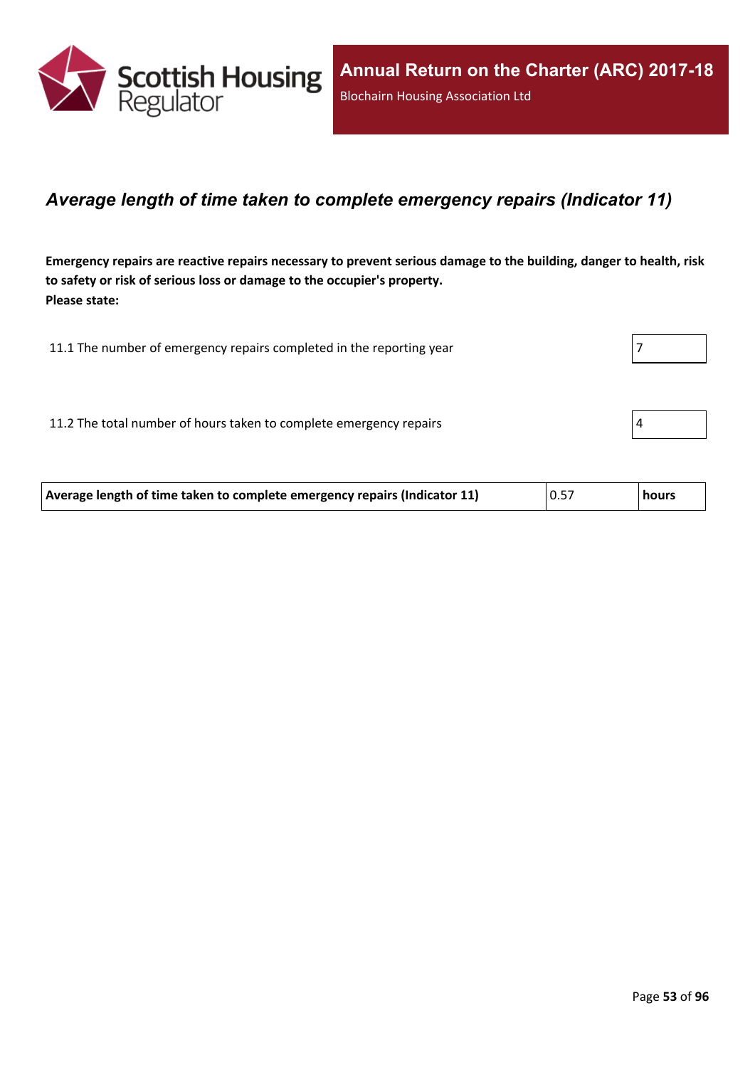## *Average length of time taken to complete emergency repairs (Indicator 11)*

**Emergency repairs are reactive repairs necessary to prevent serious damage to the building, danger to health, risk to safety or risk of serious loss or damage to the occupier's property.**
**Please state:**

| | |
|---|---|
| 11.1 The number of emergency repairs completed in the reporting year | 7 |
| 11.2 The total number of hours taken to complete emergency repairs | 4 |

| | | |
|---|---|---|
| **Average length of time taken to complete emergency repairs (Indicator 11)** | 0.57 | **hours** |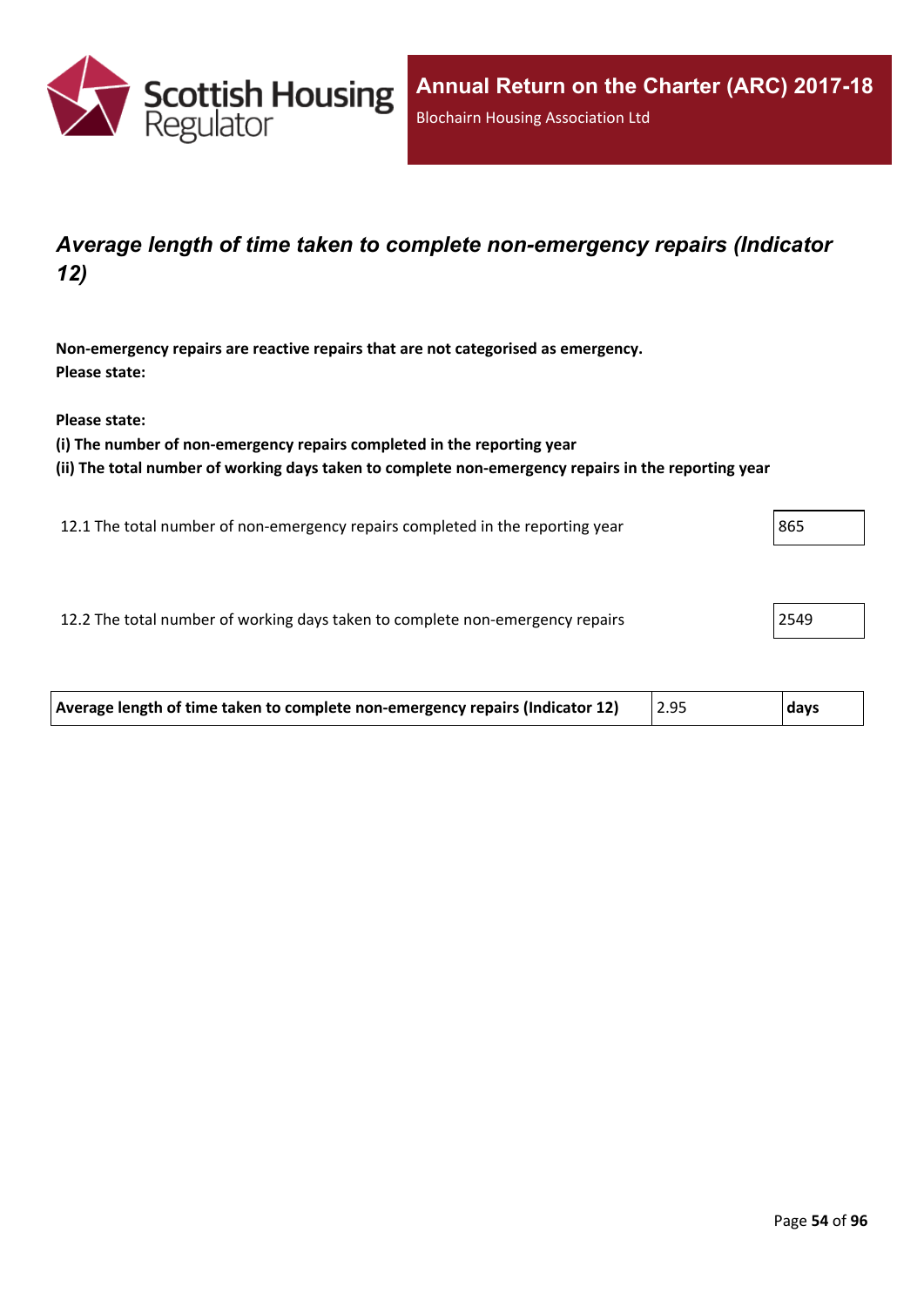## *Average length of time taken to complete non-emergency repairs (Indicator 12)*

**Non-emergency repairs are reactive repairs that are not categorised as emergency.**
**Please state:**

**Please state:**
**(i) The number of non-emergency repairs completed in the reporting year**
**(ii) The total number of working days taken to complete non-emergency repairs in the reporting year**

| | |
|---|---|
| 12.1 The total number of non-emergency repairs completed in the reporting year | 865 |
| 12.2 The total number of working days taken to complete non-emergency repairs | 2549 |

| | | |
|---|---|---|
| **Average length of time taken to complete non-emergency repairs (Indicator 12)** | 2.95 | **days** |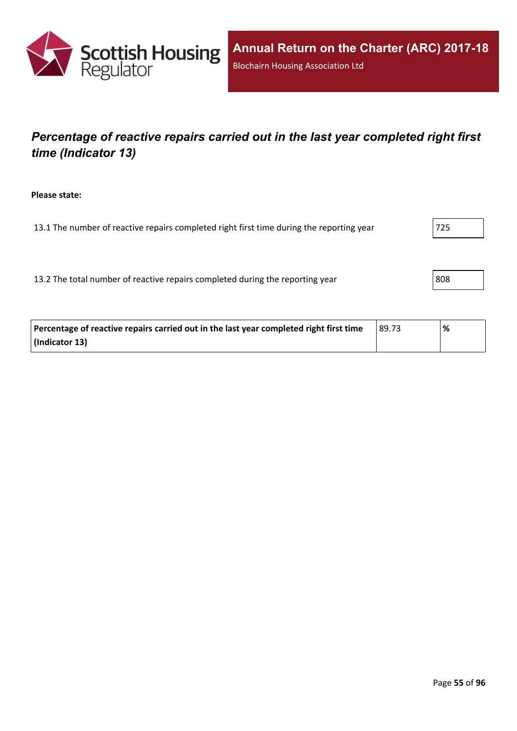## *Percentage of reactive repairs carried out in the last year completed right first time (Indicator 13)*

**Please state:**

13.1 The number of reactive repairs completed right first time during the reporting year: 725

13.2 The total number of reactive repairs completed during the reporting year: 808

| **Percentage of reactive repairs carried out in the last year completed right first time (Indicator 13)** | 89.73 | **%** |
|---|---|---|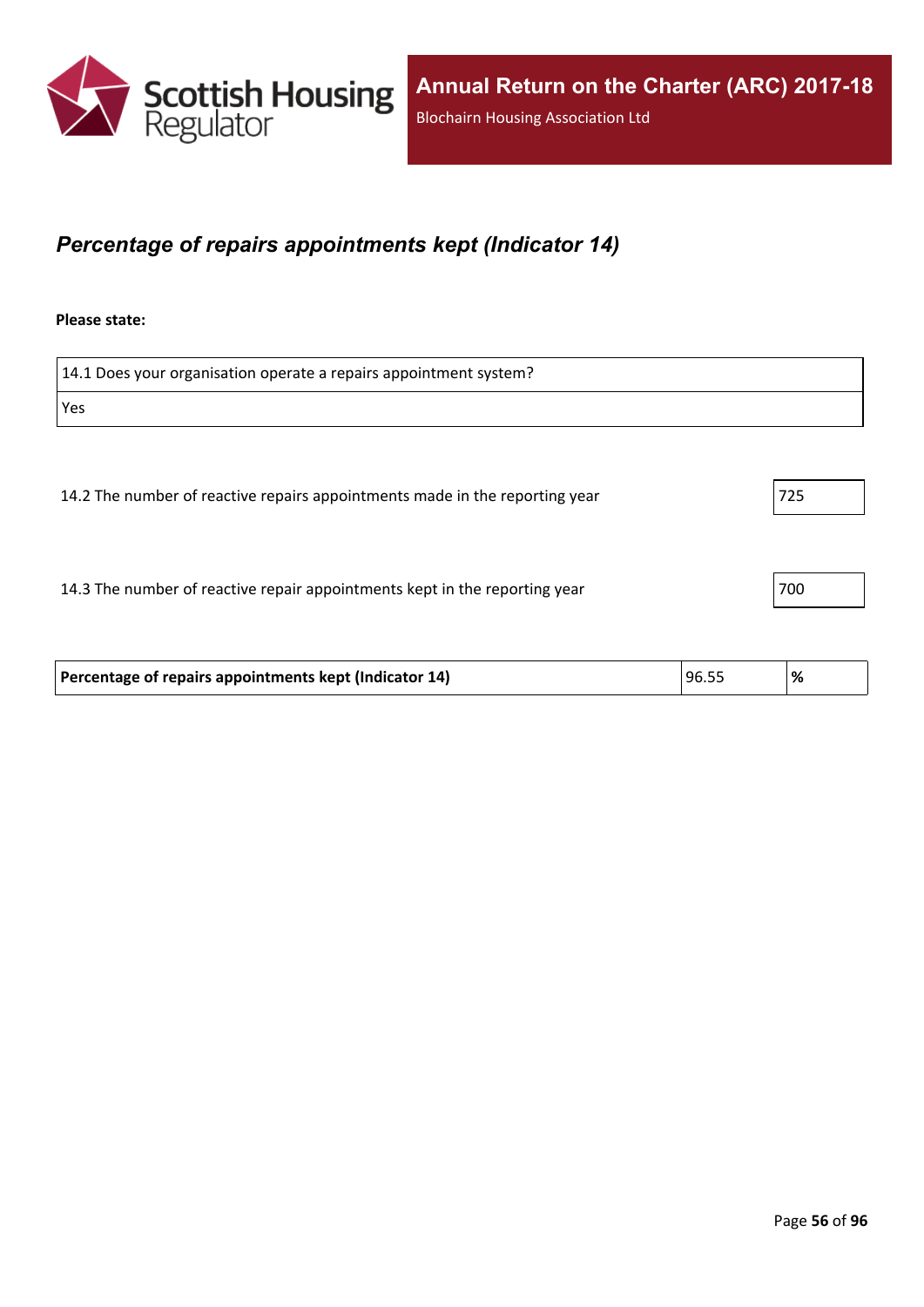## *Percentage of repairs appointments kept (Indicator 14)*

**Please state:**

| 14.1 Does your organisation operate a repairs appointment system? |
| --- |
| Yes |

| | |
| --- | --- |
| 14.2 The number of reactive repairs appointments made in the reporting year | 725 |
| 14.3 The number of reactive repair appointments kept in the reporting year | 700 |

| | | |
| --- | --- | --- |
| **Percentage of repairs appointments kept (Indicator 14)** | 96.55 | **%** |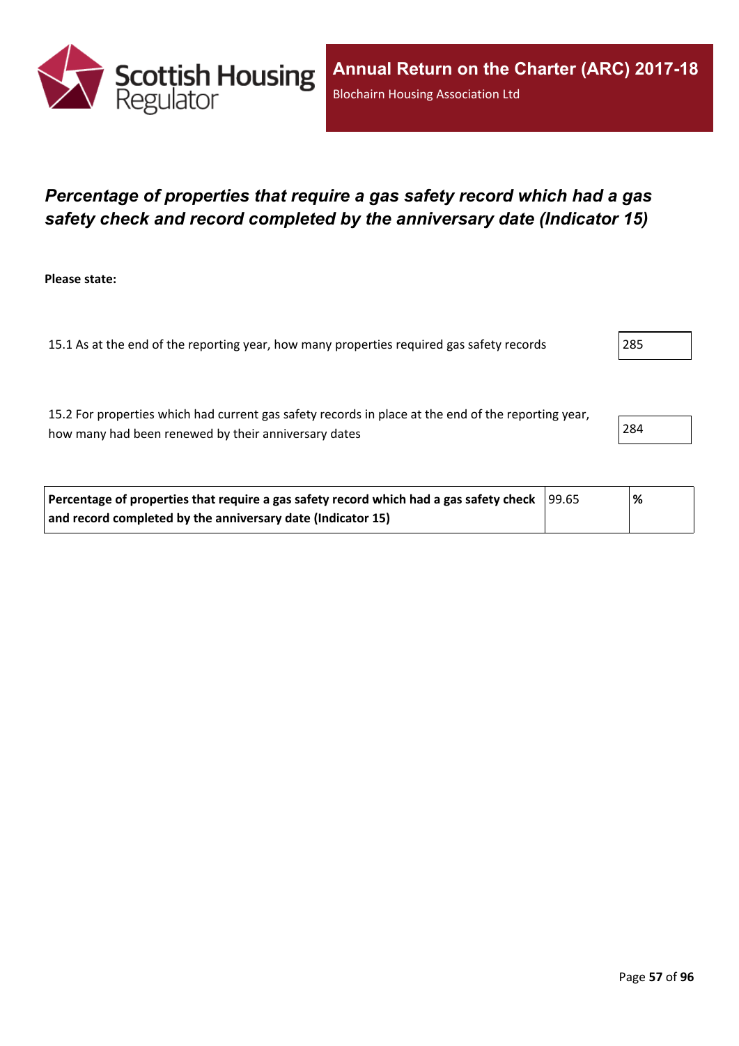## *Percentage of properties that require a gas safety record which had a gas safety check and record completed by the anniversary date (Indicator 15)*

**Please state:**

| | |
|---|---|
| 15.1 As at the end of the reporting year, how many properties required gas safety records | 285 |
| 15.2 For properties which had current gas safety records in place at the end of the reporting year, how many had been renewed by their anniversary dates | 284 |

| | | |
|---|---|---|
| **Percentage of properties that require a gas safety record which had a gas safety check and record completed by the anniversary date (Indicator 15)** | 99.65 | **%** |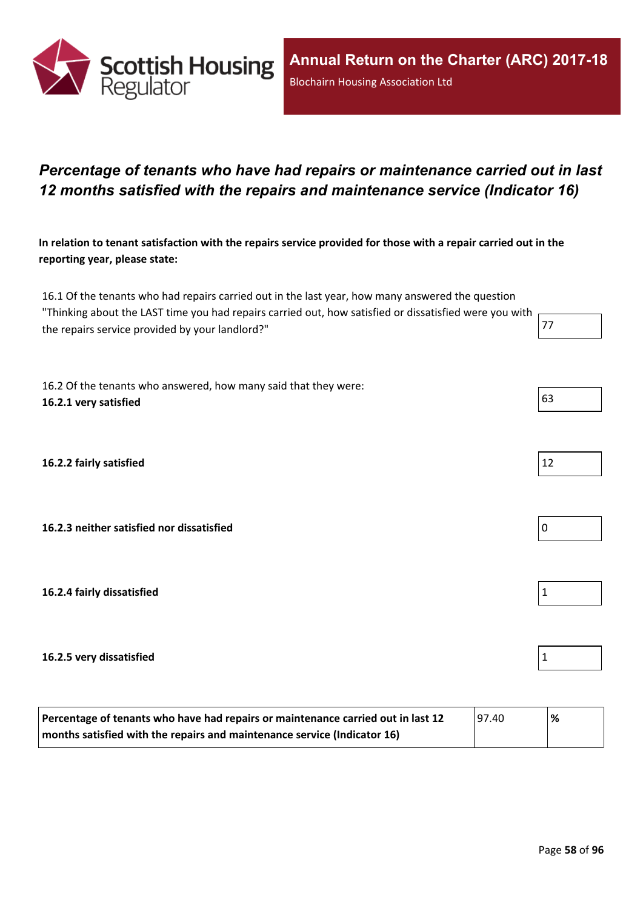# *Percentage of tenants who have had repairs or maintenance carried out in last 12 months satisfied with the repairs and maintenance service (Indicator 16)*

**In relation to tenant satisfaction with the repairs service provided for those with a repair carried out in the reporting year, please state:**

| | |
|---|---|
| 16.1 Of the tenants who had repairs carried out in the last year, how many answered the question "Thinking about the LAST time you had repairs carried out, how satisfied or dissatisfied were you with the repairs service provided by your landlord?" | 77 |
| 16.2 Of the tenants who answered, how many said that they were: **16.2.1 very satisfied** | 63 |
| **16.2.2 fairly satisfied** | 12 |
| **16.2.3 neither satisfied nor dissatisfied** | 0 |
| **16.2.4 fairly dissatisfied** | 1 |
| **16.2.5 very dissatisfied** | 1 |

| | | |
|---|---|---|
| **Percentage of tenants who have had repairs or maintenance carried out in last 12 months satisfied with the repairs and maintenance service (Indicator 16)** | 97.40 | **%** |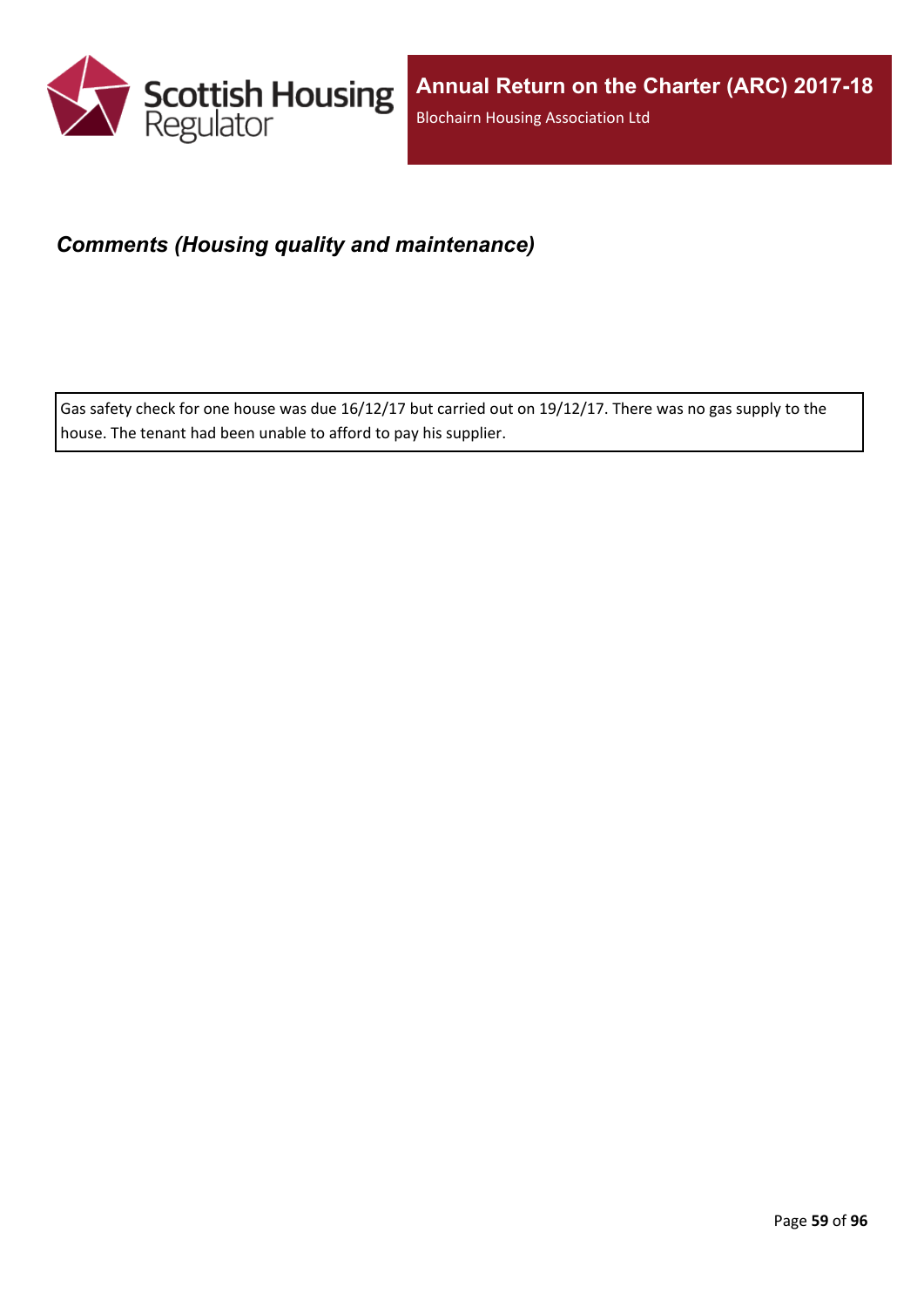## *Comments (Housing quality and maintenance)*

Gas safety check for one house was due 16/12/17 but carried out on 19/12/17. There was no gas supply to the house. The tenant had been unable to afford to pay his supplier.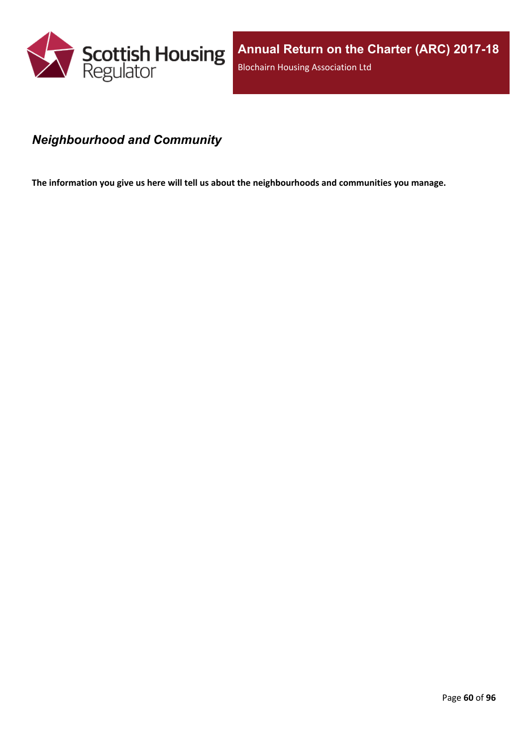## *Neighbourhood and Community*

**The information you give us here will tell us about the neighbourhoods and communities you manage.**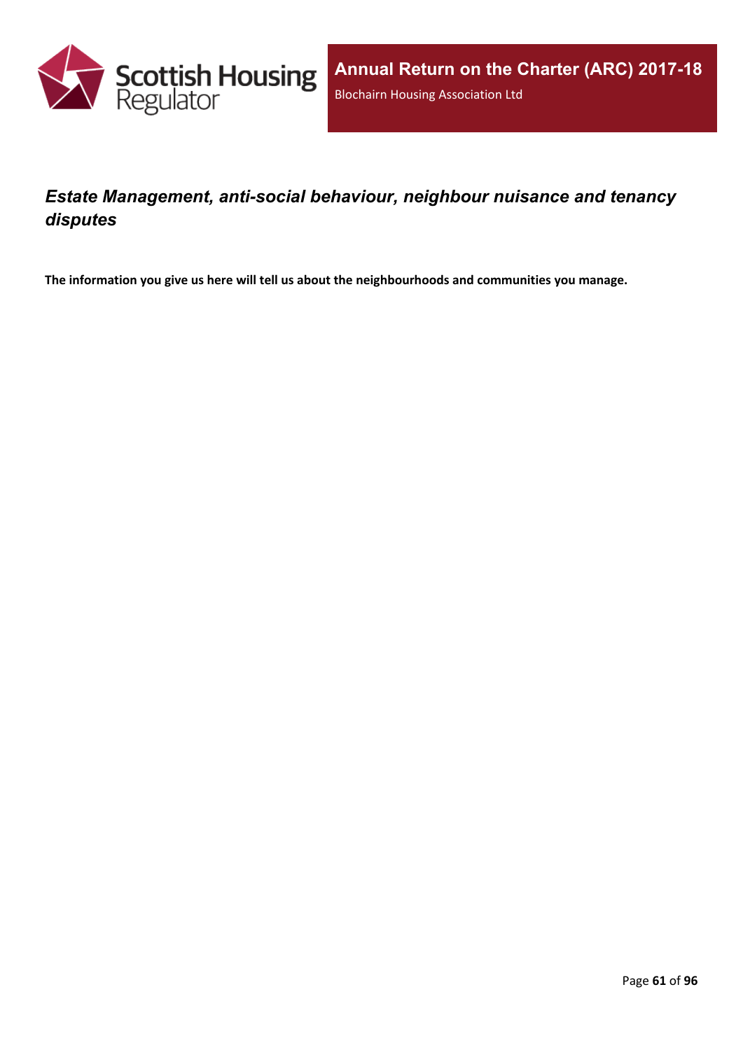## *Estate Management, anti-social behaviour, neighbour nuisance and tenancy disputes*

**The information you give us here will tell us about the neighbourhoods and communities you manage.**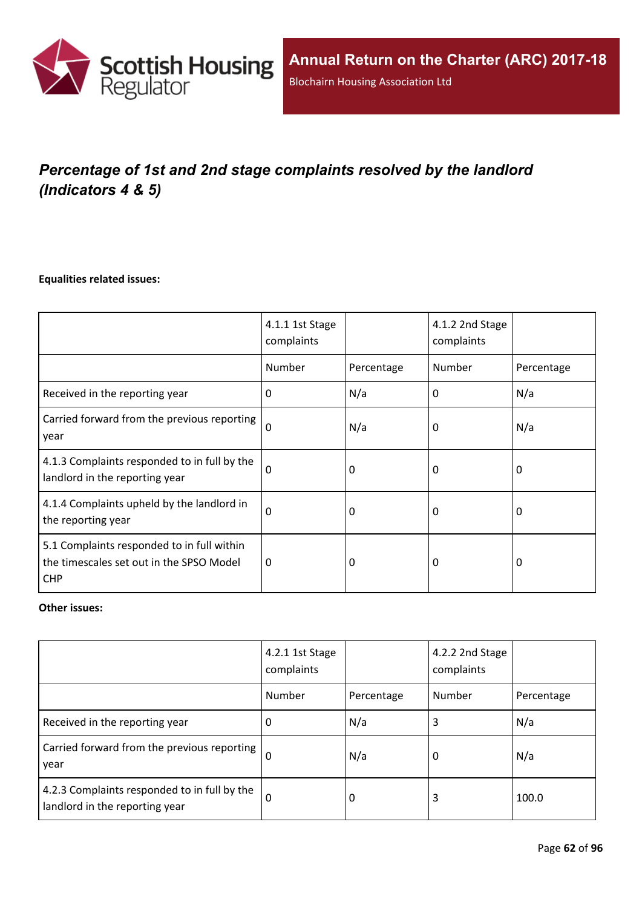## *Percentage of 1st and 2nd stage complaints resolved by the landlord (Indicators 4 & 5)*

**Equalities related issues:**

| | 4.1.1 1st Stage complaints | | 4.1.2 2nd Stage complaints | |
|---|---|---|---|---|
| | Number | Percentage | Number | Percentage |
| Received in the reporting year | 0 | N/a | 0 | N/a |
| Carried forward from the previous reporting year | 0 | N/a | 0 | N/a |
| 4.1.3 Complaints responded to in full by the landlord in the reporting year | 0 | 0 | 0 | 0 |
| 4.1.4 Complaints upheld by the landlord in the reporting year | 0 | 0 | 0 | 0 |
| 5.1 Complaints responded to in full within the timescales set out in the SPSO Model CHP | 0 | 0 | 0 | 0 |

**Other issues:**

| | 4.2.1 1st Stage complaints | | 4.2.2 2nd Stage complaints | |
|---|---|---|---|---|
| | Number | Percentage | Number | Percentage |
| Received in the reporting year | 0 | N/a | 3 | N/a |
| Carried forward from the previous reporting year | 0 | N/a | 0 | N/a |
| 4.2.3 Complaints responded to in full by the landlord in the reporting year | 0 | 0 | 3 | 100.0 |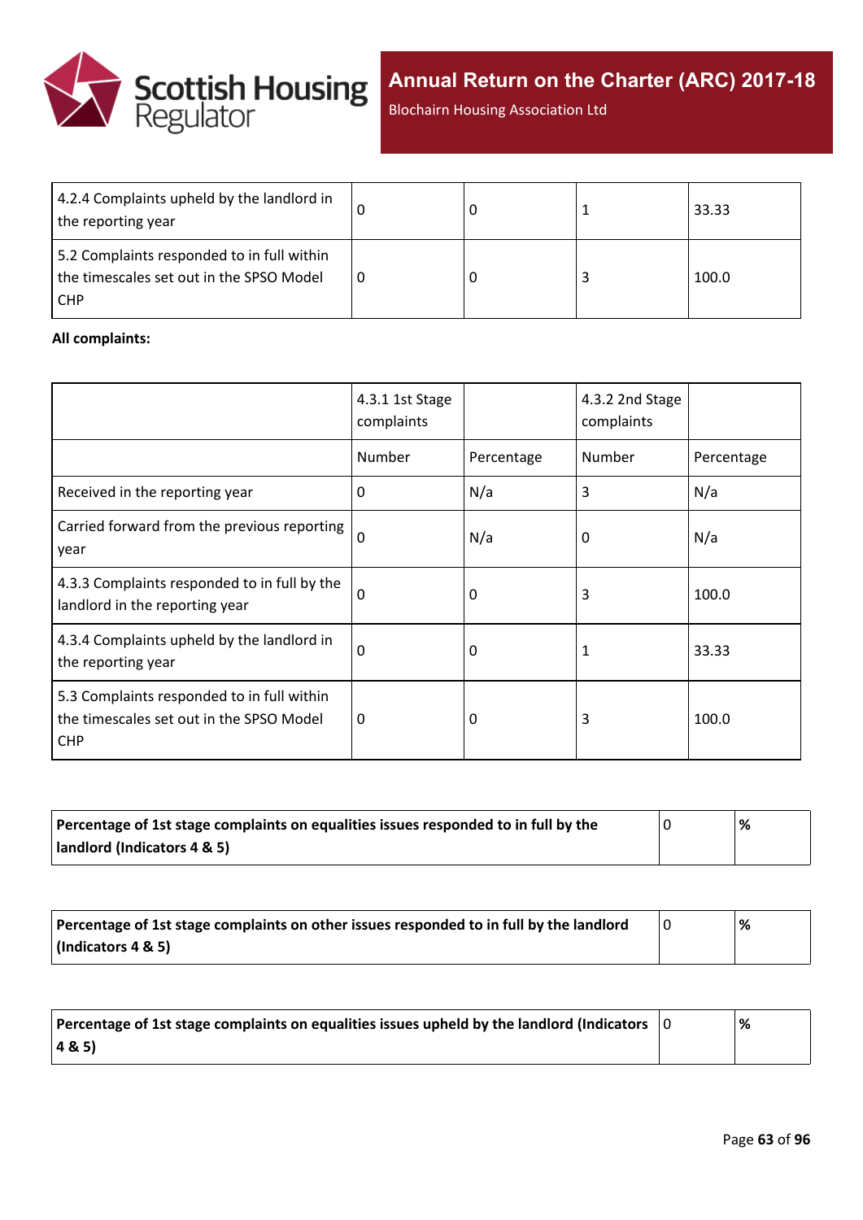| | | | | |
|---|---|---|---|---|
| 4.2.4 Complaints upheld by the landlord in the reporting year | 0 | 0 | 1 | 33.33 |
| 5.2 Complaints responded to in full within the timescales set out in the SPSO Model CHP | 0 | 0 | 3 | 100.0 |

**All complaints:**

| | 4.3.1 1st Stage complaints | | 4.3.2 2nd Stage complaints | |
|---|---|---|---|---|
| | Number | Percentage | Number | Percentage |
| Received in the reporting year | 0 | N/a | 3 | N/a |
| Carried forward from the previous reporting year | 0 | N/a | 0 | N/a |
| 4.3.3 Complaints responded to in full by the landlord in the reporting year | 0 | 0 | 3 | 100.0 |
| 4.3.4 Complaints upheld by the landlord in the reporting year | 0 | 0 | 1 | 33.33 |
| 5.3 Complaints responded to in full within the timescales set out in the SPSO Model CHP | 0 | 0 | 3 | 100.0 |

| | | |
|---|---|---|
| **Percentage of 1st stage complaints on equalities issues responded to in full by the landlord (Indicators 4 & 5)** | 0 | **%** |

| | | |
|---|---|---|
| **Percentage of 1st stage complaints on other issues responded to in full by the landlord (Indicators 4 & 5)** | 0 | **%** |

| | | |
|---|---|---|
| **Percentage of 1st stage complaints on equalities issues upheld by the landlord (Indicators 4 & 5)** | 0 | **%** |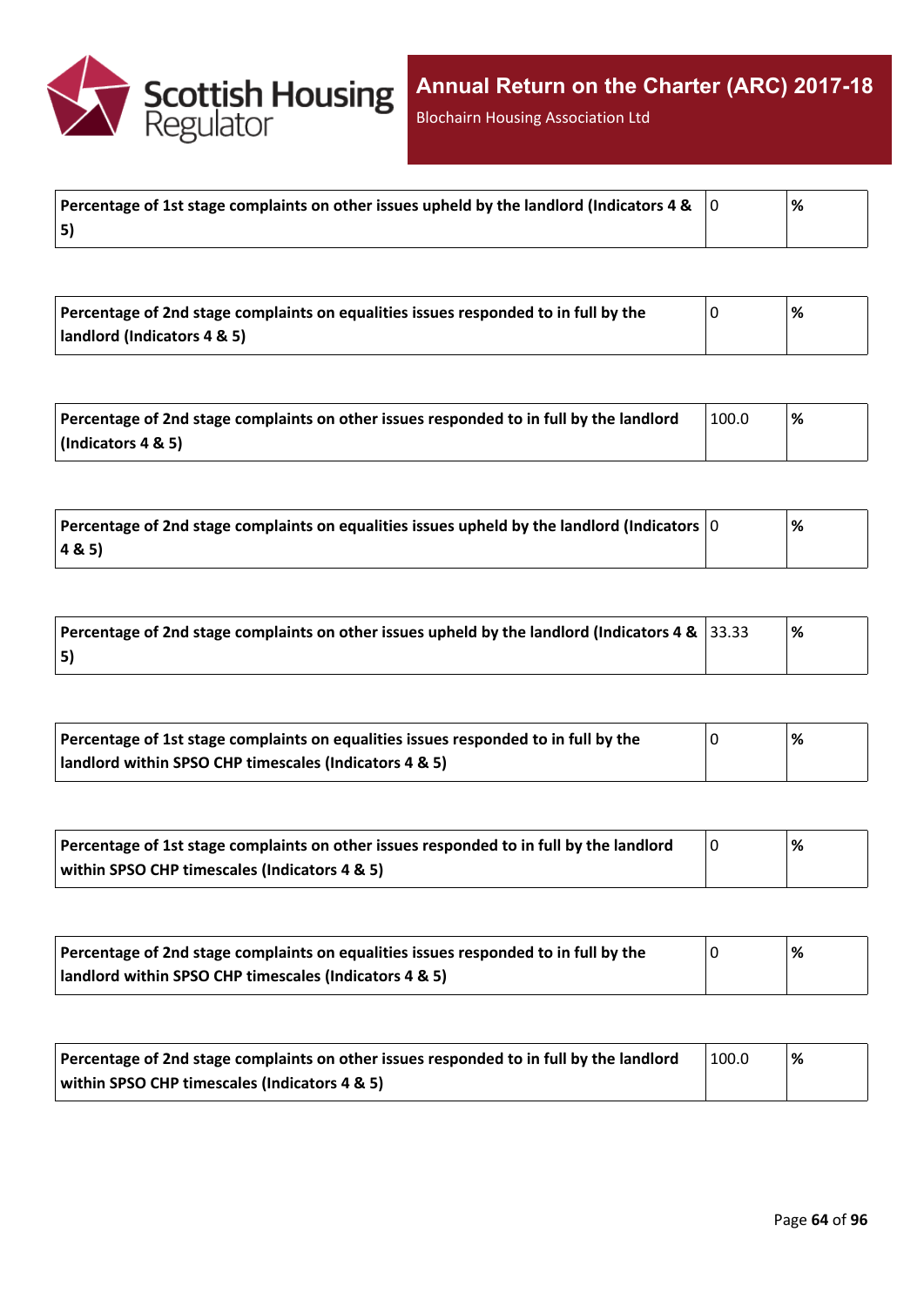| Percentage of 1st stage complaints on other issues upheld by the landlord (Indicators 4 & 5) | 0 | % |
|---|---|---|

| Percentage of 2nd stage complaints on equalities issues responded to in full by the landlord (Indicators 4 & 5) | 0 | % |
|---|---|---|

| Percentage of 2nd stage complaints on other issues responded to in full by the landlord (Indicators 4 & 5) | 100.0 | % |
|---|---|---|

| Percentage of 2nd stage complaints on equalities issues upheld by the landlord (Indicators 4 & 5) | 0 | % |
|---|---|---|

| Percentage of 2nd stage complaints on other issues upheld by the landlord (Indicators 4 & 5) | 33.33 | % |
|---|---|---|

| Percentage of 1st stage complaints on equalities issues responded to in full by the landlord within SPSO CHP timescales (Indicators 4 & 5) | 0 | % |
|---|---|---|

| Percentage of 1st stage complaints on other issues responded to in full by the landlord within SPSO CHP timescales (Indicators 4 & 5) | 0 | % |
|---|---|---|

| Percentage of 2nd stage complaints on equalities issues responded to in full by the landlord within SPSO CHP timescales (Indicators 4 & 5) | 0 | % |
|---|---|---|

| Percentage of 2nd stage complaints on other issues responded to in full by the landlord within SPSO CHP timescales (Indicators 4 & 5) | 100.0 | % |
|---|---|---|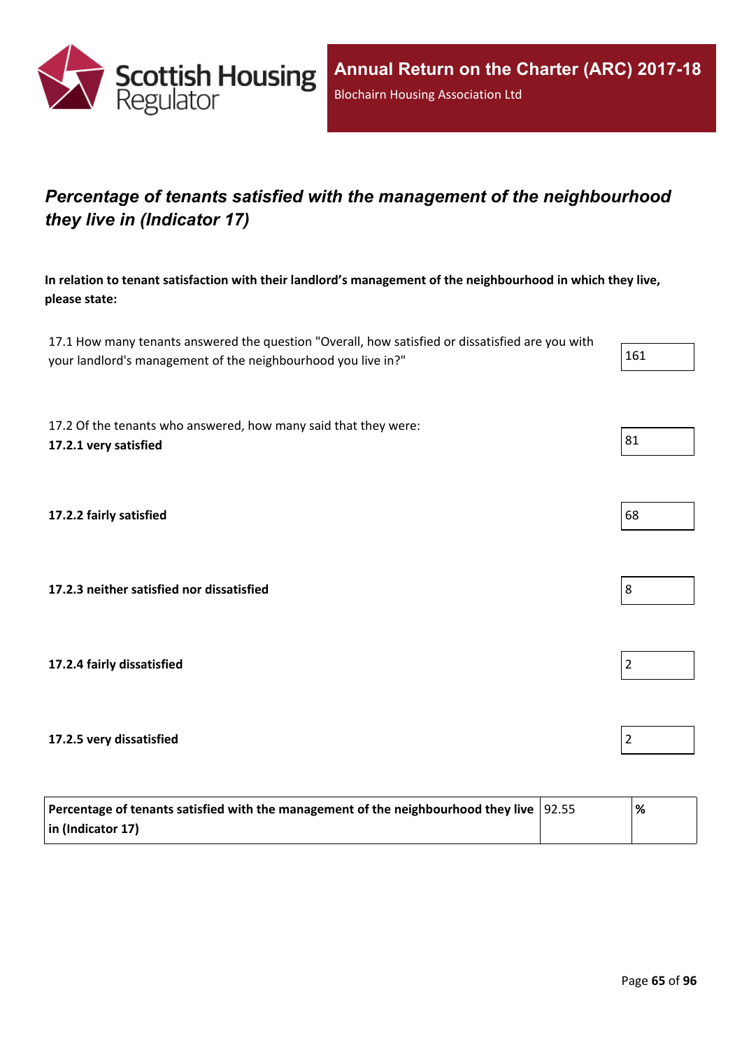## *Percentage of tenants satisfied with the management of the neighbourhood they live in (Indicator 17)*

**In relation to tenant satisfaction with their landlord's management of the neighbourhood in which they live, please state:**

| | |
|---|---|
| 17.1 How many tenants answered the question "Overall, how satisfied or dissatisfied are you with your landlord's management of the neighbourhood you live in?" | 161 |
| 17.2 Of the tenants who answered, how many said that they were: **17.2.1 very satisfied** | 81 |
| **17.2.2 fairly satisfied** | 68 |
| **17.2.3 neither satisfied nor dissatisfied** | 8 |
| **17.2.4 fairly dissatisfied** | 2 |
| **17.2.5 very dissatisfied** | 2 |

| | | |
|---|---|---|
| **Percentage of tenants satisfied with the management of the neighbourhood they live in (Indicator 17)** | 92.55 | **%** |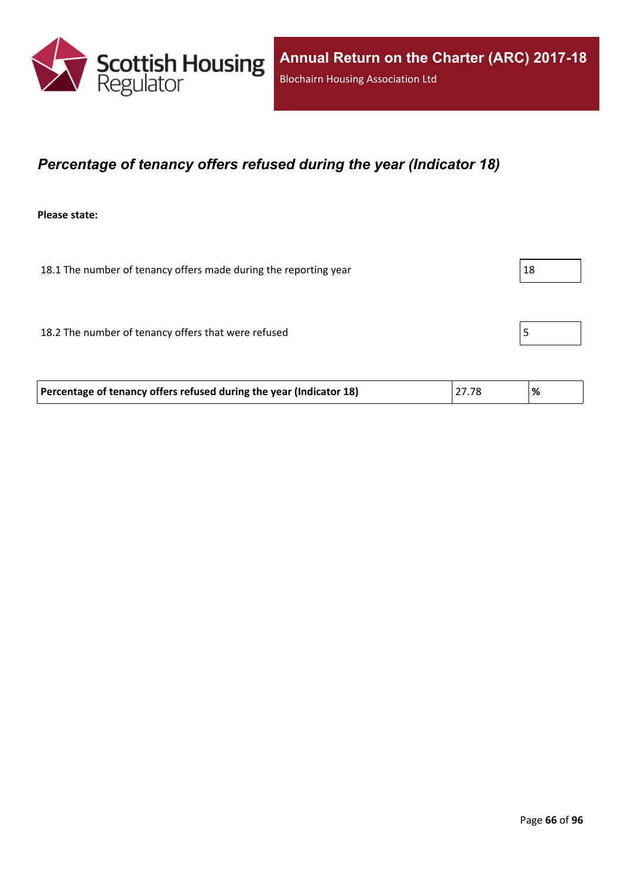## *Percentage of tenancy offers refused during the year (Indicator 18)*

**Please state:**

| | |
|---|---|
| 18.1 The number of tenancy offers made during the reporting year | 18 |
| 18.2 The number of tenancy offers that were refused | 5 |

| | | |
|---|---|---|
| **Percentage of tenancy offers refused during the year (Indicator 18)** | 27.78 | **%** |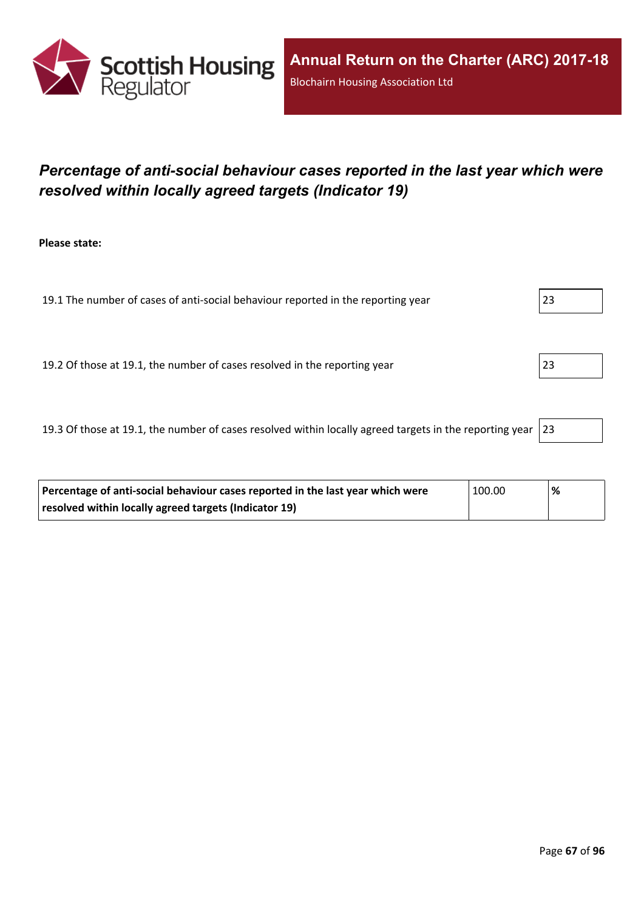# *Percentage of anti-social behaviour cases reported in the last year which were resolved within locally agreed targets (Indicator 19)*

**Please state:**

| | |
|---|---|
| 19.1 The number of cases of anti-social behaviour reported in the reporting year | 23 |
| 19.2 Of those at 19.1, the number of cases resolved in the reporting year | 23 |
| 19.3 Of those at 19.1, the number of cases resolved within locally agreed targets in the reporting year | 23 |

| | | |
|---|---|---|
| **Percentage of anti-social behaviour cases reported in the last year which were resolved within locally agreed targets (Indicator 19)** | 100.00 | **%** |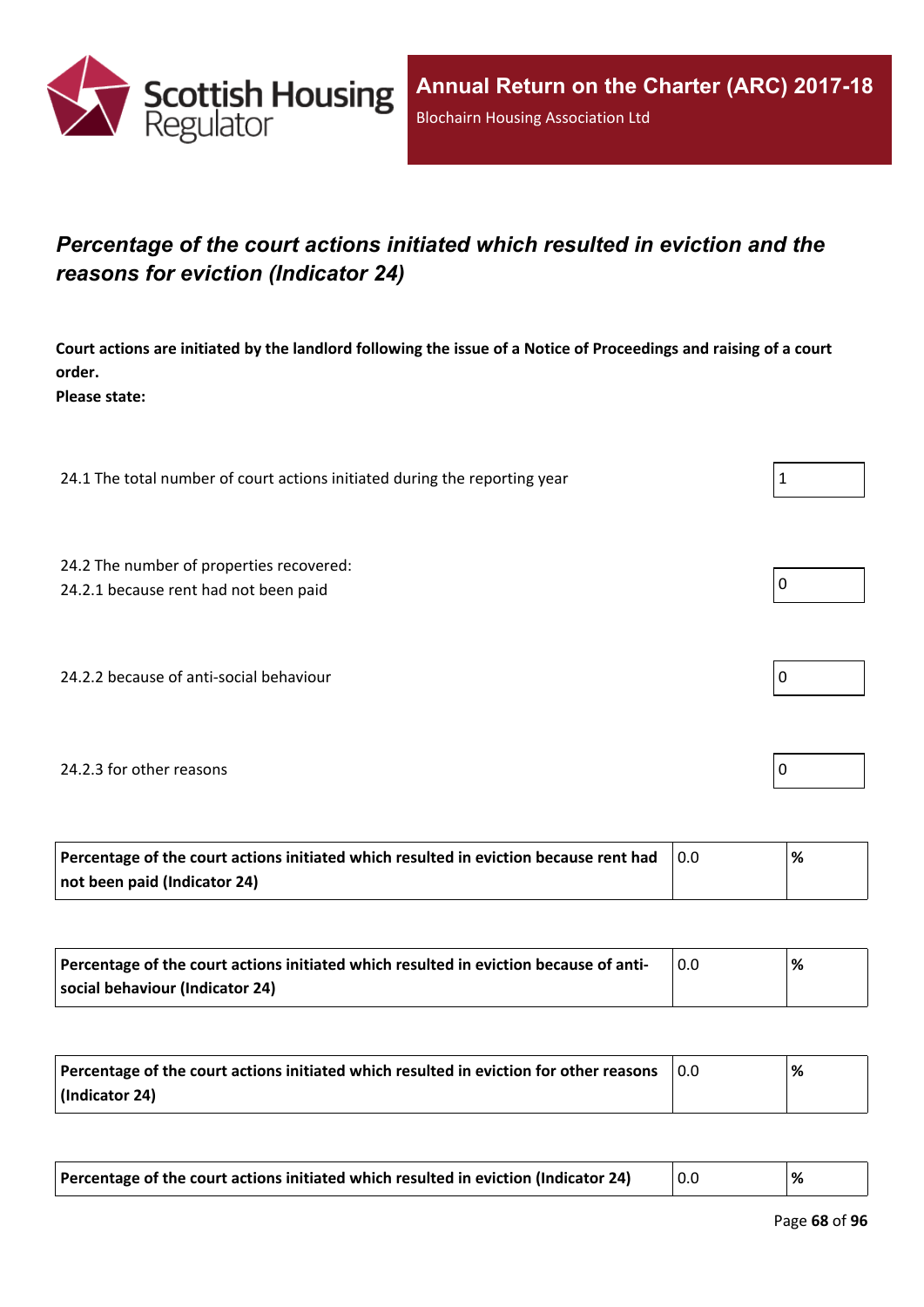## *Percentage of the court actions initiated which resulted in eviction and the reasons for eviction (Indicator 24)*

**Court actions are initiated by the landlord following the issue of a Notice of Proceedings and raising of a court order.**
**Please state:**

| | |
|---|---|
| 24.1 The total number of court actions initiated during the reporting year | 1 |
| 24.2 The number of properties recovered:<br>24.2.1 because rent had not been paid | 0 |
| 24.2.2 because of anti-social behaviour | 0 |
| 24.2.3 for other reasons | 0 |

| | | |
|---|---|---|
| **Percentage of the court actions initiated which resulted in eviction because rent had not been paid (Indicator 24)** | 0.0 | **%** |

| | | |
|---|---|---|
| **Percentage of the court actions initiated which resulted in eviction because of anti-social behaviour (Indicator 24)** | 0.0 | **%** |

| | | |
|---|---|---|
| **Percentage of the court actions initiated which resulted in eviction for other reasons (Indicator 24)** | 0.0 | **%** |

| | | |
|---|---|---|
| **Percentage of the court actions initiated which resulted in eviction (Indicator 24)** | 0.0 | **%** |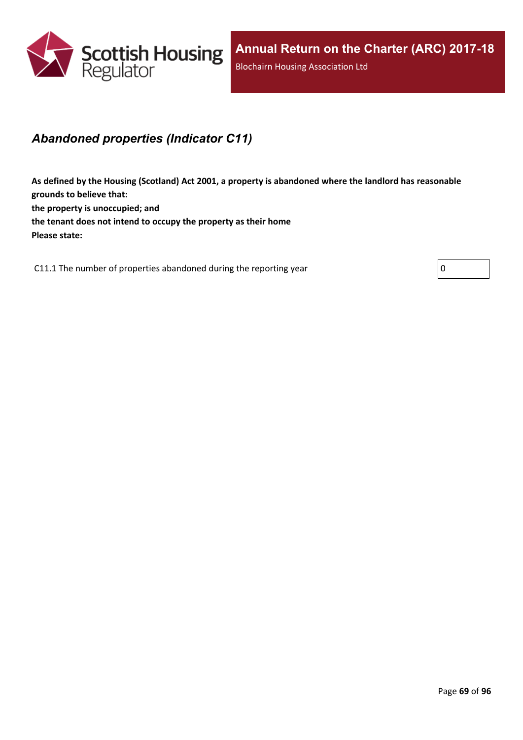## *Abandoned properties (Indicator C11)*

**As defined by the Housing (Scotland) Act 2001, a property is abandoned where the landlord has reasonable grounds to believe that:**
**the property is unoccupied; and**
**the tenant does not intend to occupy the property as their home**
**Please state:**

| | |
|---|---|
| C11.1 The number of properties abandoned during the reporting year | 0 |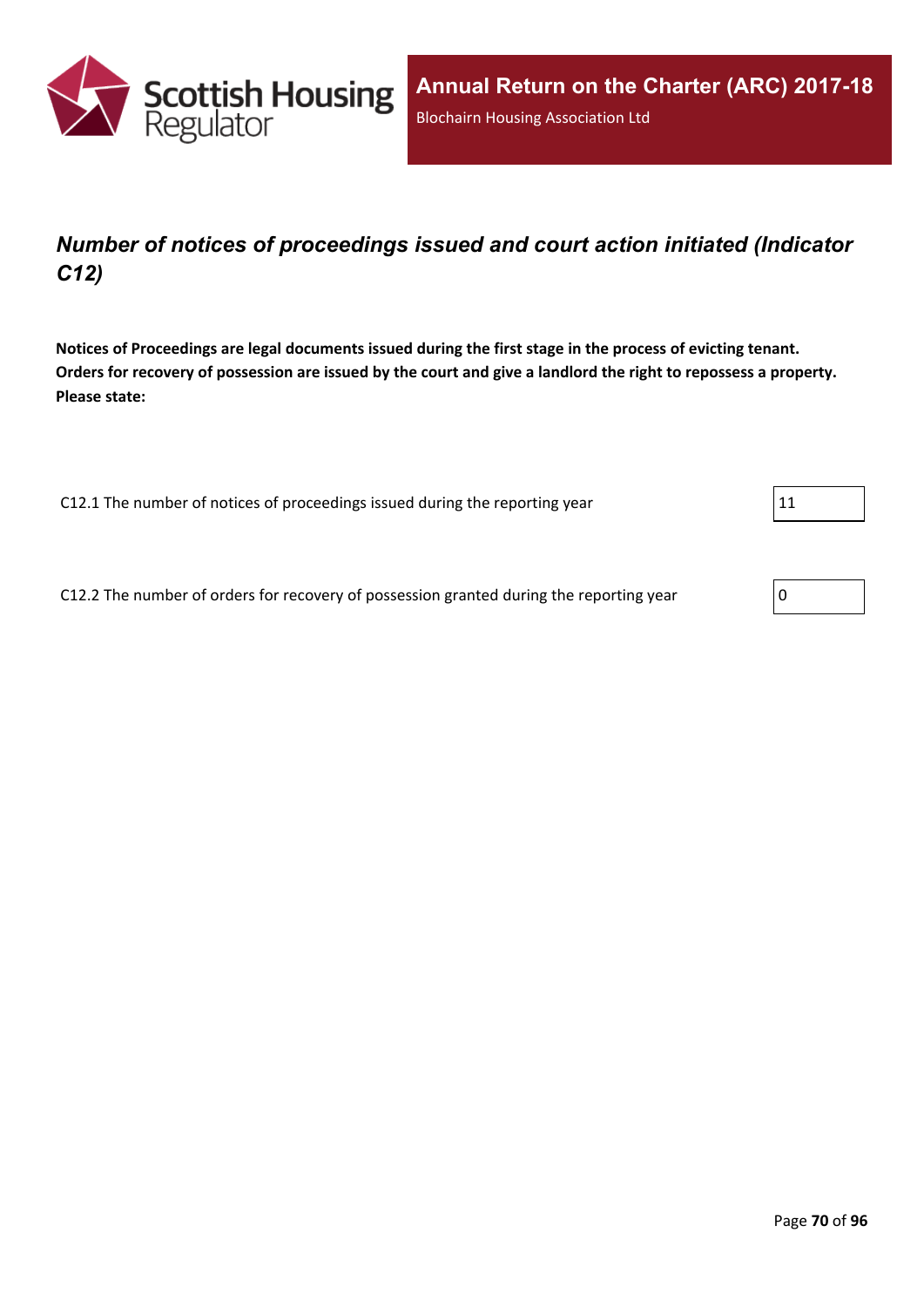## *Number of notices of proceedings issued and court action initiated (Indicator C12)*

**Notices of Proceedings are legal documents issued during the first stage in the process of evicting tenant. Orders for recovery of possession are issued by the court and give a landlord the right to repossess a property. Please state:**

| | |
|---|---|
| C12.1 The number of notices of proceedings issued during the reporting year | 11 |
| C12.2 The number of orders for recovery of possession granted during the reporting year | 0 |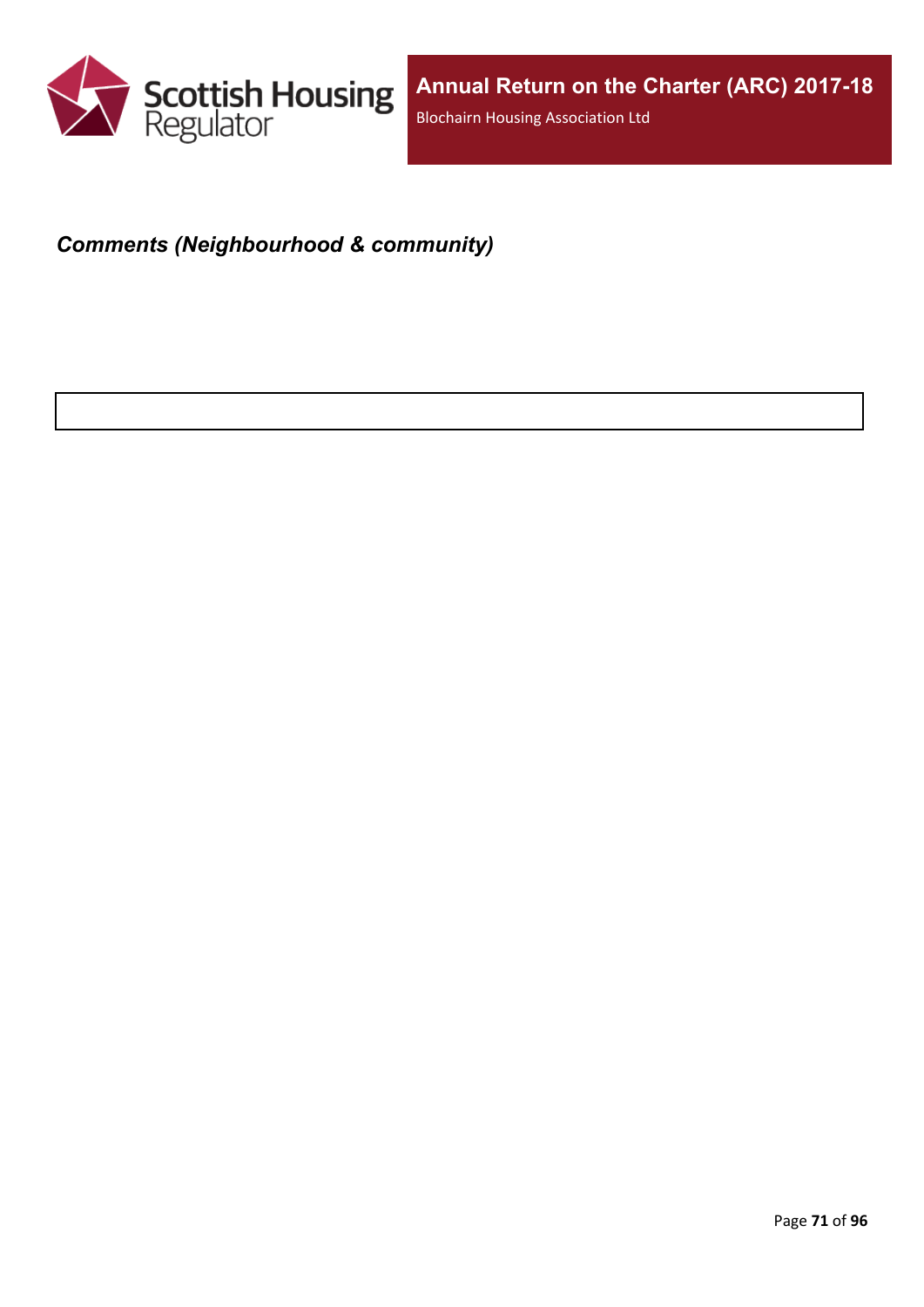***Comments (Neighbourhood & community)***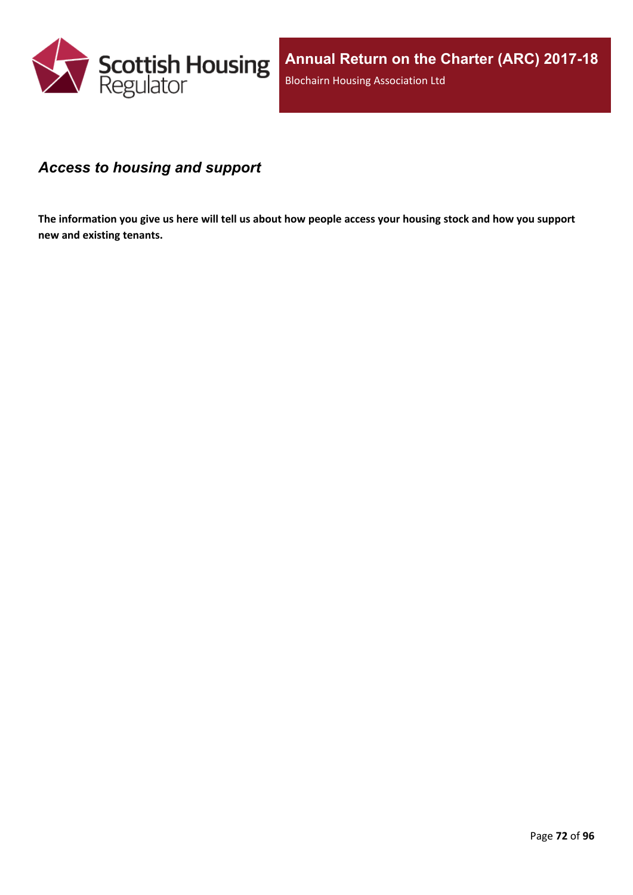## *Access to housing and support*

**The information you give us here will tell us about how people access your housing stock and how you support new and existing tenants.**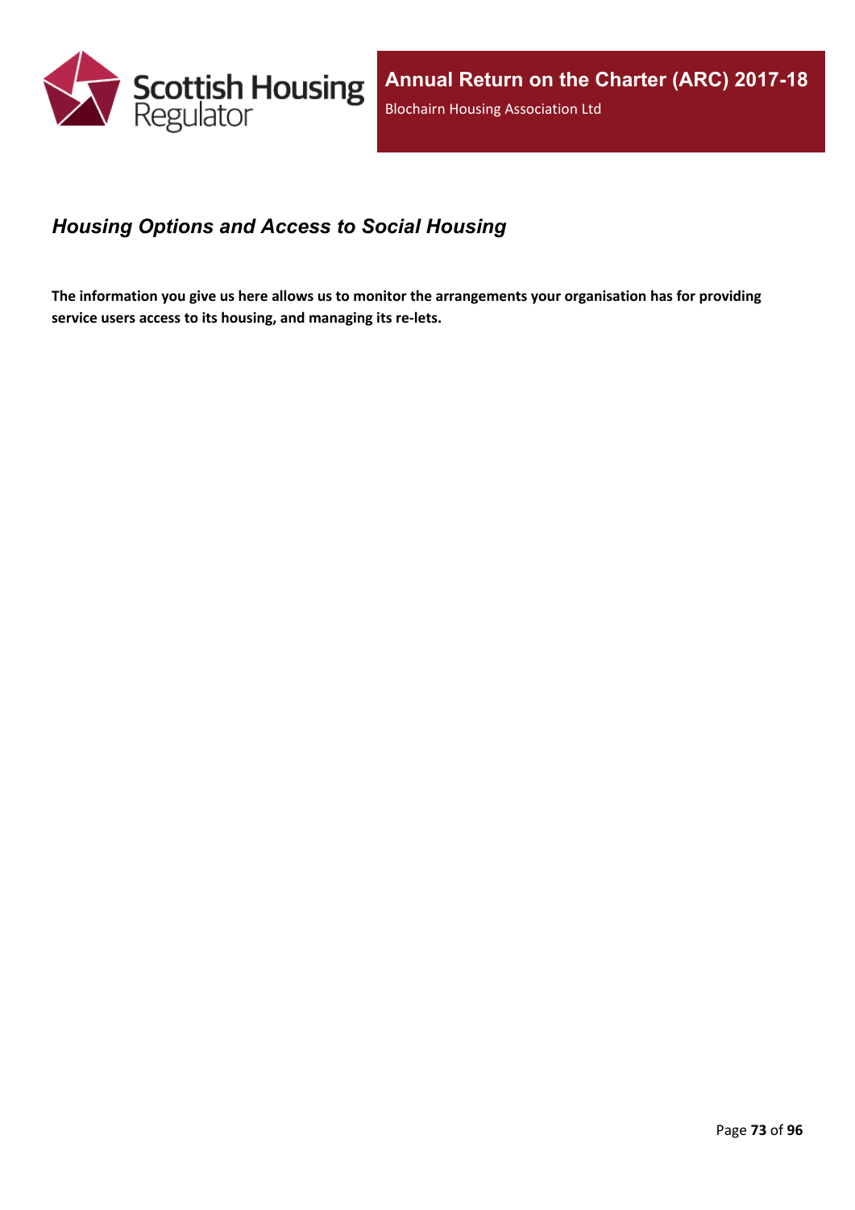## *Housing Options and Access to Social Housing*

**The information you give us here allows us to monitor the arrangements your organisation has for providing service users access to its housing, and managing its re-lets.**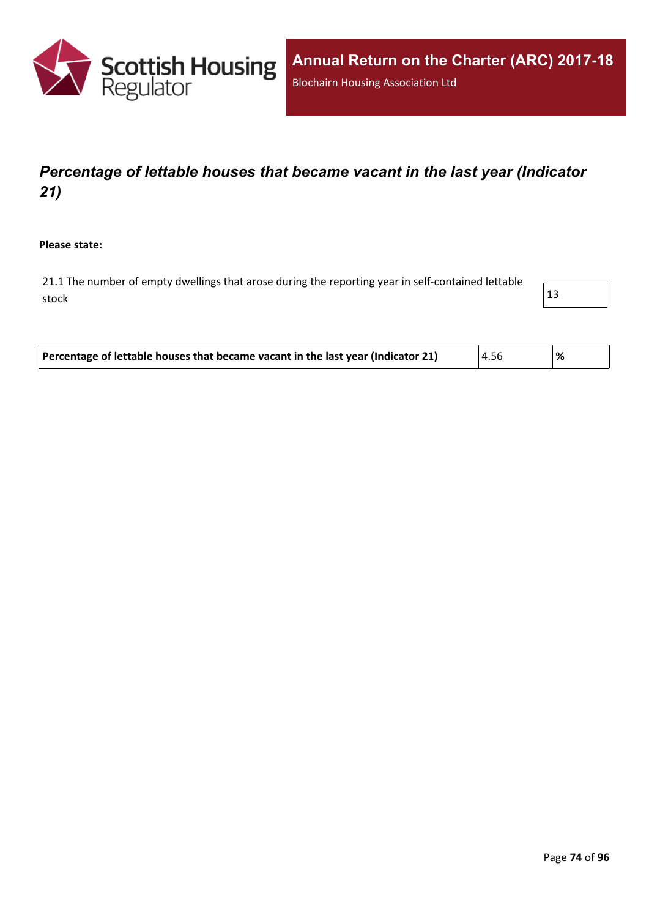## *Percentage of lettable houses that became vacant in the last year (Indicator 21)*

**Please state:**

| | |
|---|---|
| 21.1 The number of empty dwellings that arose during the reporting year in self-contained lettable stock | 13 |

| | | |
|---|---|---|
| **Percentage of lettable houses that became vacant in the last year (Indicator 21)** | 4.56 | **%** |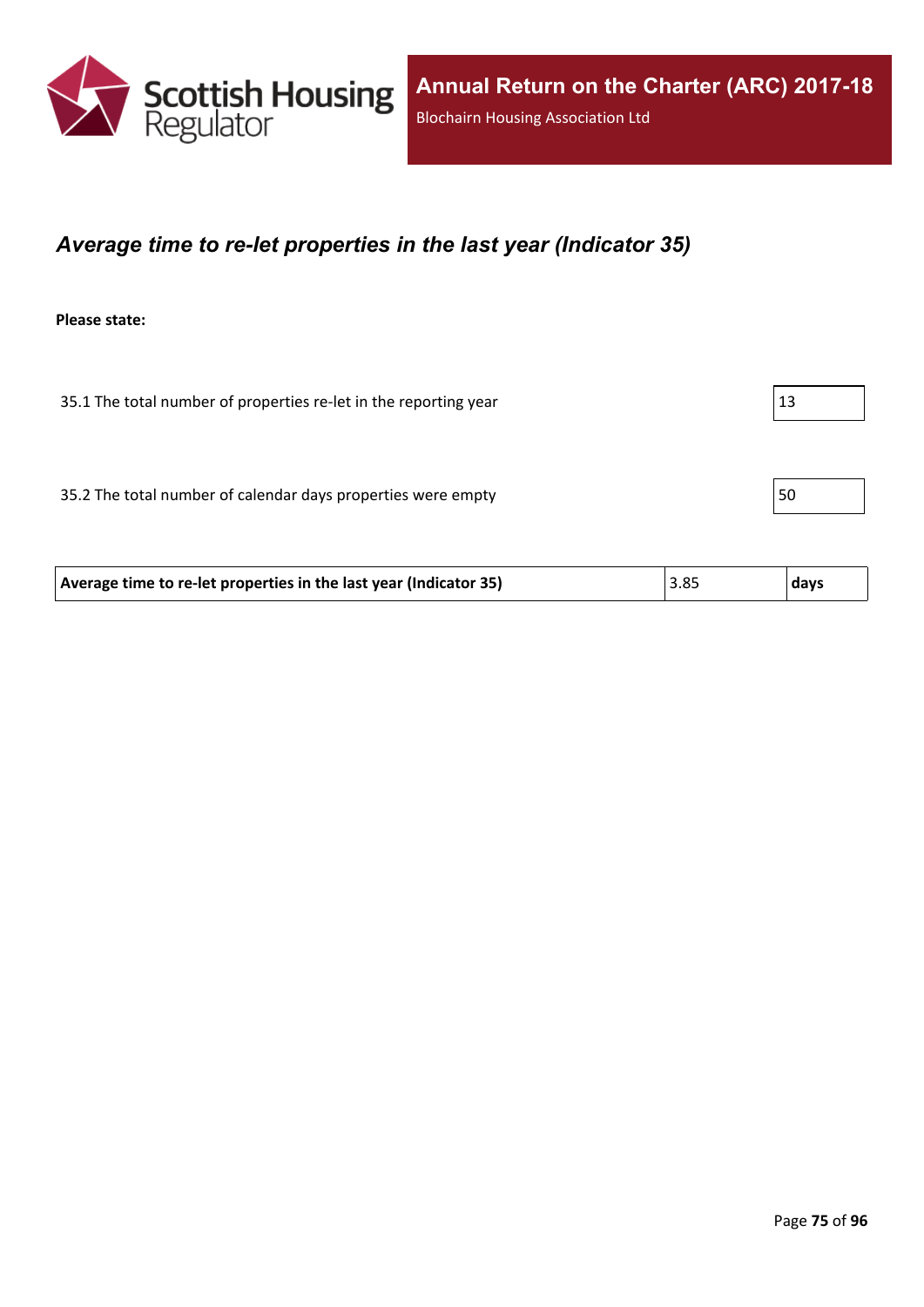## *Average time to re-let properties in the last year (Indicator 35)*

**Please state:**

| | |
|---|---|
| 35.1 The total number of properties re-let in the reporting year | 13 |
| 35.2 The total number of calendar days properties were empty | 50 |

| **Average time to re-let properties in the last year (Indicator 35)** | 3.85 | **days** |
|---|---|---|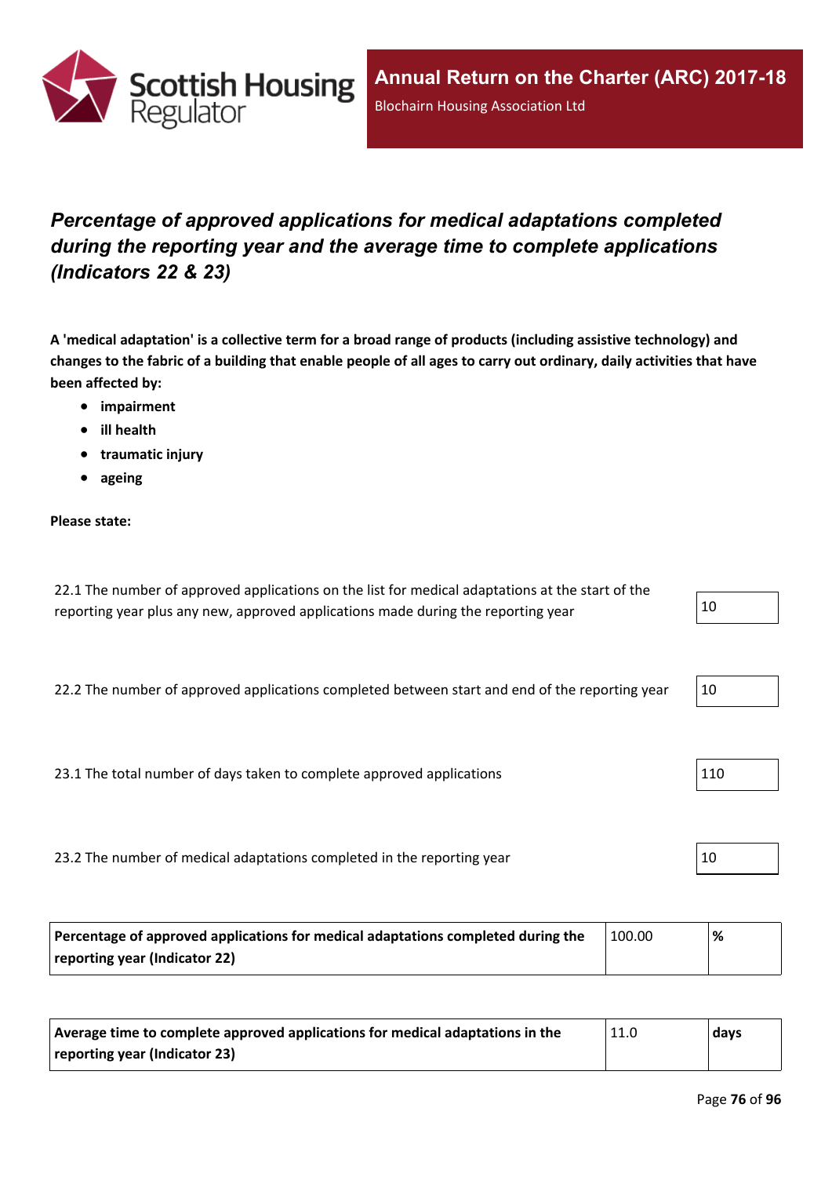## *Percentage of approved applications for medical adaptations completed during the reporting year and the average time to complete applications (Indicators 22 & 23)*

**A 'medical adaptation' is a collective term for a broad range of products (including assistive technology) and changes to the fabric of a building that enable people of all ages to carry out ordinary, daily activities that have been affected by:**

- **impairment**
- **ill health**
- **traumatic injury**
- **ageing**

**Please state:**

| | |
|---|---|
| 22.1 The number of approved applications on the list for medical adaptations at the start of the reporting year plus any new, approved applications made during the reporting year | 10 |
| 22.2 The number of approved applications completed between start and end of the reporting year | 10 |
| 23.1 The total number of days taken to complete approved applications | 110 |
| 23.2 The number of medical adaptations completed in the reporting year | 10 |

| | | |
|---|---|---|
| **Percentage of approved applications for medical adaptations completed during the reporting year (Indicator 22)** | 100.00 | **%** |

| | | |
|---|---|---|
| **Average time to complete approved applications for medical adaptations in the reporting year (Indicator 23)** | 11.0 | **days** |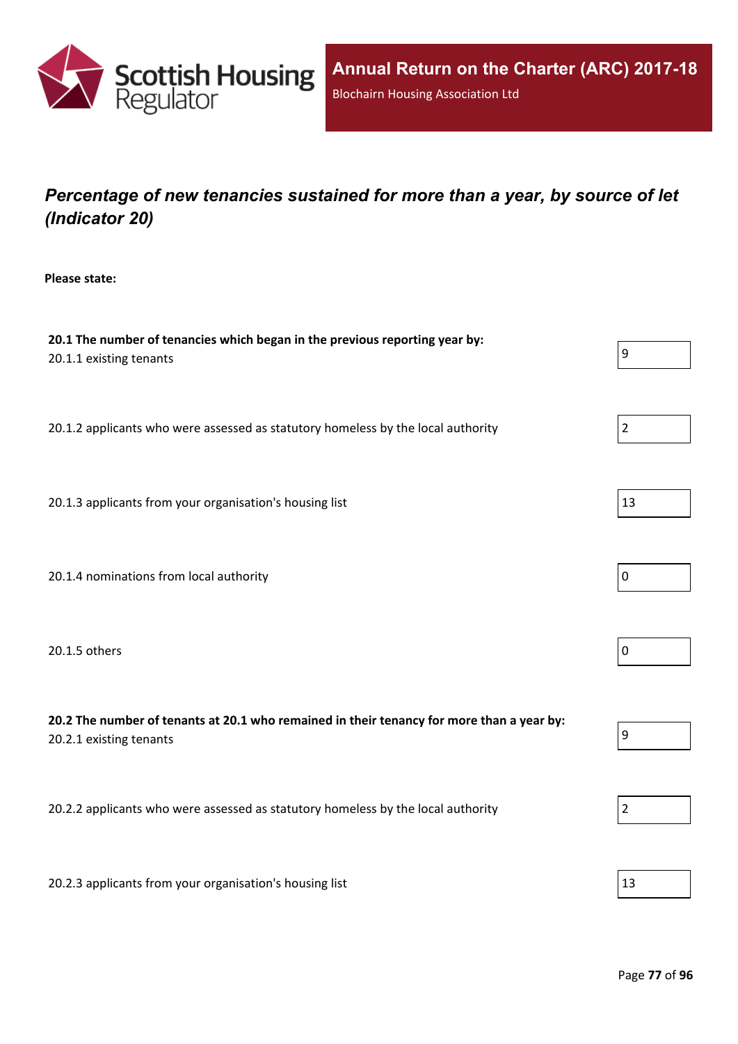## *Percentage of new tenancies sustained for more than a year, by source of let (Indicator 20)*

**Please state:**

**20.1 The number of tenancies which began in the previous reporting year by:**

| | |
|---|---|
| 20.1.1 existing tenants | 9 |
| 20.1.2 applicants who were assessed as statutory homeless by the local authority | 2 |
| 20.1.3 applicants from your organisation's housing list | 13 |
| 20.1.4 nominations from local authority | 0 |
| 20.1.5 others | 0 |

**20.2 The number of tenants at 20.1 who remained in their tenancy for more than a year by:**

| | |
|---|---|
| 20.2.1 existing tenants | 9 |
| 20.2.2 applicants who were assessed as statutory homeless by the local authority | 2 |
| 20.2.3 applicants from your organisation's housing list | 13 |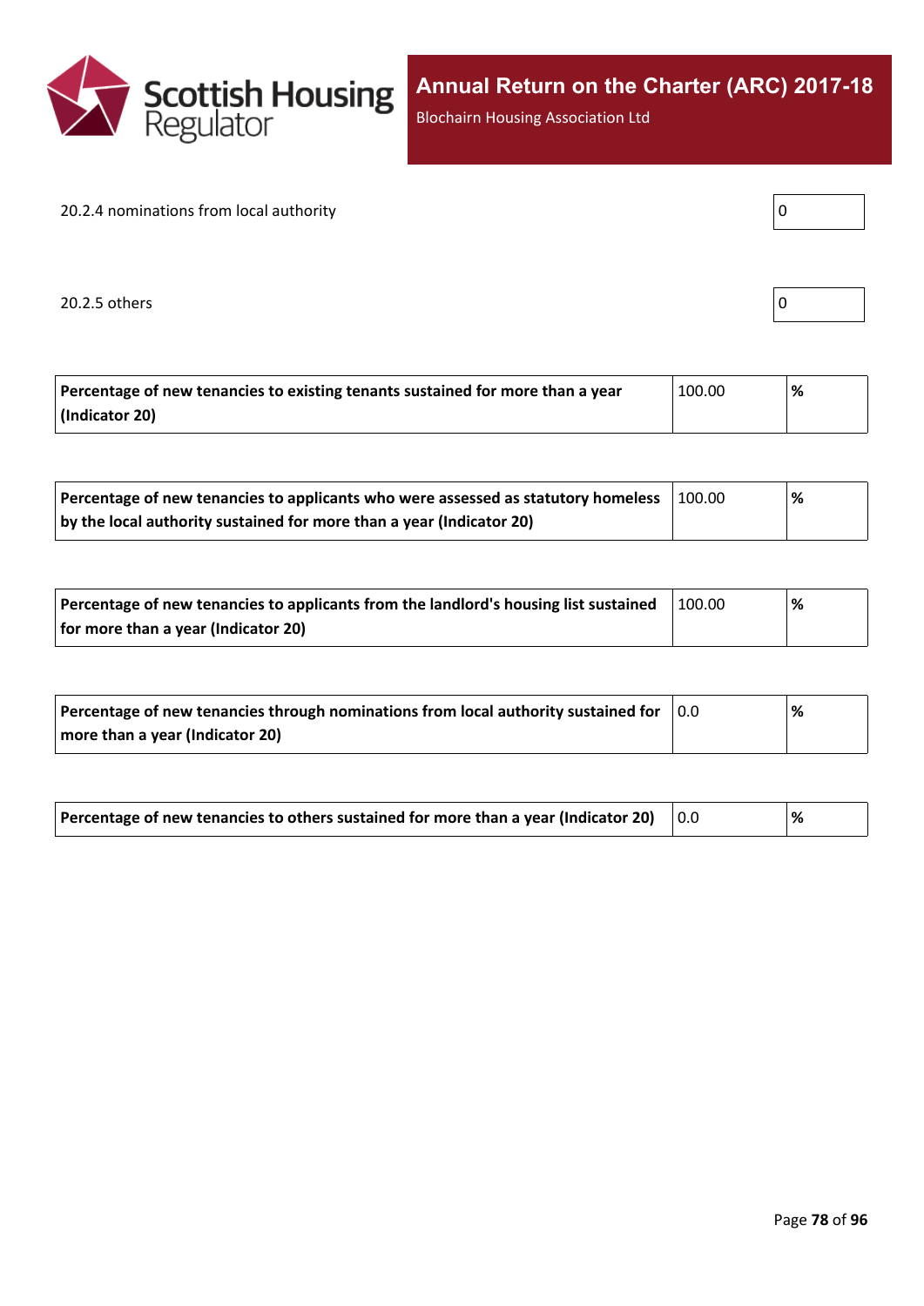20.2.4 nominations from local authority

| 0 |
|---|

20.2.5 others

| 0 |
|---|

| **Percentage of new tenancies to existing tenants sustained for more than a year (Indicator 20)** | 100.00 | **%** |
|---|---|---|

| **Percentage of new tenancies to applicants who were assessed as statutory homeless by the local authority sustained for more than a year (Indicator 20)** | 100.00 | **%** |
|---|---|---|

| **Percentage of new tenancies to applicants from the landlord's housing list sustained for more than a year (Indicator 20)** | 100.00 | **%** |
|---|---|---|

| **Percentage of new tenancies through nominations from local authority sustained for more than a year (Indicator 20)** | 0.0 | **%** |
|---|---|---|

| **Percentage of new tenancies to others sustained for more than a year (Indicator 20)** | 0.0 | **%** |
|---|---|---|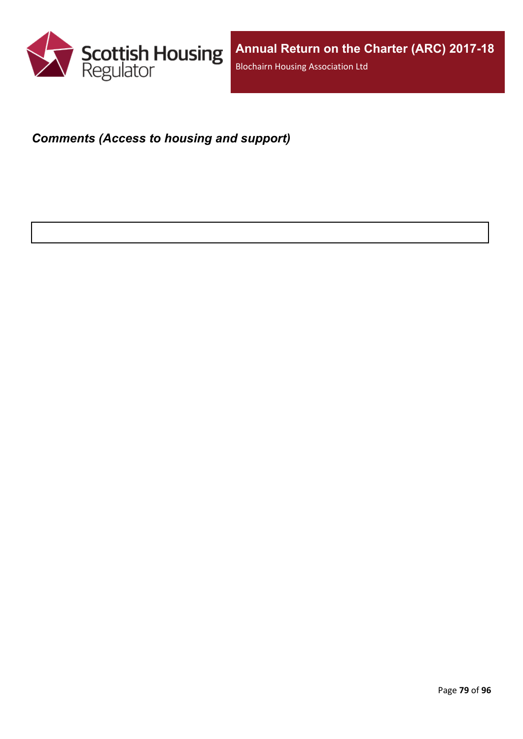***Comments (Access to housing and support)***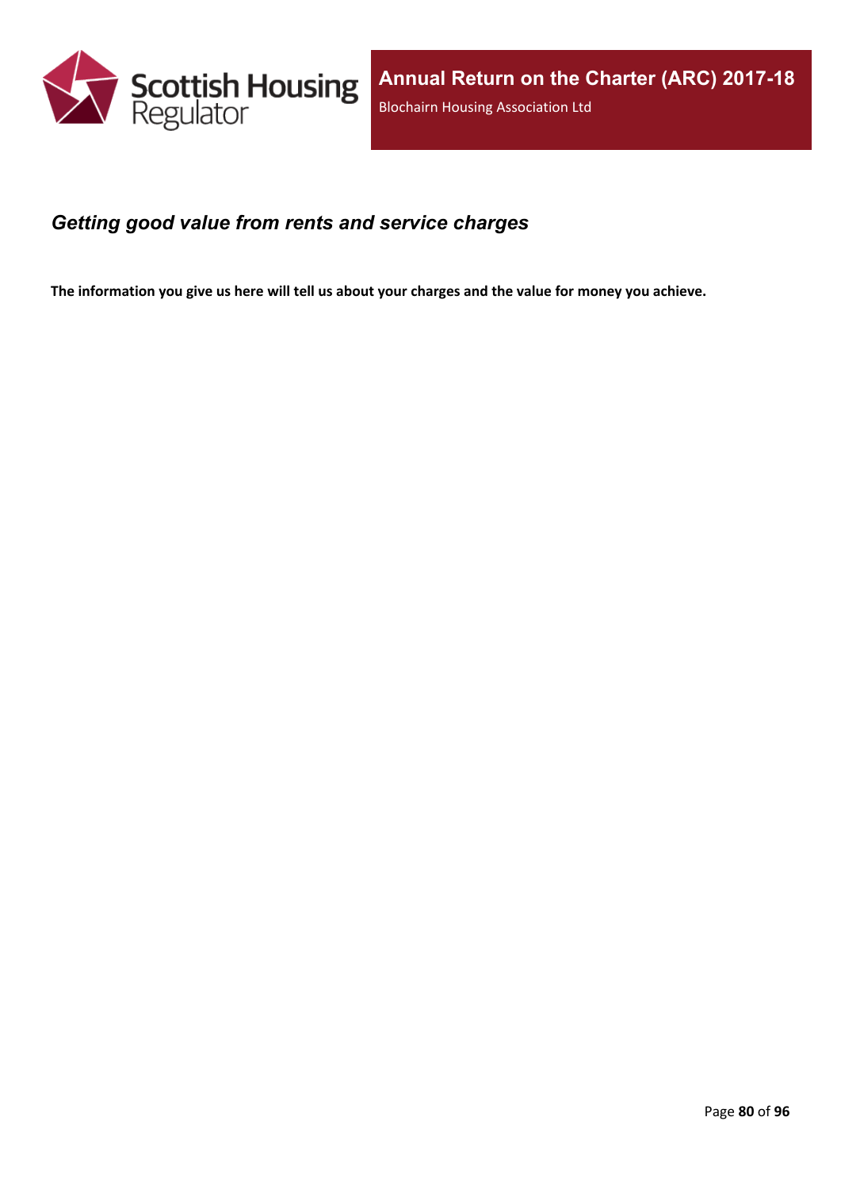## *Getting good value from rents and service charges*

**The information you give us here will tell us about your charges and the value for money you achieve.**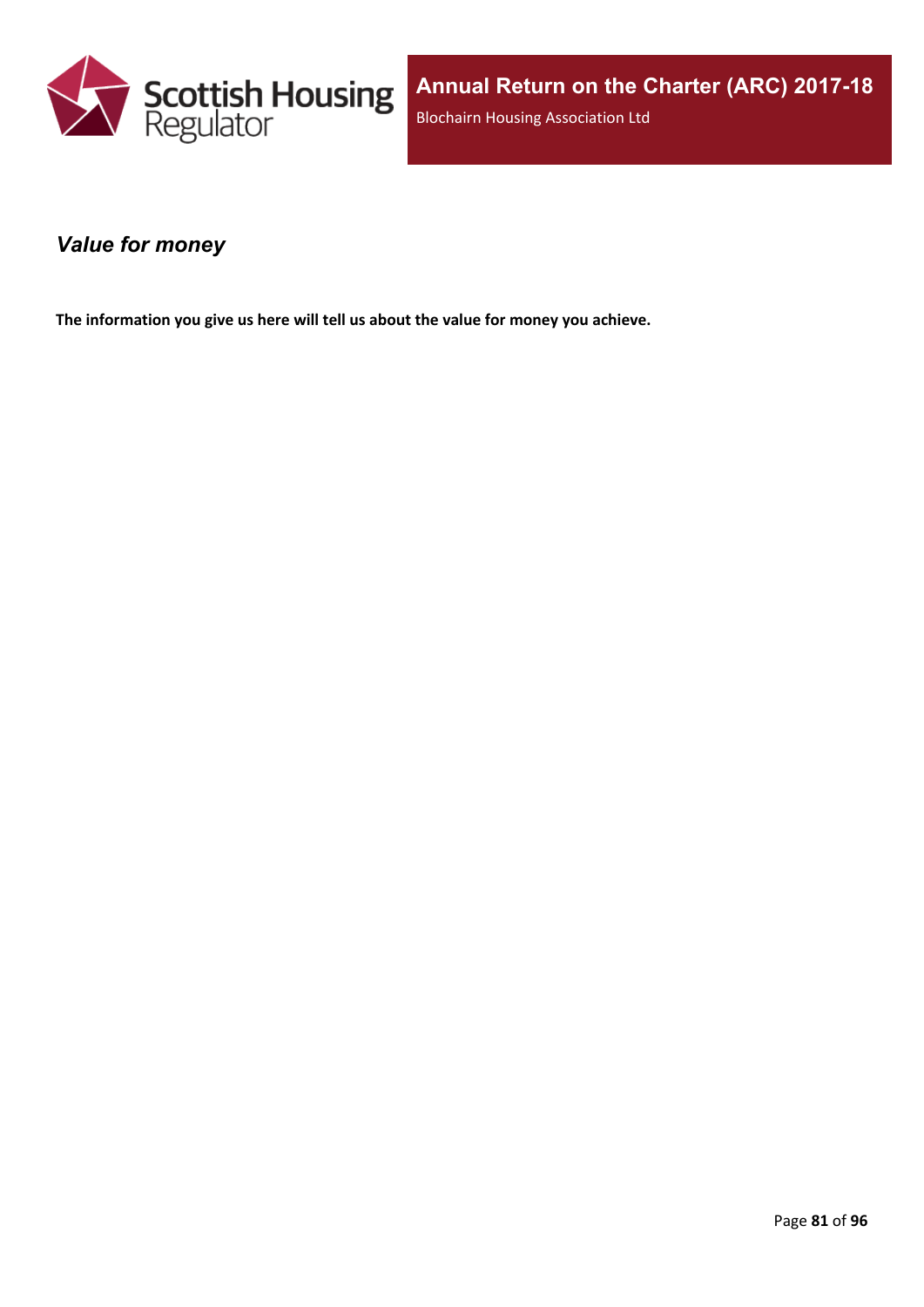## *Value for money*

**The information you give us here will tell us about the value for money you achieve.**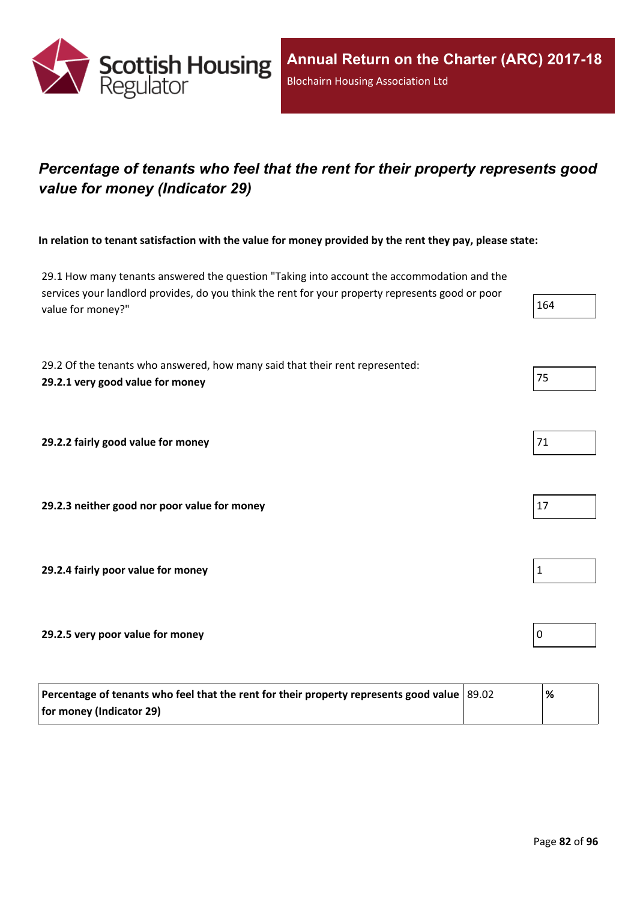## *Percentage of tenants who feel that the rent for their property represents good value for money (Indicator 29)*

**In relation to tenant satisfaction with the value for money provided by the rent they pay, please state:**

| | |
|---|---|
| 29.1 How many tenants answered the question "Taking into account the accommodation and the services your landlord provides, do you think the rent for your property represents good or poor value for money?" | 164 |
| 29.2 Of the tenants who answered, how many said that their rent represented: **29.2.1 very good value for money** | 75 |
| **29.2.2 fairly good value for money** | 71 |
| **29.2.3 neither good nor poor value for money** | 17 |
| **29.2.4 fairly poor value for money** | 1 |
| **29.2.5 very poor value for money** | 0 |

| | | |
|---|---|---|
| **Percentage of tenants who feel that the rent for their property represents good value for money (Indicator 29)** | 89.02 | **%** |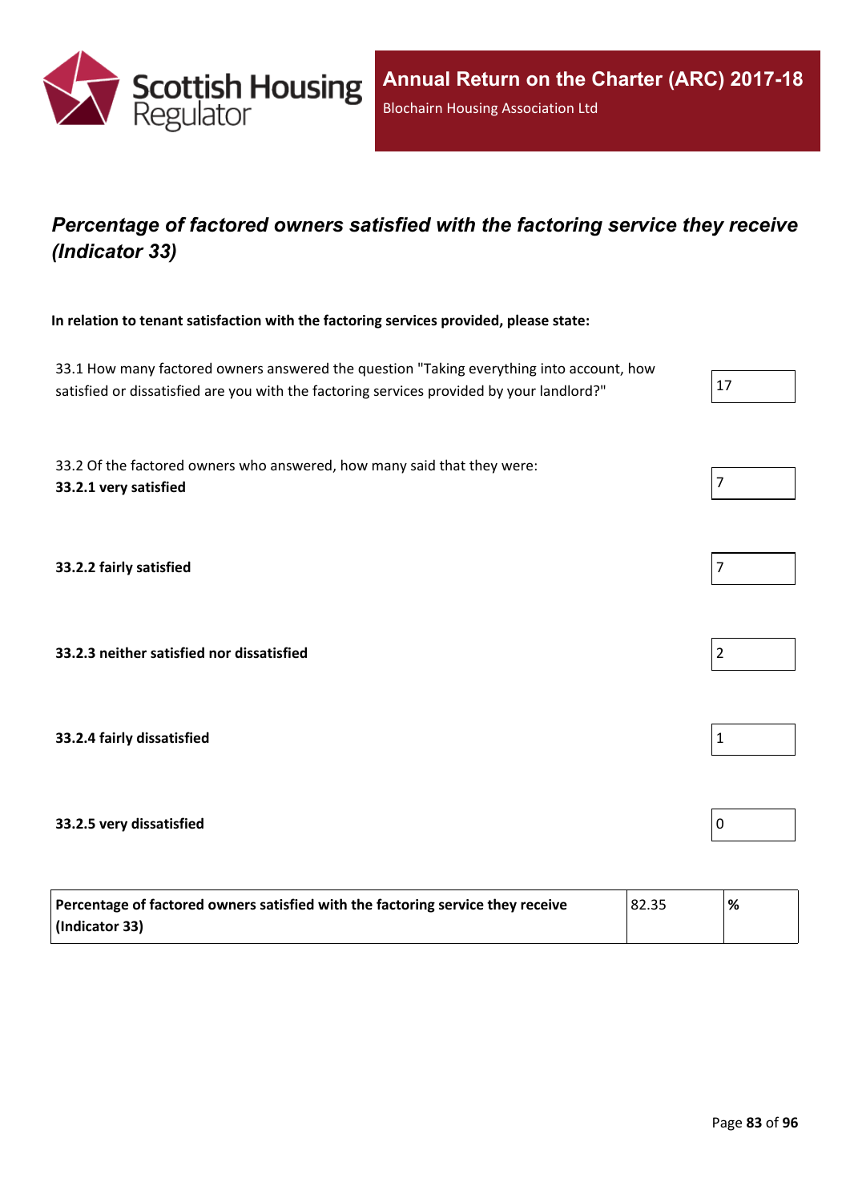## *Percentage of factored owners satisfied with the factoring service they receive (Indicator 33)*

**In relation to tenant satisfaction with the factoring services provided, please state:**

| | |
|---|---|
| 33.1 How many factored owners answered the question "Taking everything into account, how satisfied or dissatisfied are you with the factoring services provided by your landlord?" | 17 |
| 33.2 Of the factored owners who answered, how many said that they were: **33.2.1 very satisfied** | 7 |
| **33.2.2 fairly satisfied** | 7 |
| **33.2.3 neither satisfied nor dissatisfied** | 2 |
| **33.2.4 fairly dissatisfied** | 1 |
| **33.2.5 very dissatisfied** | 0 |

| | | |
|---|---|---|
| **Percentage of factored owners satisfied with the factoring service they receive (Indicator 33)** | 82.35 | **%** |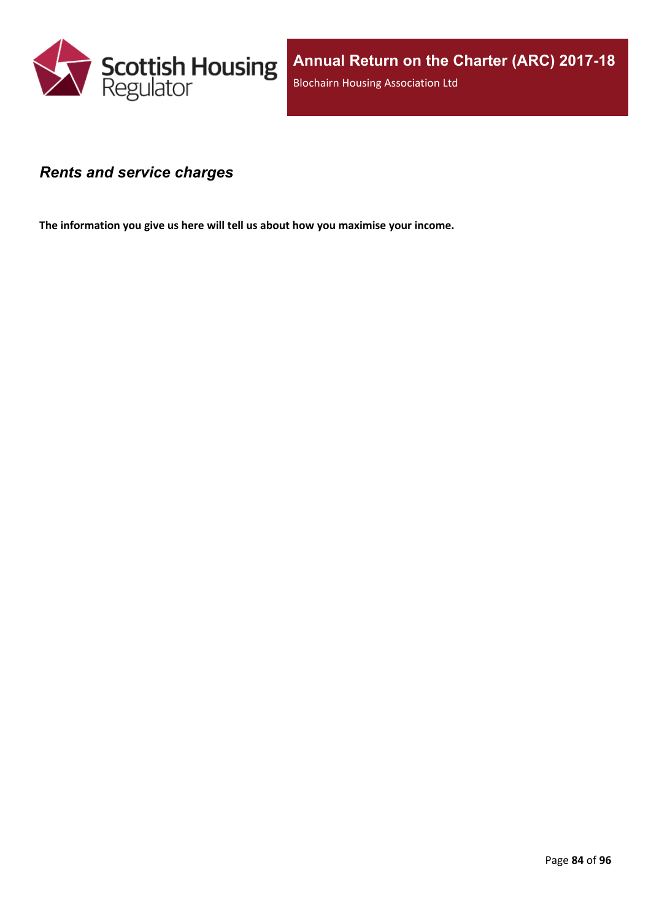## *Rents and service charges*

**The information you give us here will tell us about how you maximise your income.**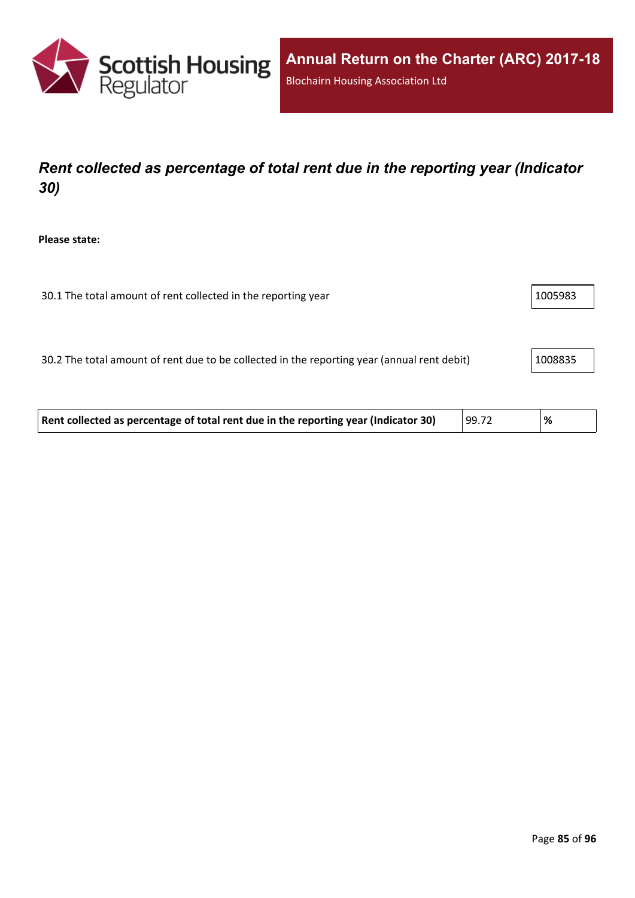## *Rent collected as percentage of total rent due in the reporting year (Indicator 30)*

**Please state:**

30.1 The total amount of rent collected in the reporting year: 1005983

30.2 The total amount of rent due to be collected in the reporting year (annual rent debit): 1008835

| **Rent collected as percentage of total rent due in the reporting year (Indicator 30)** | 99.72 | **%** |
|---|---|---|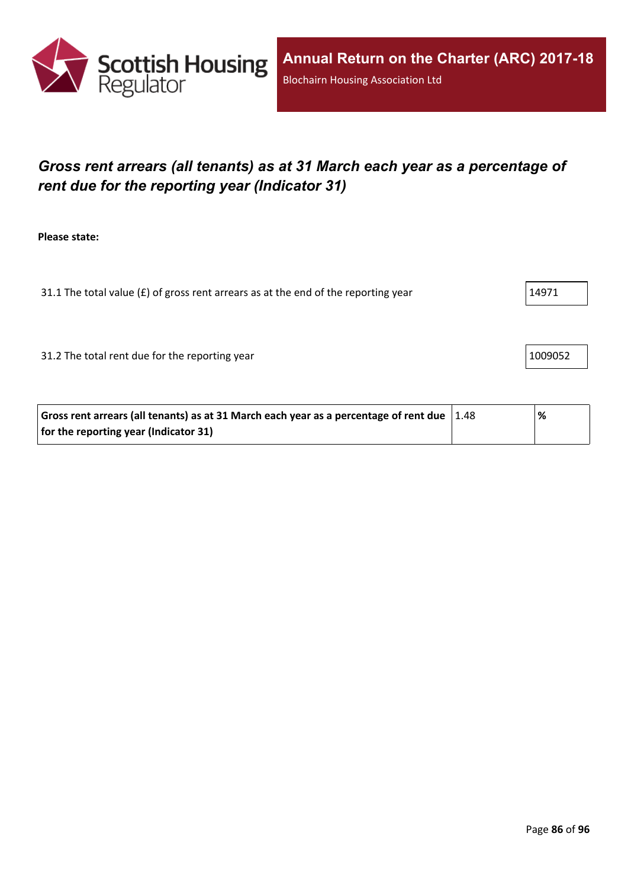# *Gross rent arrears (all tenants) as at 31 March each year as a percentage of rent due for the reporting year (Indicator 31)*

**Please state:**

31.1 The total value (£) of gross rent arrears as at the end of the reporting year: 14971

31.2 The total rent due for the reporting year: 1009052

| **Gross rent arrears (all tenants) as at 31 March each year as a percentage of rent due for the reporting year (Indicator 31)** | 1.48 | **%** |
|---|---|---|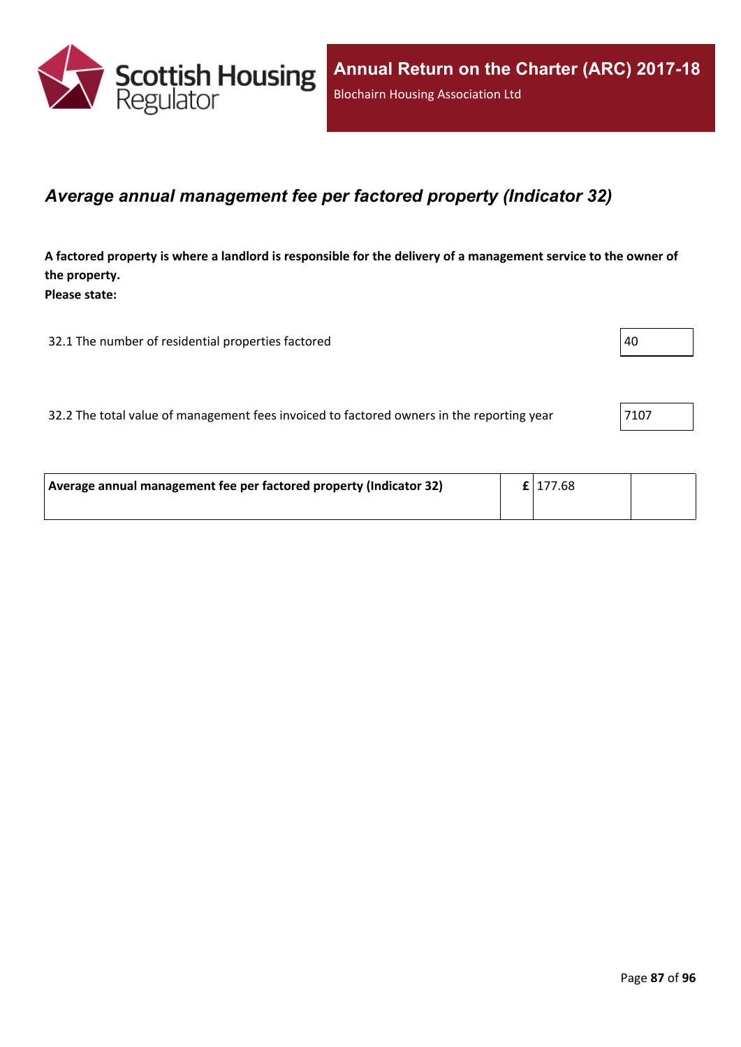## *Average annual management fee per factored property (Indicator 32)*

**A factored property is where a landlord is responsible for the delivery of a management service to the owner of the property.**
**Please state:**

| | |
|---|---|
| 32.1 The number of residential properties factored | 40 |
| 32.2 The total value of management fees invoiced to factored owners in the reporting year | 7107 |

| | | | |
|---|---|---|---|
| **Average annual management fee per factored property (Indicator 32)** | **£** | 177.68 | |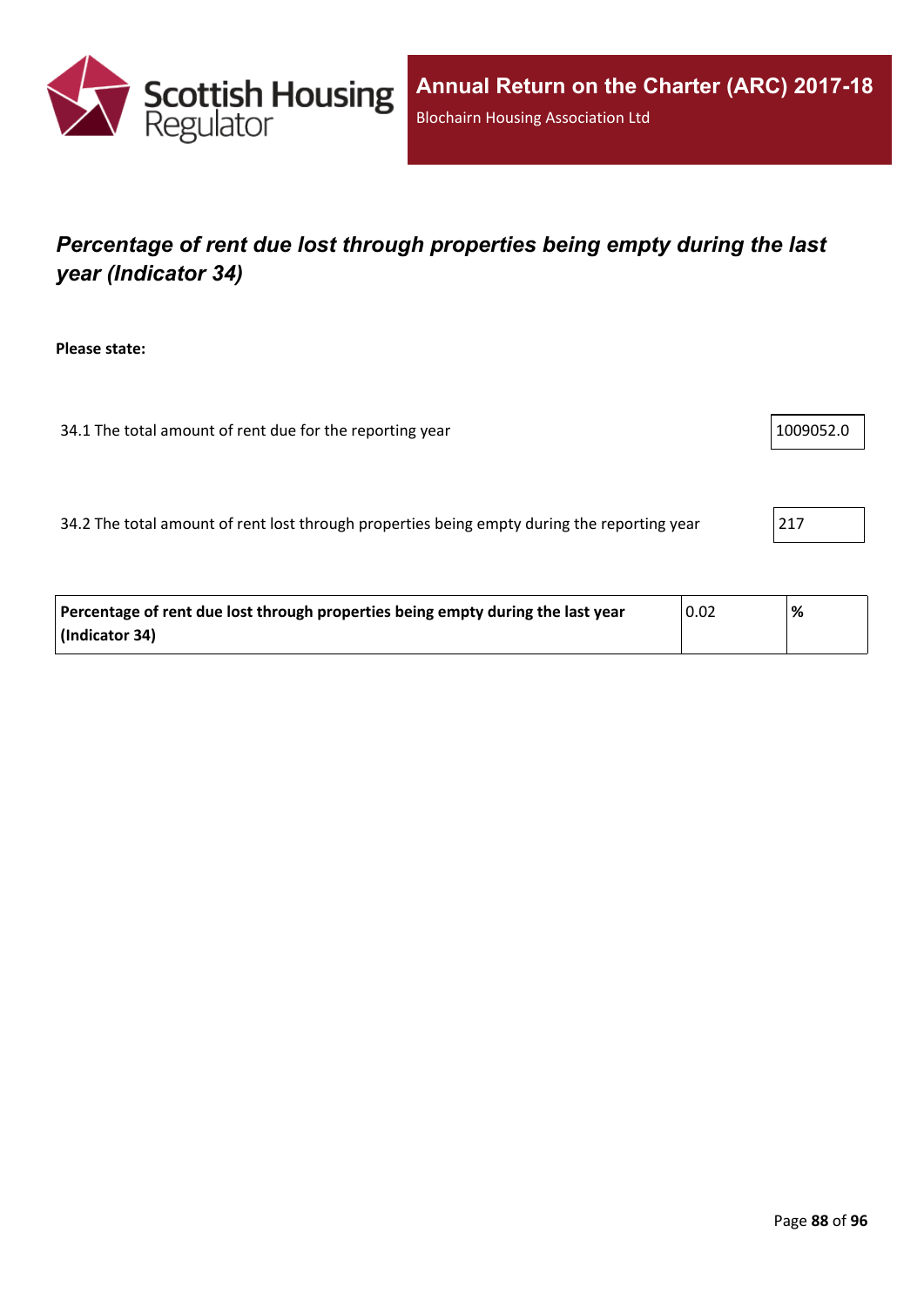## *Percentage of rent due lost through properties being empty during the last year (Indicator 34)*

**Please state:**

34.1 The total amount of rent due for the reporting year: 1009052.0

34.2 The total amount of rent lost through properties being empty during the reporting year: 217

| **Percentage of rent due lost through properties being empty during the last year (Indicator 34)** | 0.02 | **%** |
|---|---|---|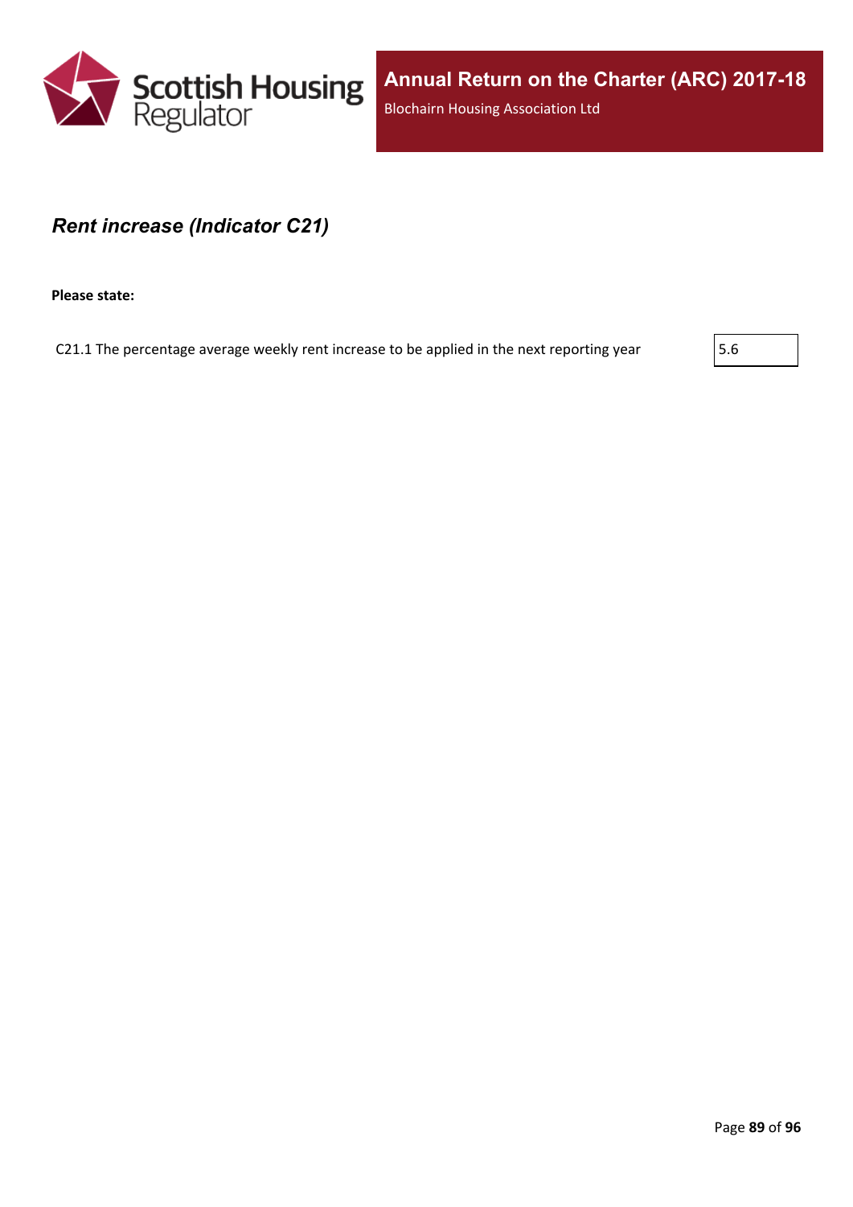### *Rent increase (Indicator C21)*

**Please state:**

| | |
|---|---|
| C21.1 The percentage average weekly rent increase to be applied in the next reporting year | 5.6 |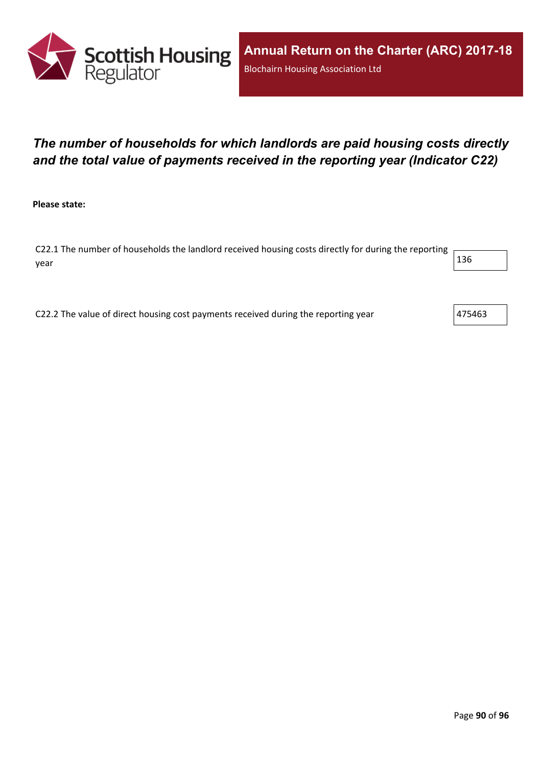## *The number of households for which landlords are paid housing costs directly and the total value of payments received in the reporting year (Indicator C22)*

**Please state:**

| | |
|---|---|
| C22.1 The number of households the landlord received housing costs directly for during the reporting year | 136 |
| C22.2 The value of direct housing cost payments received during the reporting year | 475463 |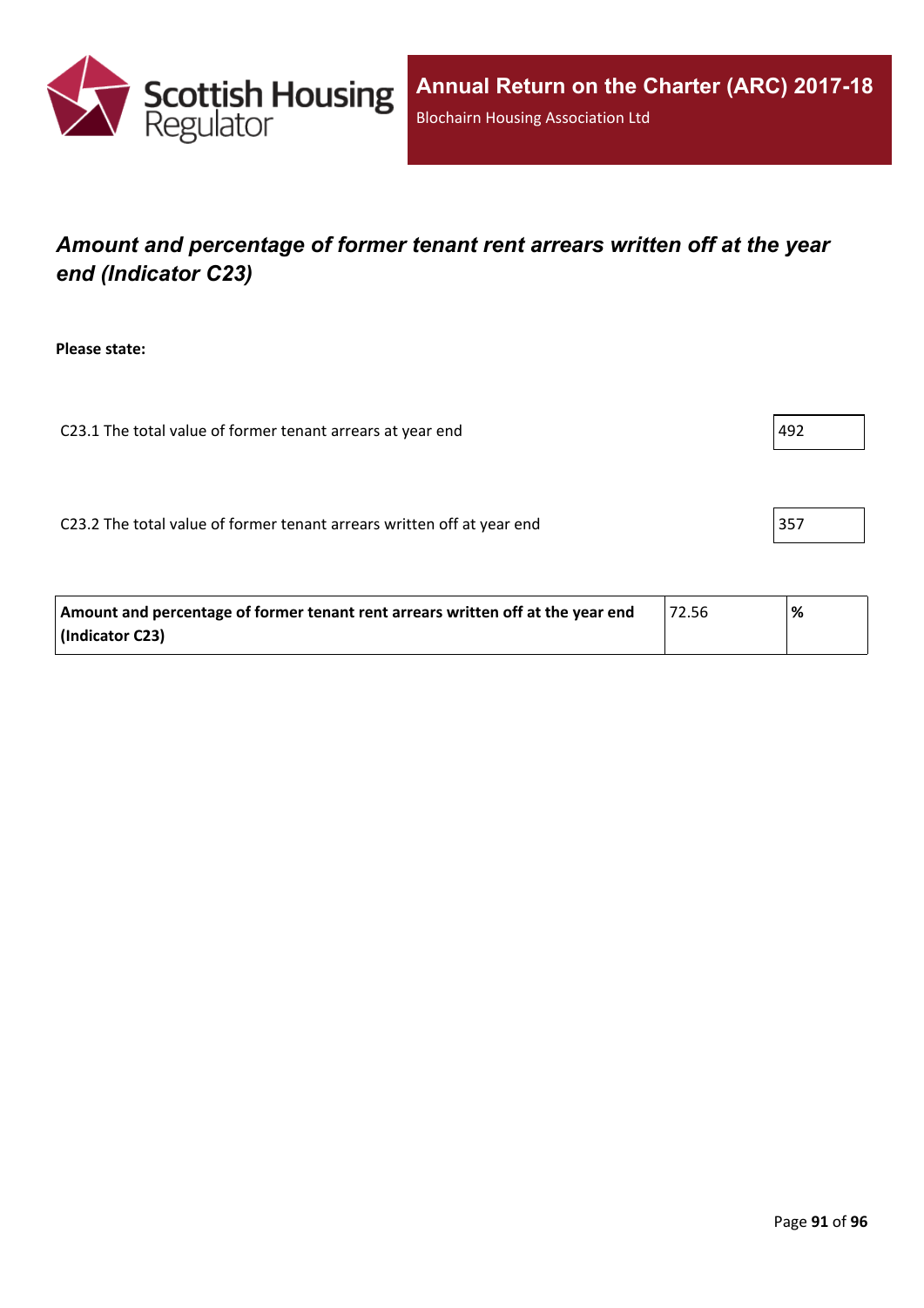## *Amount and percentage of former tenant rent arrears written off at the year end (Indicator C23)*

**Please state:**

| | |
|---|---|
| C23.1 The total value of former tenant arrears at year end | 492 |
| C23.2 The total value of former tenant arrears written off at year end | 357 |

| | | |
|---|---|---|
| **Amount and percentage of former tenant rent arrears written off at the year end (Indicator C23)** | 72.56 | **%** |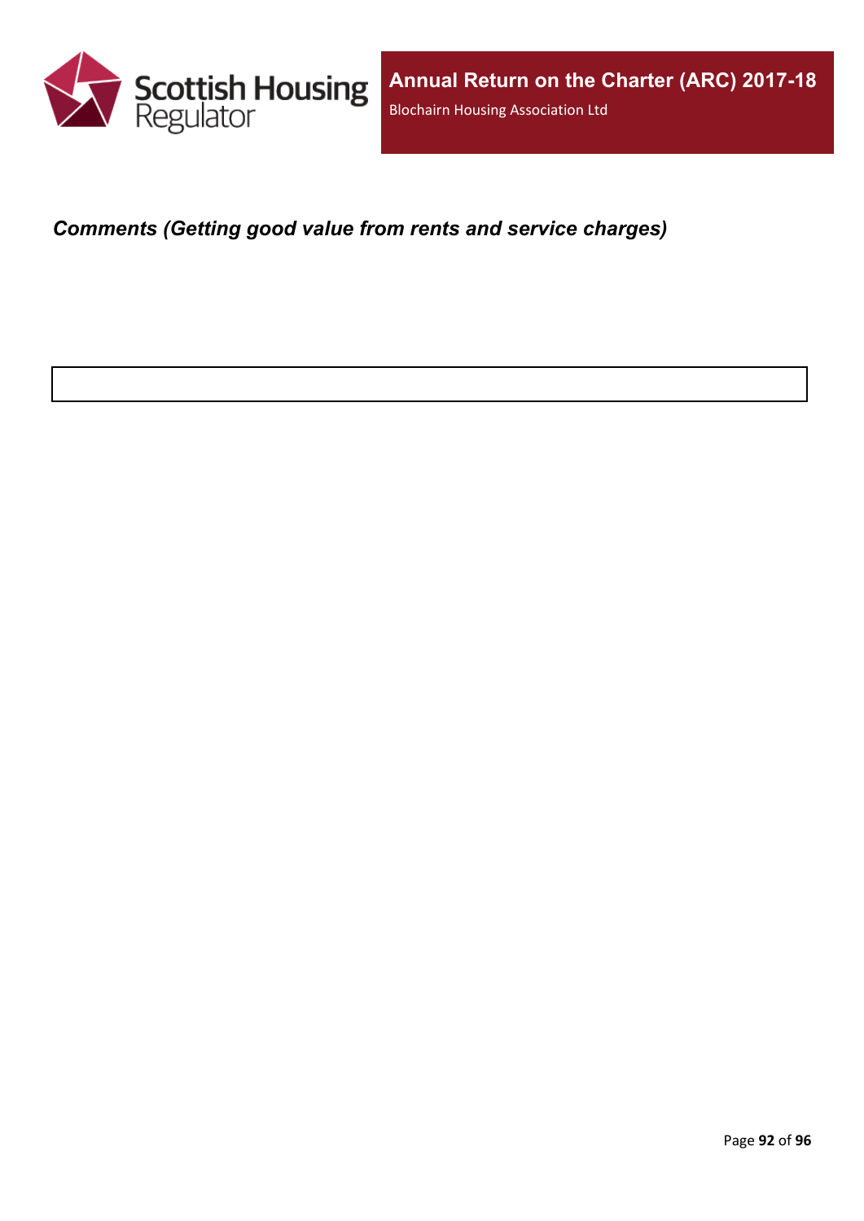***Comments (Getting good value from rents and service charges)***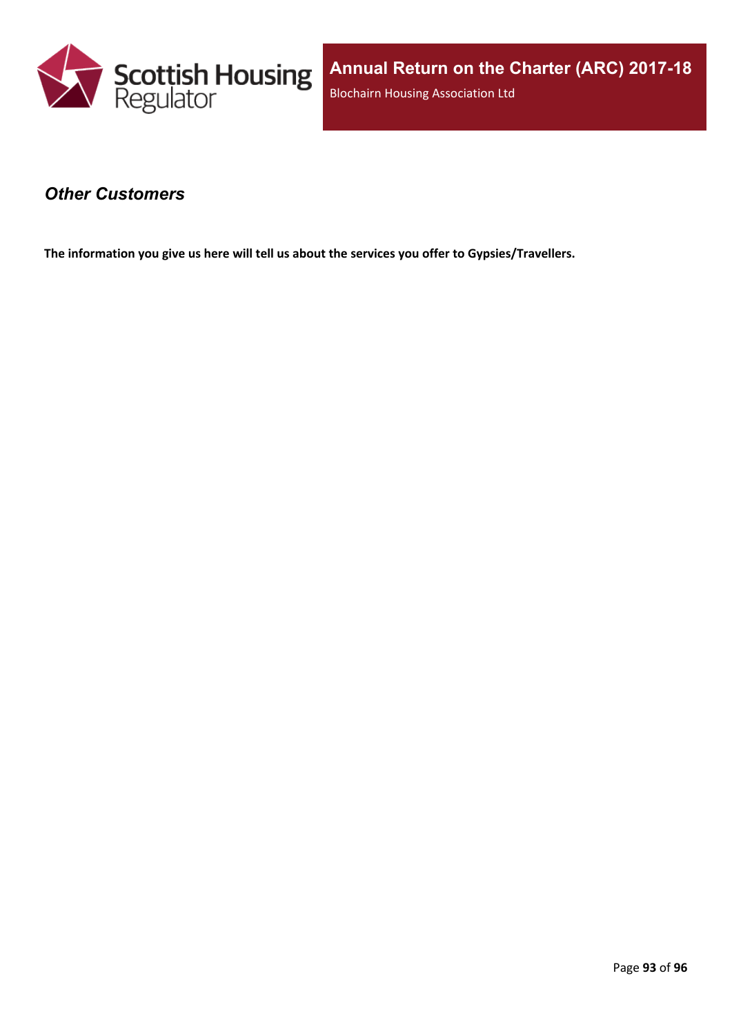### *Other Customers*

**The information you give us here will tell us about the services you offer to Gypsies/Travellers.**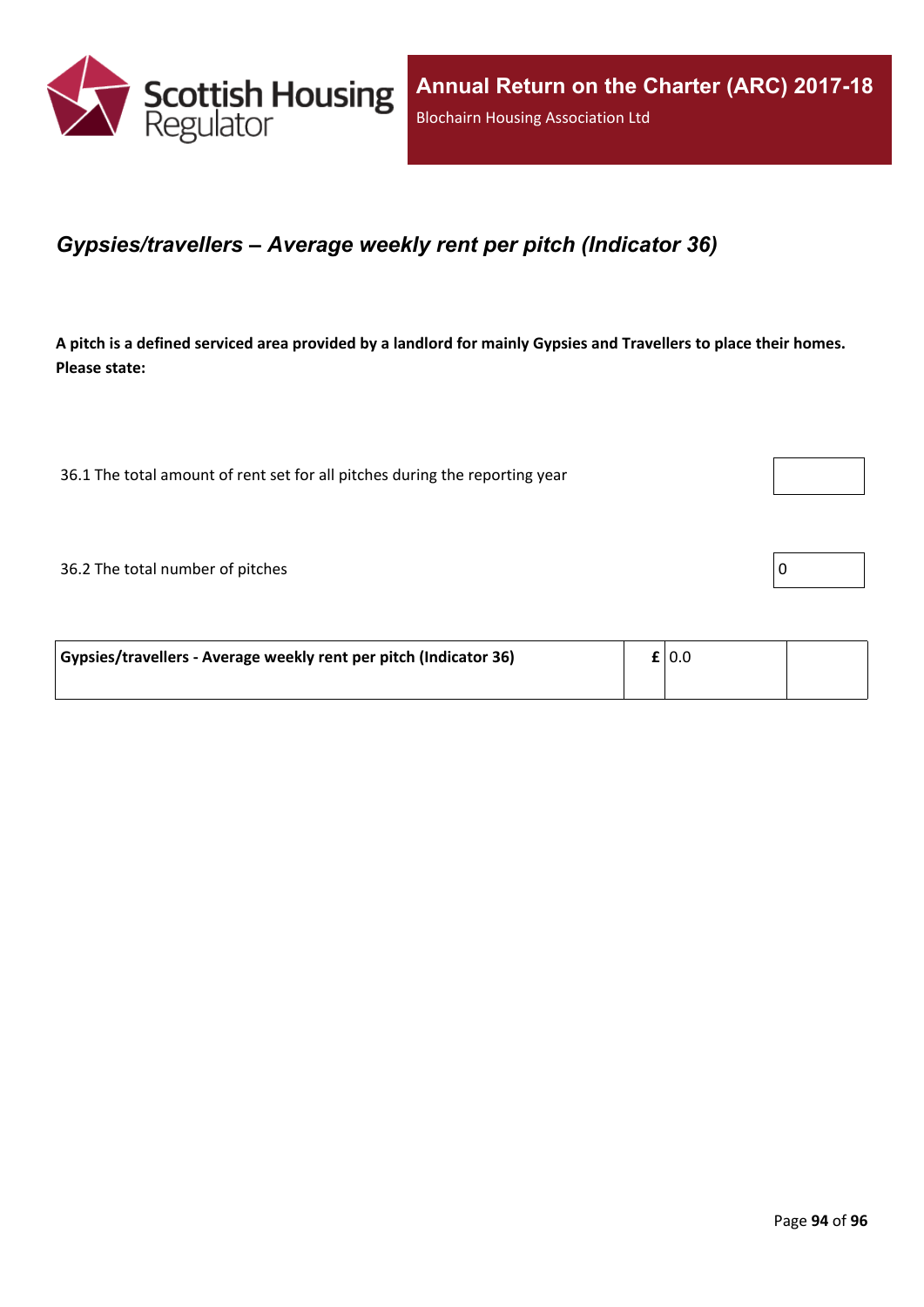## *Gypsies/travellers – Average weekly rent per pitch (Indicator 36)*

**A pitch is a defined serviced area provided by a landlord for mainly Gypsies and Travellers to place their homes. Please state:**

| | |
|---|---|
| 36.1 The total amount of rent set for all pitches during the reporting year | |
| 36.2 The total number of pitches | 0 |

| | | | |
|---|---|---|---|
| **Gypsies/travellers - Average weekly rent per pitch (Indicator 36)** | **£** | 0.0 | |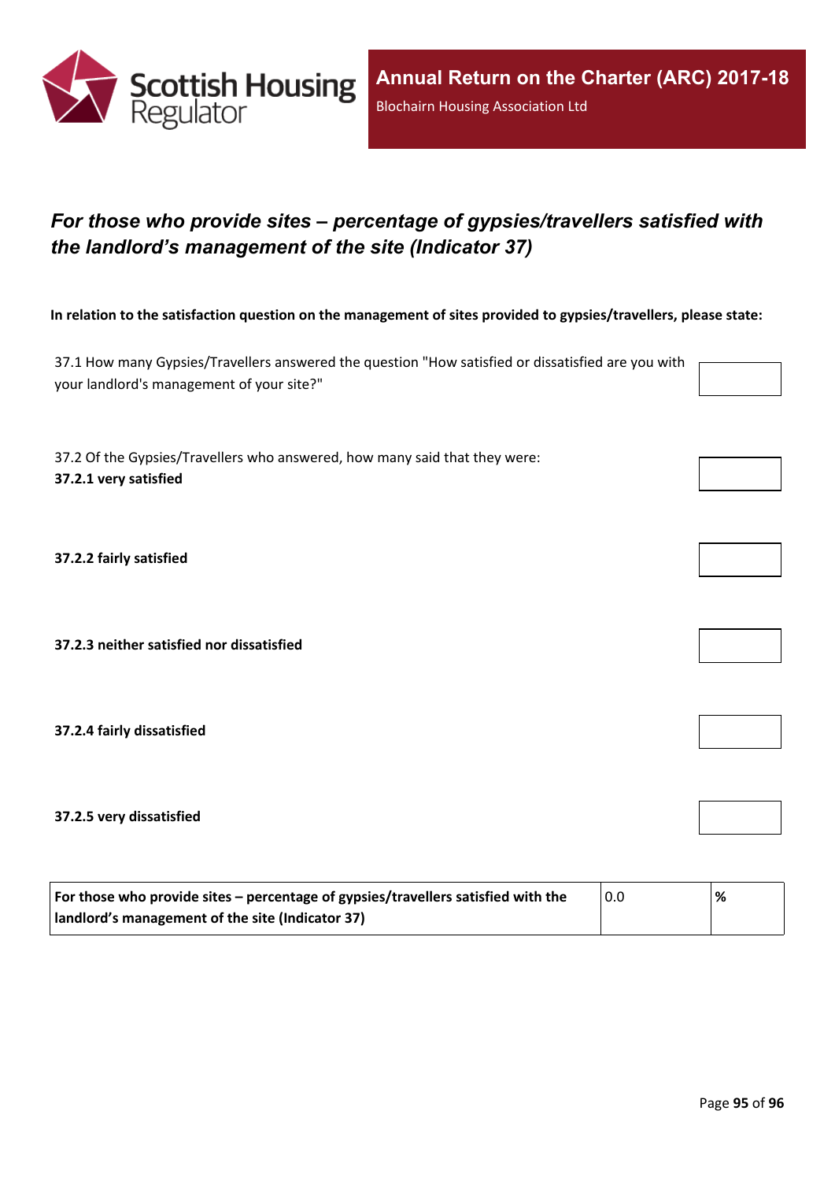## *For those who provide sites – percentage of gypsies/travellers satisfied with the landlord's management of the site (Indicator 37)*

**In relation to the satisfaction question on the management of sites provided to gypsies/travellers, please state:**

37.1 How many Gypsies/Travellers answered the question "How satisfied or dissatisfied are you with your landlord's management of your site?"

37.2 Of the Gypsies/Travellers who answered, how many said that they were:

**37.2.1 very satisfied**

**37.2.2 fairly satisfied**

**37.2.3 neither satisfied nor dissatisfied**

**37.2.4 fairly dissatisfied**

**37.2.5 very dissatisfied**

| For those who provide sites – percentage of gypsies/travellers satisfied with the landlord's management of the site (Indicator 37) | 0.0 | % |
|---|---|---|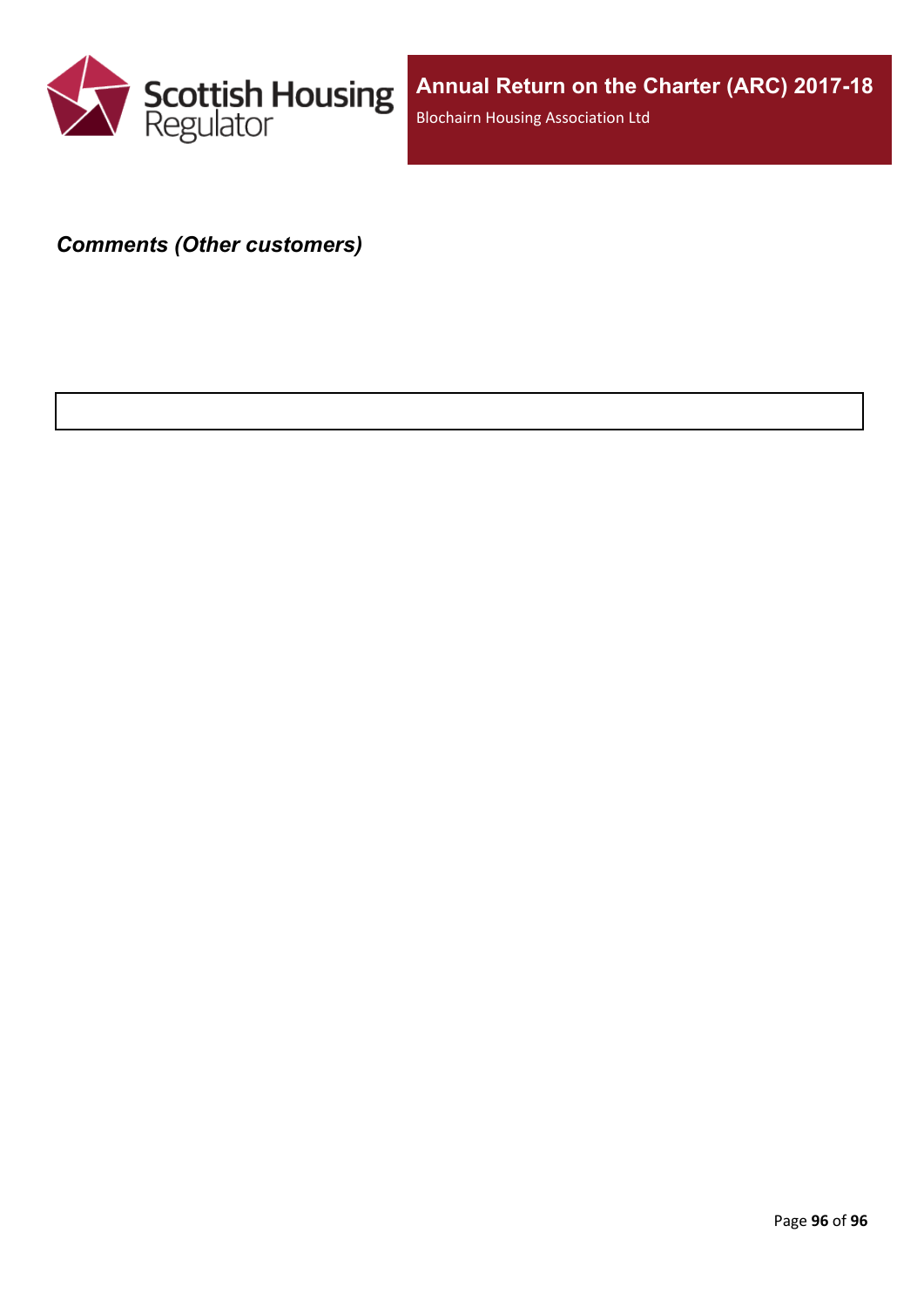***Comments (Other customers)***